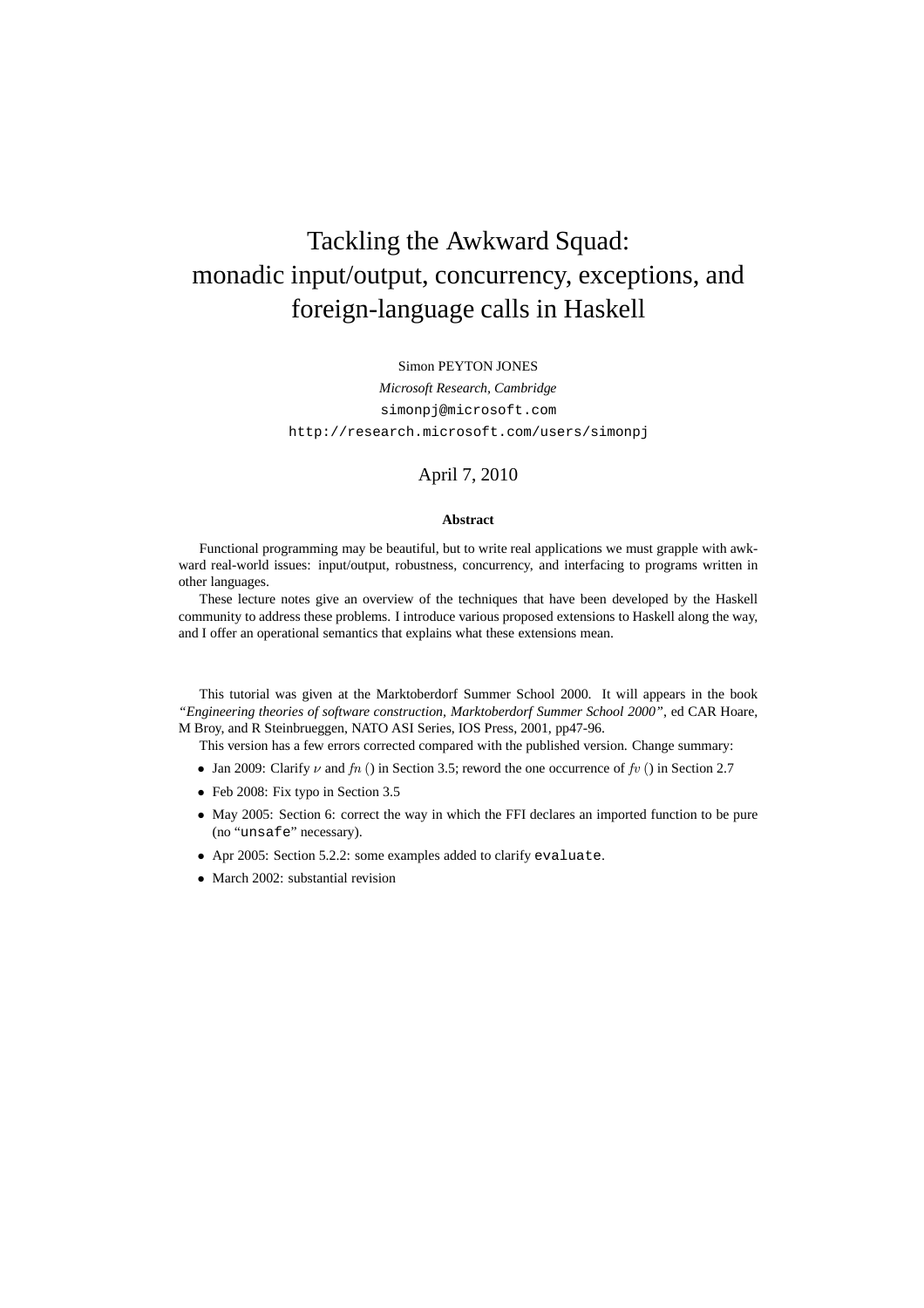# Tackling the Awkward Squad: monadic input/output, concurrency, exceptions, and foreign-language calls in Haskell

Simon PEYTON JONES

*Microsoft Research, Cambridge*

`simonpj@microsoft.com`

`http://research.microsoft.com/users/simonpj`

April 7, 2010

**Abstract**

Functional programming may be beautiful, but to write real applications we must grapple with awkward real-world issues: input/output, robustness, concurrency, and interfacing to programs written in other languages.

These lecture notes give an overview of the techniques that have been developed by the Haskell community to address these problems. I introduce various proposed extensions to Haskell along the way, and I offer an operational semantics that explains what these extensions mean.

This tutorial was given at the Marktoberdorf Summer School 2000. It will appears in the book *"Engineering theories of software construction, Marktoberdorf Summer School 2000"*, ed CAR Hoare, M Broy, and R Steinbrueggen, NATO ASI Series, IOS Press, 2001, pp47-96.

This version has a few errors corrected compared with the published version. Change summary:

- Jan 2009: Clarify $\nu$ and $fn$ () in Section 3.5; reword the one occurrence of $fv$ () in Section 2.7
- Feb 2008: Fix typo in Section 3.5
- May 2005: Section 6: correct the way in which the FFI declares an imported function to be pure (no "`unsafe`" necessary).
- Apr 2005: Section 5.2.2: some examples added to clarify `evaluate`.
- March 2002: substantial revision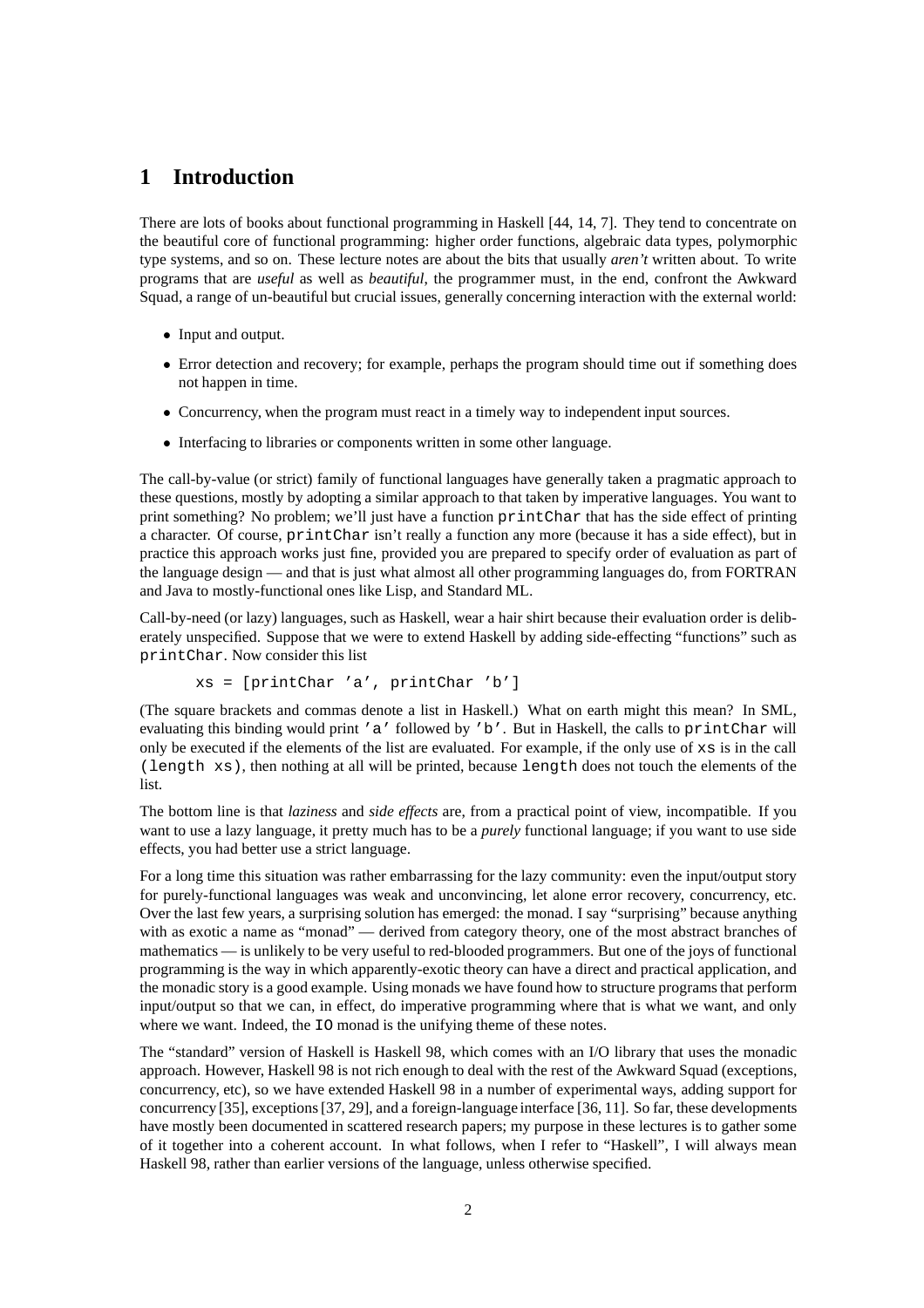# 1 Introduction

There are lots of books about functional programming in Haskell [44, 14, 7]. They tend to concentrate on the beautiful core of functional programming: higher order functions, algebraic data types, polymorphic type systems, and so on. These lecture notes are about the bits that usually *aren't* written about. To write programs that are *useful* as well as *beautiful*, the programmer must, in the end, confront the Awkward Squad, a range of un-beautiful but crucial issues, generally concerning interaction with the external world:

- Input and output.
- Error detection and recovery; for example, perhaps the program should time out if something does not happen in time.
- Concurrency, when the program must react in a timely way to independent input sources.
- Interfacing to libraries or components written in some other language.

The call-by-value (or strict) family of functional languages have generally taken a pragmatic approach to these questions, mostly by adopting a similar approach to that taken by imperative languages. You want to print something? No problem; we'll just have a function `printChar` that has the side effect of printing a character. Of course, `printChar` isn't really a function any more (because it has a side effect), but in practice this approach works just fine, provided you are prepared to specify order of evaluation as part of the language design — and that is just what almost all other programming languages do, from FORTRAN and Java to mostly-functional ones like Lisp, and Standard ML.

Call-by-need (or lazy) languages, such as Haskell, wear a hair shirt because their evaluation order is deliberately unspecified. Suppose that we were to extend Haskell by adding side-effecting "functions" such as `printChar`. Now consider this list

```
xs = [printChar 'a', printChar 'b']
```

(The square brackets and commas denote a list in Haskell.) What on earth might this mean? In SML, evaluating this binding would print `'a'` followed by `'b'`. But in Haskell, the calls to `printChar` will only be executed if the elements of the list are evaluated. For example, if the only use of `xs` is in the call `(length xs)`, then nothing at all will be printed, because `length` does not touch the elements of the list.

The bottom line is that *laziness* and *side effects* are, from a practical point of view, incompatible. If you want to use a lazy language, it pretty much has to be a *purely* functional language; if you want to use side effects, you had better use a strict language.

For a long time this situation was rather embarrassing for the lazy community: even the input/output story for purely-functional languages was weak and unconvincing, let alone error recovery, concurrency, etc. Over the last few years, a surprising solution has emerged: the monad. I say "surprising" because anything with as exotic a name as "monad" — derived from category theory, one of the most abstract branches of mathematics — is unlikely to be very useful to red-blooded programmers. But one of the joys of functional programming is the way in which apparently-exotic theory can have a direct and practical application, and the monadic story is a good example. Using monads we have found how to structure programs that perform input/output so that we can, in effect, do imperative programming where that is what we want, and only where we want. Indeed, the `IO` monad is the unifying theme of these notes.

The "standard" version of Haskell is Haskell 98, which comes with an I/O library that uses the monadic approach. However, Haskell 98 is not rich enough to deal with the rest of the Awkward Squad (exceptions, concurrency, etc), so we have extended Haskell 98 in a number of experimental ways, adding support for concurrency [35], exceptions [37, 29], and a foreign-language interface [36, 11]. So far, these developments have mostly been documented in scattered research papers; my purpose in these lectures is to gather some of it together into a coherent account. In what follows, when I refer to "Haskell", I will always mean Haskell 98, rather than earlier versions of the language, unless otherwise specified.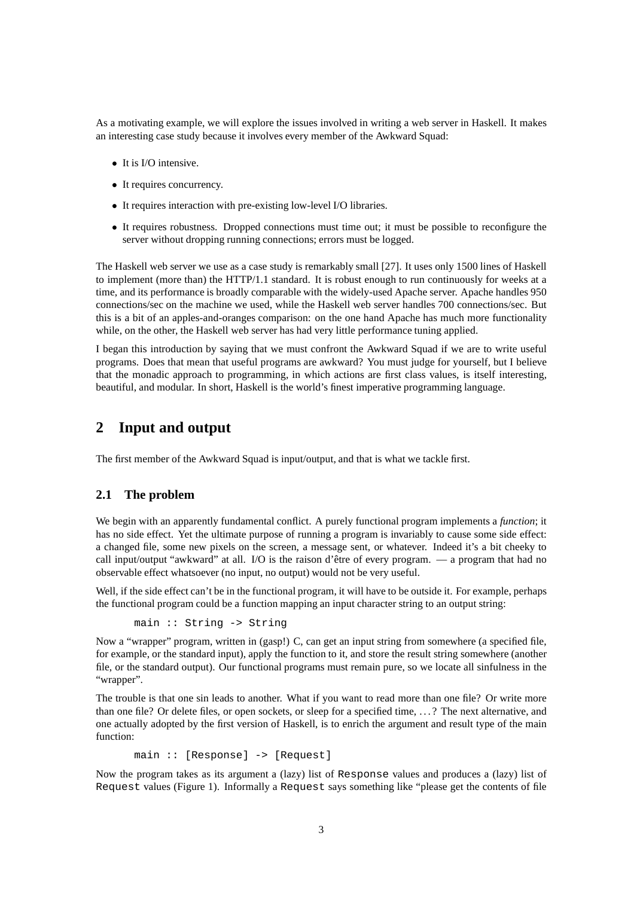As a motivating example, we will explore the issues involved in writing a web server in Haskell. It makes an interesting case study because it involves every member of the Awkward Squad:

- It is I/O intensive.
- It requires concurrency.
- It requires interaction with pre-existing low-level I/O libraries.
- It requires robustness. Dropped connections must time out; it must be possible to reconfigure the server without dropping running connections; errors must be logged.

The Haskell web server we use as a case study is remarkably small [27]. It uses only 1500 lines of Haskell to implement (more than) the HTTP/1.1 standard. It is robust enough to run continuously for weeks at a time, and its performance is broadly comparable with the widely-used Apache server. Apache handles 950 connections/sec on the machine we used, while the Haskell web server handles 700 connections/sec. But this is a bit of an apples-and-oranges comparison: on the one hand Apache has much more functionality while, on the other, the Haskell web server has had very little performance tuning applied.

I began this introduction by saying that we must confront the Awkward Squad if we are to write useful programs. Does that mean that useful programs are awkward? You must judge for yourself, but I believe that the monadic approach to programming, in which actions are first class values, is itself interesting, beautiful, and modular. In short, Haskell is the world's finest imperative programming language.

## 2 Input and output

The first member of the Awkward Squad is input/output, and that is what we tackle first.

### 2.1 The problem

We begin with an apparently fundamental conflict. A purely functional program implements a *function*; it has no side effect. Yet the ultimate purpose of running a program is invariably to cause some side effect: a changed file, some new pixels on the screen, a message sent, or whatever. Indeed it's a bit cheeky to call input/output "awkward" at all. I/O is the raison d'être of every program. — a program that had no observable effect whatsoever (no input, no output) would not be very useful.

Well, if the side effect can't be in the functional program, it will have to be outside it. For example, perhaps the functional program could be a function mapping an input character string to an output string:

```
main :: String -> String
```

Now a "wrapper" program, written in (gasp!) C, can get an input string from somewhere (a specified file, for example, or the standard input), apply the function to it, and store the result string somewhere (another file, or the standard output). Our functional programs must remain pure, so we locate all sinfulness in the "wrapper".

The trouble is that one sin leads to another. What if you want to read more than one file? Or write more than one file? Or delete files, or open sockets, or sleep for a specified time, ...? The next alternative, and one actually adopted by the first version of Haskell, is to enrich the argument and result type of the main function:

```
main :: [Response] -> [Request]
```

Now the program takes as its argument a (lazy) list of `Response` values and produces a (lazy) list of `Request` values (Figure 1). Informally a `Request` says something like "please get the contents of file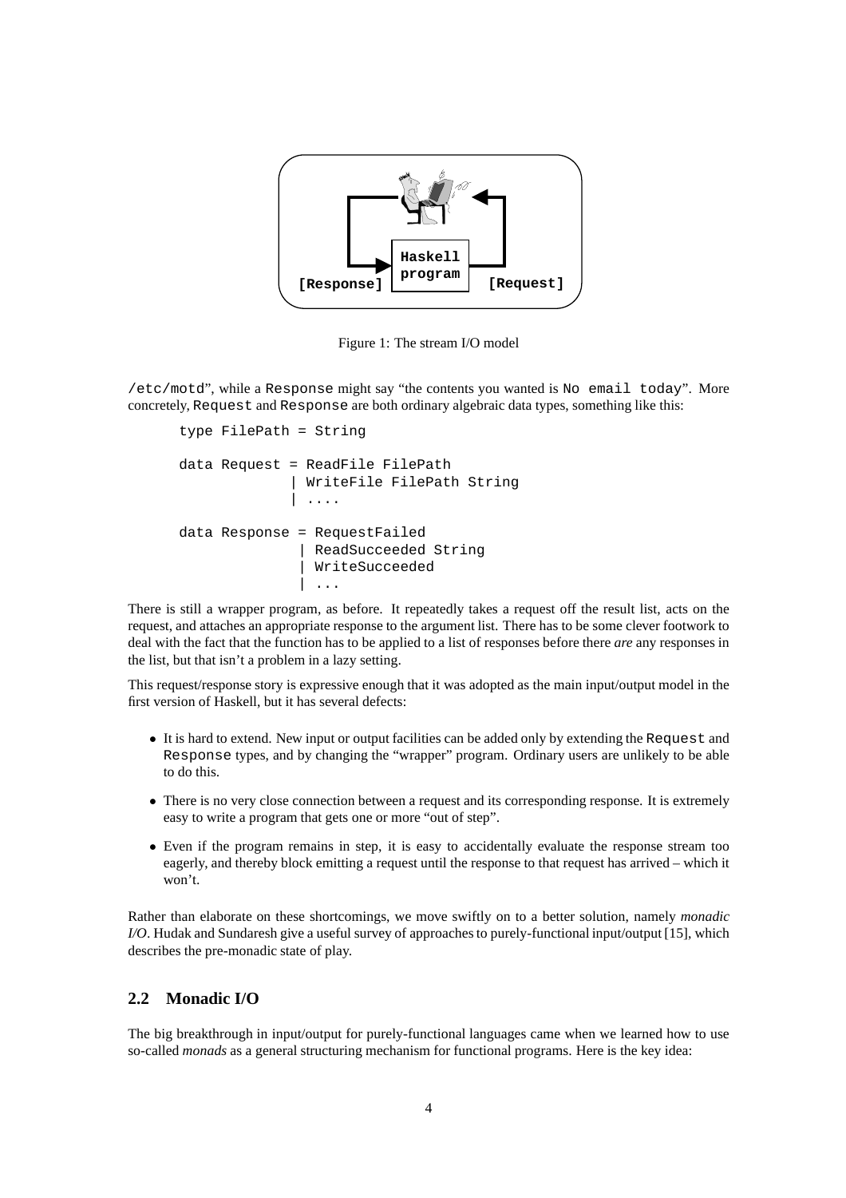Figure 1: The stream I/O model

/etc/motd", while a Response might say "the contents you wanted is No email today". More concretely, Request and Response are both ordinary algebraic data types, something like this:

```
type FilePath = String

data Request = ReadFile FilePath
             | WriteFile FilePath String
             | ....

data Response = RequestFailed
              | ReadSucceeded String
              | WriteSucceeded
              | ...
```

There is still a wrapper program, as before. It repeatedly takes a request off the result list, acts on the request, and attaches an appropriate response to the argument list. There has to be some clever footwork to deal with the fact that the function has to be applied to a list of responses before there *are* any responses in the list, but that isn't a problem in a lazy setting.

This request/response story is expressive enough that it was adopted as the main input/output model in the first version of Haskell, but it has several defects:

- It is hard to extend. New input or output facilities can be added only by extending the Request and Response types, and by changing the "wrapper" program. Ordinary users are unlikely to be able to do this.
- There is no very close connection between a request and its corresponding response. It is extremely easy to write a program that gets one or more "out of step".
- Even if the program remains in step, it is easy to accidentally evaluate the response stream too eagerly, and thereby block emitting a request until the response to that request has arrived – which it won't.

Rather than elaborate on these shortcomings, we move swiftly on to a better solution, namely *monadic I/O*. Hudak and Sundaresh give a useful survey of approaches to purely-functional input/output [15], which describes the pre-monadic state of play.

## 2.2 Monadic I/O

The big breakthrough in input/output for purely-functional languages came when we learned how to use so-called *monads* as a general structuring mechanism for functional programs. Here is the key idea: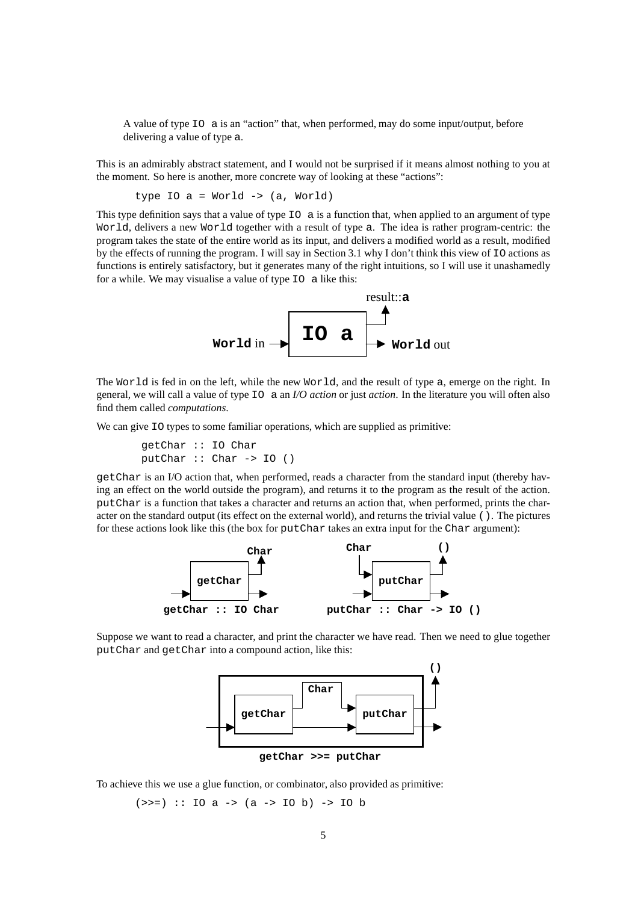> A value of type `IO a` is an "action" that, when performed, may do some input/output, before delivering a value of type `a`.

This is an admirably abstract statement, and I would not be surprised if it means almost nothing to you at the moment. So here is another, more concrete way of looking at these "actions":

```
type IO a = World -> (a, World)
```

This type definition says that a value of type `IO a` is a function that, when applied to an argument of type `World`, delivers a new `World` together with a result of type `a`. The idea is rather program-centric: the program takes the state of the entire world as its input, and delivers a modified world as a result, modified by the effects of running the program. I will say in Section 3.1 why I don't think this view of `IO` actions as functions is entirely satisfactory, but it generates many of the right intuitions, so I will use it unashamedly for a while. We may visualise a value of type `IO a` like this:

The `World` is fed in on the left, while the new `World`, and the result of type `a`, emerge on the right. In general, we will call a value of type `IO a` an *I/O action* or just *action*. In the literature you will often also find them called *computations*.

We can give `IO` types to some familiar operations, which are supplied as primitive:

```
getChar :: IO Char
putChar :: Char -> IO ()
```

`getChar` is an I/O action that, when performed, reads a character from the standard input (thereby having an effect on the world outside the program), and returns it to the program as the result of the action. `putChar` is a function that takes a character and returns an action that, when performed, prints the character on the standard output (its effect on the external world), and returns the trivial value `()`. The pictures for these actions look like this (the box for `putChar` takes an extra input for the `Char` argument):

**getChar :: IO Char** **putChar :: Char -> IO ()**

Suppose we want to read a character, and print the character we have read. Then we need to glue together `putChar` and `getChar` into a compound action, like this:

**getChar >>= putChar**

To achieve this we use a glue function, or combinator, also provided as primitive:

```
(>>=) :: IO a -> (a -> IO b) -> IO b
```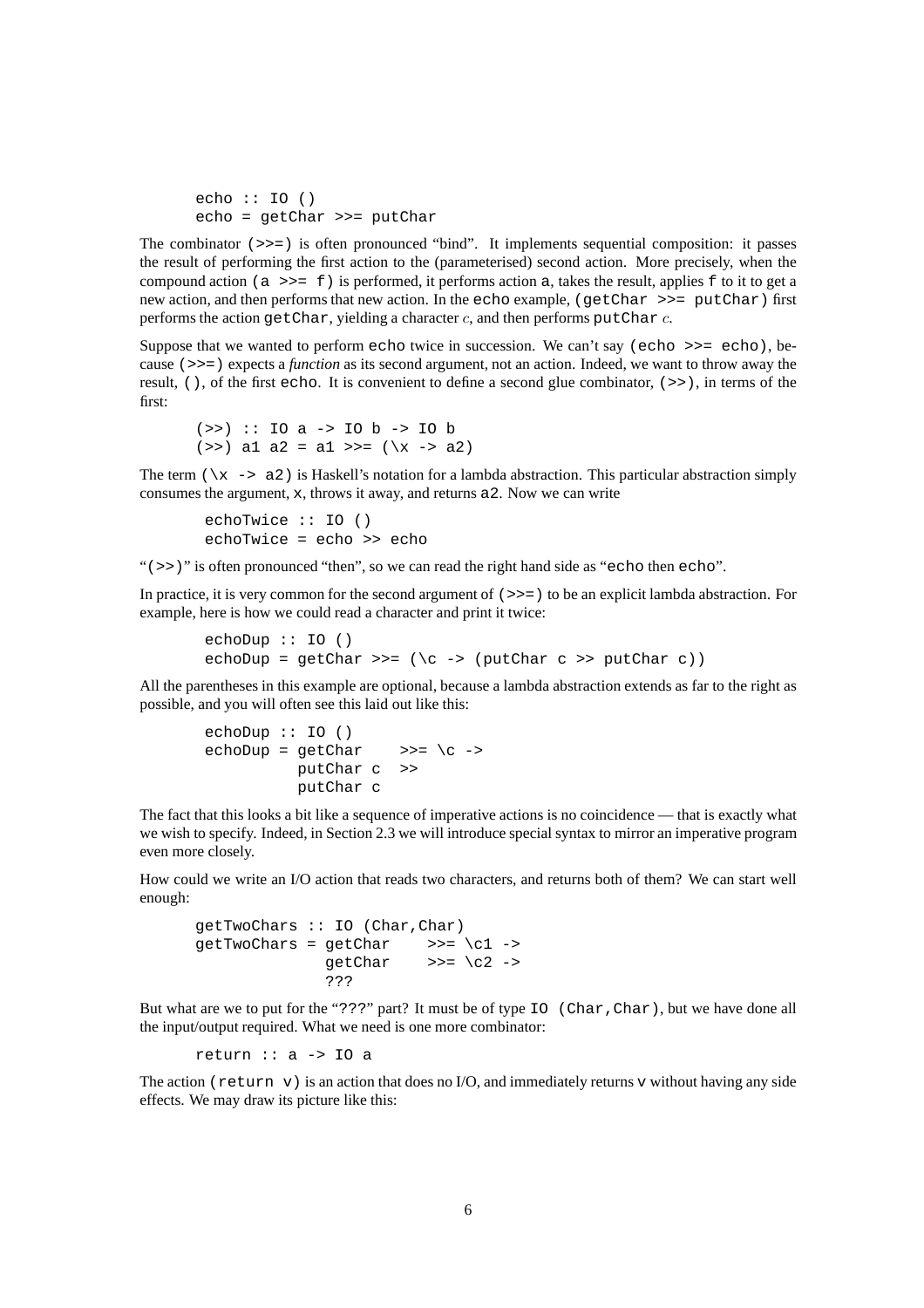```
echo :: IO ()
echo = getChar >>= putChar
```

The combinator `(>>=)` is often pronounced "bind". It implements sequential composition: it passes the result of performing the first action to the (parameterised) second action. More precisely, when the compound action `(a >>= f)` is performed, it performs action `a`, takes the result, applies `f` to it to get a new action, and then performs that new action. In the `echo` example, `(getChar >>= putChar)` first performs the action `getChar`, yielding a character $c$, and then performs `putChar` $c$.

Suppose that we wanted to perform `echo` twice in succession. We can't say `(echo >>= echo)`, because `(>>=)` expects a *function* as its second argument, not an action. Indeed, we want to throw away the result, `()`, of the first `echo`. It is convenient to define a second glue combinator, `(>>)`, in terms of the first:

```
(>>) :: IO a -> IO b -> IO b
(>>) a1 a2 = a1 >>= (\x -> a2)
```

The term `(\x -> a2)` is Haskell's notation for a lambda abstraction. This particular abstraction simply consumes the argument, `x`, throws it away, and returns `a2`. Now we can write

```
echoTwice :: IO ()
echoTwice = echo >> echo
```

"`(>>)`" is often pronounced "then", so we can read the right hand side as "`echo` then `echo`".

In practice, it is very common for the second argument of `(>>=)` to be an explicit lambda abstraction. For example, here is how we could read a character and print it twice:

```
echoDup :: IO ()
echoDup = getChar >>= (\c -> (putChar c >> putChar c))
```

All the parentheses in this example are optional, because a lambda abstraction extends as far to the right as possible, and you will often see this laid out like this:

```
echoDup :: IO ()
echoDup = getChar    >>= \c ->
          putChar c  >>
          putChar c
```

The fact that this looks a bit like a sequence of imperative actions is no coincidence — that is exactly what we wish to specify. Indeed, in Section 2.3 we will introduce special syntax to mirror an imperative program even more closely.

How could we write an I/O action that reads two characters, and returns both of them? We can start well enough:

```
getTwoChars :: IO (Char,Char)
getTwoChars = getChar    >>= \c1 ->
              getChar    >>= \c2 ->
              ???
```

But what are we to put for the "`???`" part? It must be of type `IO (Char,Char)`, but we have done all the input/output required. What we need is one more combinator:

```
return :: a -> IO a
```

The action `(return v)` is an action that does no I/O, and immediately returns `v` without having any side effects. We may draw its picture like this: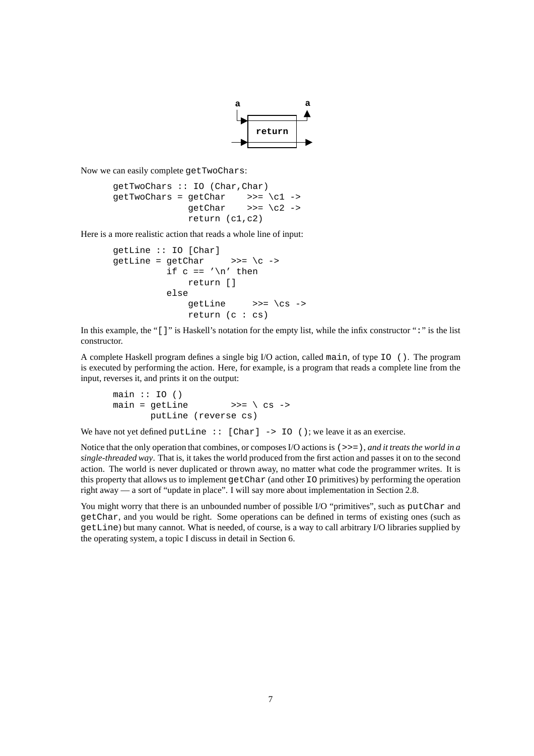Now we can easily complete `getTwoChars`:

```
getTwoChars :: IO (Char,Char)
getTwoChars = getChar    >>= \c1 ->
              getChar    >>= \c2 ->
              return (c1,c2)
```

Here is a more realistic action that reads a whole line of input:

```
getLine :: IO [Char]
getLine = getChar     >>= \c ->
          if c == '\n' then
              return []
          else
              getLine     >>= \cs ->
              return (c : cs)
```

In this example, the "`[]`" is Haskell's notation for the empty list, while the infix constructor "`:`" is the list constructor.

A complete Haskell program defines a single big I/O action, called `main`, of type `IO ()`. The program is executed by performing the action. Here, for example, is a program that reads a complete line from the input, reverses it, and prints it on the output:

```
main :: IO ()
main = getLine        >>= \ cs ->
       putLine (reverse cs)
```

We have not yet defined `putLine :: [Char] -> IO ()`; we leave it as an exercise.

Notice that the only operation that combines, or composes I/O actions is `(>>=)`, *and it treats the world in a single-threaded way*. That is, it takes the world produced from the first action and passes it on to the second action. The world is never duplicated or thrown away, no matter what code the programmer writes. It is this property that allows us to implement `getChar` (and other `IO` primitives) by performing the operation right away — a sort of "update in place". I will say more about implementation in Section 2.8.

You might worry that there is an unbounded number of possible I/O "primitives", such as `putChar` and `getChar`, and you would be right. Some operations can be defined in terms of existing ones (such as `getLine`) but many cannot. What is needed, of course, is a way to call arbitrary I/O libraries supplied by the operating system, a topic I discuss in detail in Section 6.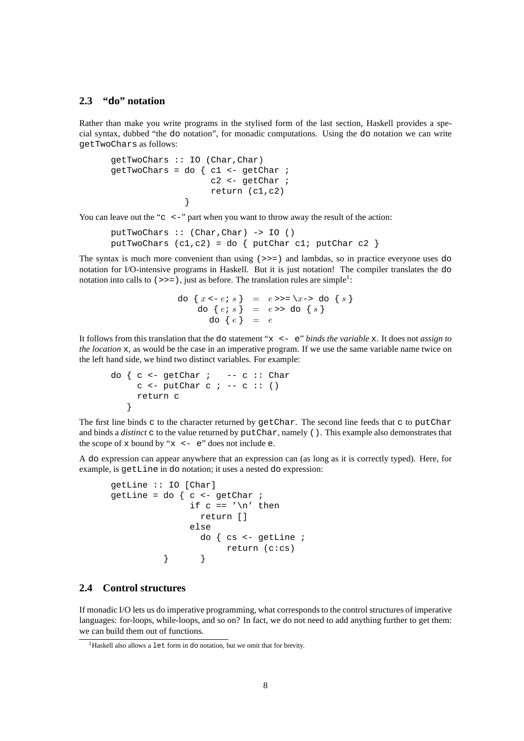## 2.3 "do" notation

Rather than make you write programs in the stylised form of the last section, Haskell provides a special syntax, dubbed "the `do` notation", for monadic computations. Using the `do` notation we can write `getTwoChars` as follows:

```
getTwoChars :: IO (Char,Char)
getTwoChars = do { c1 <- getChar ;
                   c2 <- getChar ;
                   return (c1,c2)
                 }
```

You can leave out the "`c <-`" part when you want to throw away the result of the action:

```
putTwoChars :: (Char,Char) -> IO ()
putTwoChars (c1,c2) = do { putChar c1; putChar c2 }
```

The syntax is much more convenient than using `(>>=)` and lambdas, so in practice everyone uses `do` notation for I/O-intensive programs in Haskell. But it is just notation! The compiler translates the `do` notation into calls to `(>>=)`, just as before. The translation rules are simple[1]:

```
do { x <- e; s }  =  e >>= \x-> do { s }
    do { e; s }   =  e >> do { s }
       do { e }   =  e
```

It follows from this translation that the `do` statement "`x <- e`" *binds the variable* `x`. It does not *assign to the location* `x`, as would be the case in an imperative program. If we use the same variable name twice on the left hand side, we bind two distinct variables. For example:

```
do { c <- getChar ;   -- c :: Char
     c <- putChar c ; -- c :: ()
     return c
   }
```

The first line binds `c` to the character returned by `getChar`. The second line feeds that `c` to `putChar` and binds a *distinct* `c` to the value returned by `putChar`, namely `()`. This example also demonstrates that the scope of `x` bound by "`x <- e`" does not include `e`.

A `do` expression can appear anywhere that an expression can (as long as it is correctly typed). Here, for example, is `getLine` in `do` notation; it uses a nested `do` expression:

```
getLine :: IO [Char]
getLine = do { c <- getChar ;
               if c == '\n' then
                 return []
               else
                 do { cs <- getLine ;
                      return (c:cs)
             }      }
```

## 2.4 Control structures

If monadic I/O lets us do imperative programming, what corresponds to the control structures of imperative languages: for-loops, while-loops, and so on? In fact, we do not need to add anything further to get them: we can build them out of functions.

[1] Haskell also allows a `let` form in `do` notation, but we omit that for brevity.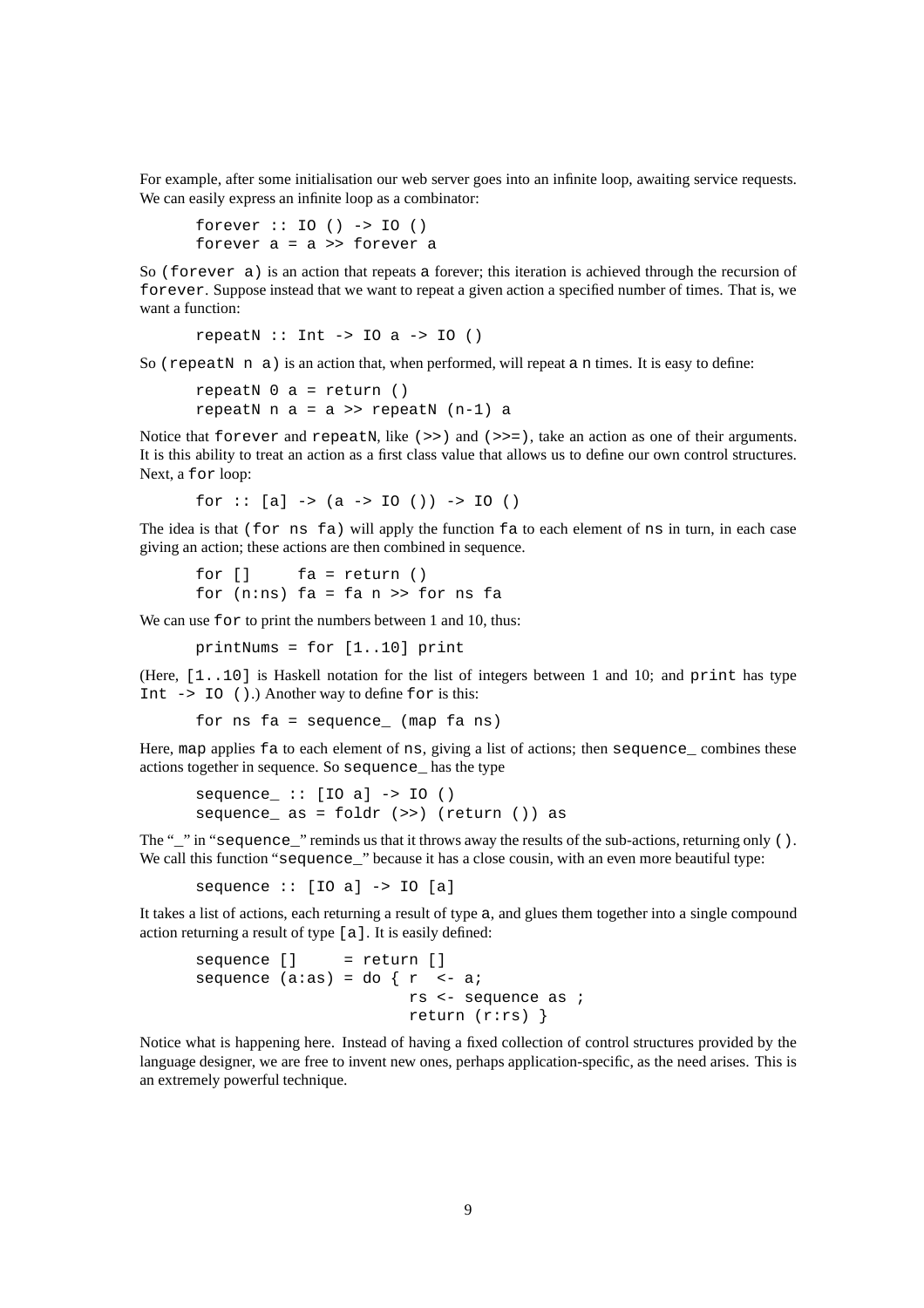For example, after some initialisation our web server goes into an infinite loop, awaiting service requests. We can easily express an infinite loop as a combinator:

```
forever :: IO () -> IO ()
forever a = a >> forever a
```

So `(forever a)` is an action that repeats `a` forever; this iteration is achieved through the recursion of `forever`. Suppose instead that we want to repeat a given action a specified number of times. That is, we want a function:

```
repeatN :: Int -> IO a -> IO ()
```

So `(repeatN n a)` is an action that, when performed, will repeat `a` `n` times. It is easy to define:

```
repeatN 0 a = return ()
repeatN n a = a >> repeatN (n-1) a
```

Notice that `forever` and `repeatN`, like `(>>)` and `(>>=)`, take an action as one of their arguments. It is this ability to treat an action as a first class value that allows us to define our own control structures. Next, a `for` loop:

```
for :: [a] -> (a -> IO ()) -> IO ()
```

The idea is that `(for ns fa)` will apply the function `fa` to each element of `ns` in turn, in each case giving an action; these actions are then combined in sequence.

```
for []     fa = return ()
for (n:ns) fa = fa n >> for ns fa
```

We can use `for` to print the numbers between 1 and 10, thus:

```
printNums = for [1..10] print
```

(Here, `[1..10]` is Haskell notation for the list of integers between 1 and 10; and `print` has type `Int -> IO ()`.) Another way to define `for` is this:

```
for ns fa = sequence_ (map fa ns)
```

Here, `map` applies `fa` to each element of `ns`, giving a list of actions; then `sequence_` combines these actions together in sequence. So `sequence_` has the type

```
sequence_ :: [IO a] -> IO ()
sequence_ as = foldr (>>) (return ()) as
```

The "_" in "`sequence_`" reminds us that it throws away the results of the sub-actions, returning only `()`. We call this function "`sequence_`" because it has a close cousin, with an even more beautiful type:

```
sequence :: [IO a] -> IO [a]
```

It takes a list of actions, each returning a result of type `a`, and glues them together into a single compound action returning a result of type `[a]`. It is easily defined:

```
sequence []     = return []
sequence (a:as) = do { r  <- a;
                       rs <- sequence as ;
                       return (r:rs) }
```

Notice what is happening here. Instead of having a fixed collection of control structures provided by the language designer, we are free to invent new ones, perhaps application-specific, as the need arises. This is an extremely powerful technique.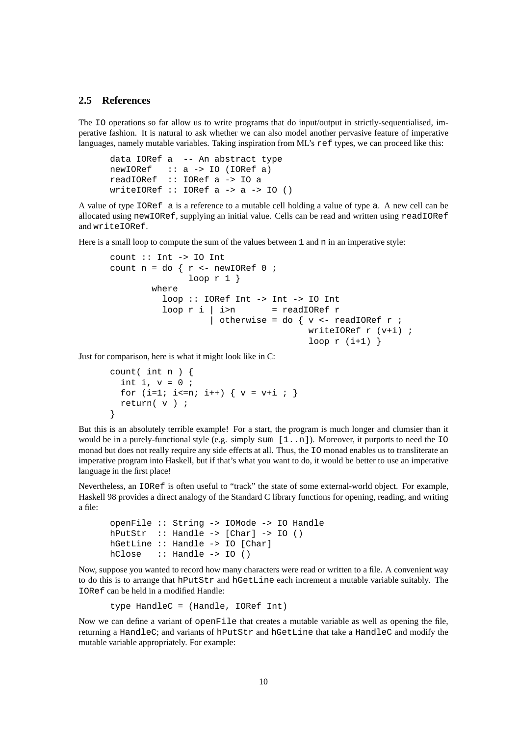## 2.5 References

The `IO` operations so far allow us to write programs that do input/output in strictly-sequentialised, imperative fashion. It is natural to ask whether we can also model another pervasive feature of imperative languages, namely mutable variables. Taking inspiration from ML's `ref` types, we can proceed like this:

```
data IORef a  -- An abstract type
newIORef   :: a -> IO (IORef a)
readIORef  :: IORef a -> IO a
writeIORef :: IORef a -> a -> IO ()
```

A value of type `IORef a` is a reference to a mutable cell holding a value of type `a`. A new cell can be allocated using `newIORef`, supplying an initial value. Cells can be read and written using `readIORef` and `writeIORef`.

Here is a small loop to compute the sum of the values between `1` and `n` in an imperative style:

```
count :: Int -> IO Int
count n = do { r <- newIORef 0 ;
               loop r 1 }
        where
          loop :: IORef Int -> Int -> IO Int
          loop r i | i>n       = readIORef r
                   | otherwise = do { v <- readIORef r ;
                                      writeIORef r (v+i) ;
                                      loop r (i+1) }
```

Just for comparison, here is what it might look like in C:

```
count( int n ) {
  int i, v = 0 ;
  for (i=1; i<=n; i++) { v = v+i ; }
  return( v ) ;
}
```

But this is an absolutely terrible example! For a start, the program is much longer and clumsier than it would be in a purely-functional style (e.g. simply `sum [1..n]`). Moreover, it purports to need the `IO` monad but does not really require any side effects at all. Thus, the `IO` monad enables us to transliterate an imperative program into Haskell, but if that's what you want to do, it would be better to use an imperative language in the first place!

Nevertheless, an `IORef` is often useful to "track" the state of some external-world object. For example, Haskell 98 provides a direct analogy of the Standard C library functions for opening, reading, and writing a file:

```
openFile :: String -> IOMode -> IO Handle
hPutStr  :: Handle -> [Char] -> IO ()
hGetLine :: Handle -> IO [Char]
hClose   :: Handle -> IO ()
```

Now, suppose you wanted to record how many characters were read or written to a file. A convenient way to do this is to arrange that `hPutStr` and `hGetLine` each increment a mutable variable suitably. The `IORef` can be held in a modified Handle:

```
type HandleC = (Handle, IORef Int)
```

Now we can define a variant of `openFile` that creates a mutable variable as well as opening the file, returning a `HandleC`; and variants of `hPutStr` and `hGetLine` that take a `HandleC` and modify the mutable variable appropriately. For example: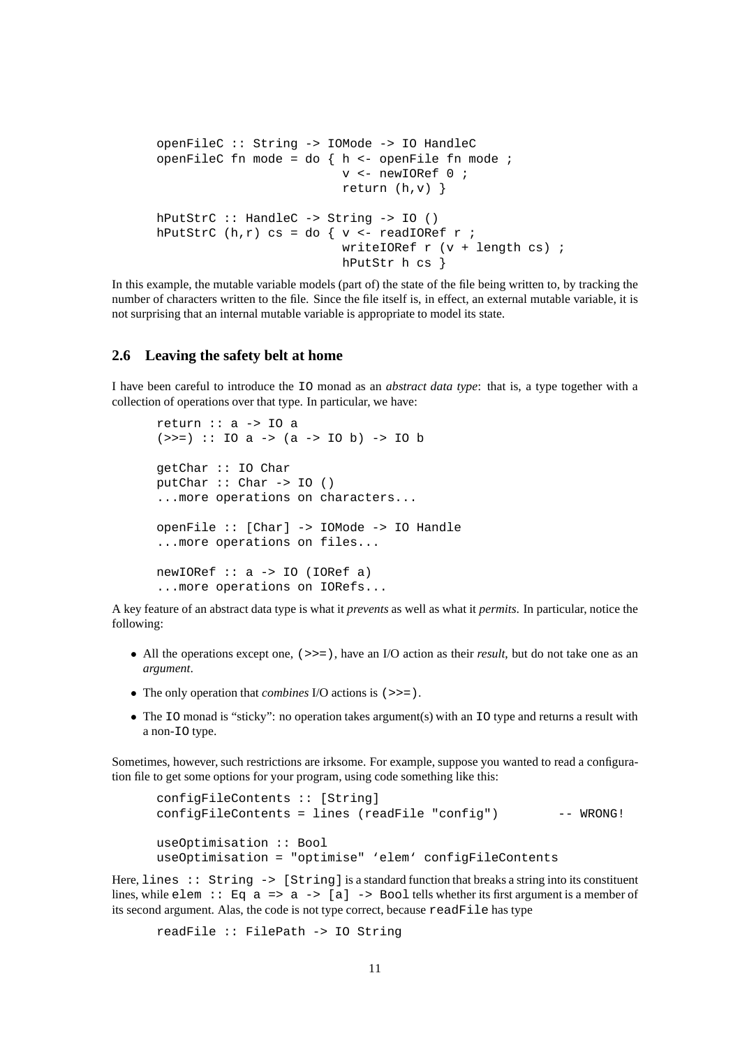```
openFileC :: String -> IOMode -> IO HandleC
openFileC fn mode = do { h <- openFile fn mode ;
                         v <- newIORef 0 ;
                         return (h,v) }

hPutStrC :: HandleC -> String -> IO ()
hPutStrC (h,r) cs = do { v <- readIORef r ;
                         writeIORef r (v + length cs) ;
                         hPutStr h cs }
```

In this example, the mutable variable models (part of) the state of the file being written to, by tracking the number of characters written to the file. Since the file itself is, in effect, an external mutable variable, it is not surprising that an internal mutable variable is appropriate to model its state.

### 2.6 Leaving the safety belt at home

I have been careful to introduce the `IO` monad as an *abstract data type*: that is, a type together with a collection of operations over that type. In particular, we have:

```
return :: a -> IO a
(>>=) :: IO a -> (a -> IO b) -> IO b

getChar :: IO Char
putChar :: Char -> IO ()
...more operations on characters...

openFile :: [Char] -> IOMode -> IO Handle
...more operations on files...

newIORef :: a -> IO (IORef a)
...more operations on IORefs...
```

A key feature of an abstract data type is what it *prevents* as well as what it *permits*. In particular, notice the following:

- All the operations except one, `(>>=)`, have an I/O action as their *result*, but do not take one as an *argument*.
- The only operation that *combines* I/O actions is `(>>=)`.
- The `IO` monad is "sticky": no operation takes argument(s) with an `IO` type and returns a result with a non-`IO` type.

Sometimes, however, such restrictions are irksome. For example, suppose you wanted to read a configuration file to get some options for your program, using code something like this:

```
configFileContents :: [String]
configFileContents = lines (readFile "config")        -- WRONG!

useOptimisation :: Bool
useOptimisation = "optimise" ‘elem‘ configFileContents
```

Here, `lines :: String -> [String]` is a standard function that breaks a string into its constituent lines, while `elem :: Eq a => a -> [a] -> Bool` tells whether its first argument is a member of its second argument. Alas, the code is not type correct, because `readFile` has type

```
readFile :: FilePath -> IO String
```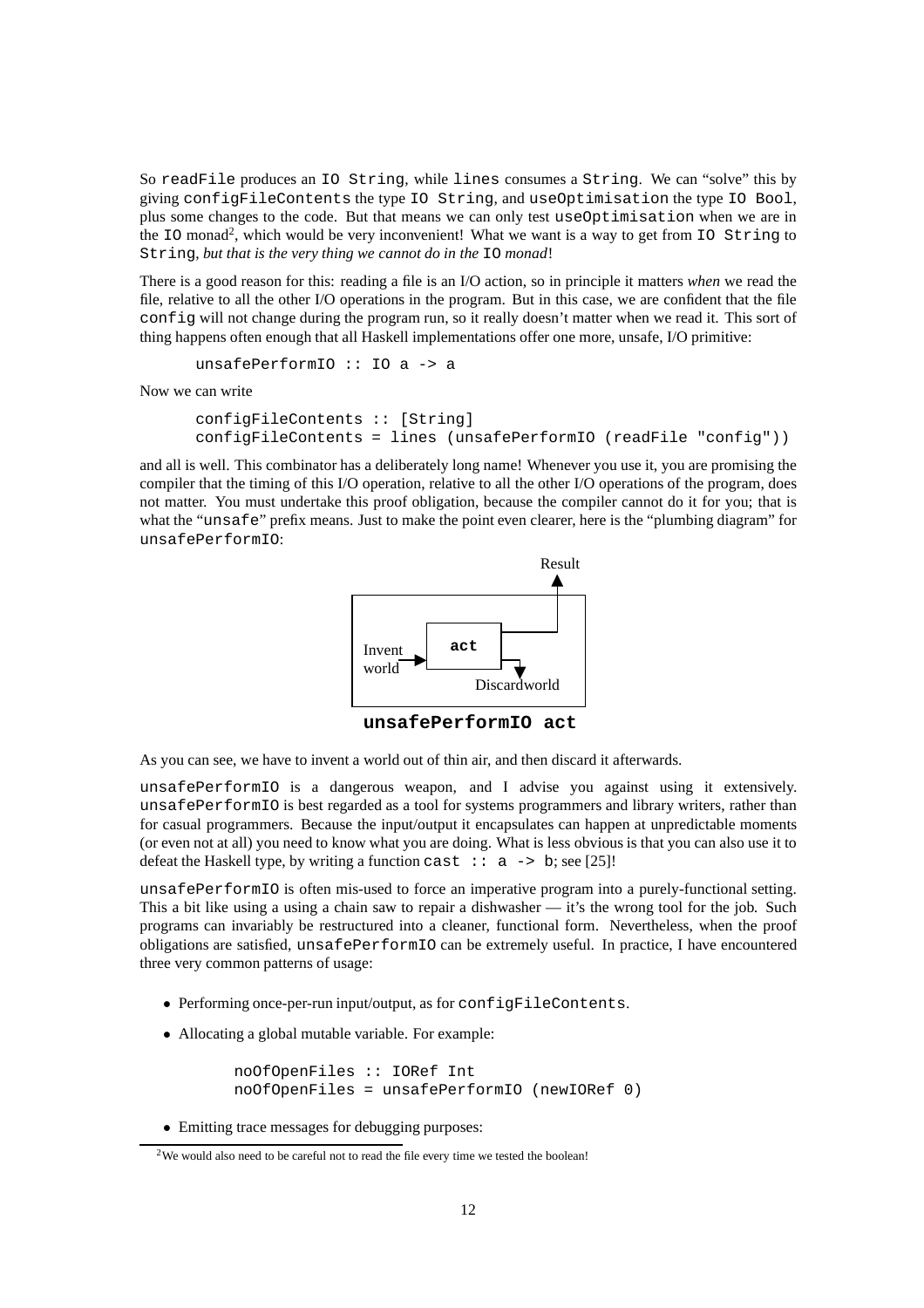So `readFile` produces an `IO String`, while `lines` consumes a `String`. We can "solve" this by giving `configFileContents` the type `IO String`, and `useOptimisation` the type `IO Bool`, plus some changes to the code. But that means we can only test `useOptimisation` when we are in the `IO` monad[2], which would be very inconvenient! What we want is a way to get from `IO String` to `String`, *but that is the very thing we cannot do in the* `IO` *monad*!

There is a good reason for this: reading a file is an I/O action, so in principle it matters *when* we read the file, relative to all the other I/O operations in the program. But in this case, we are confident that the file `config` will not change during the program run, so it really doesn't matter when we read it. This sort of thing happens often enough that all Haskell implementations offer one more, unsafe, I/O primitive:

```
unsafePerformIO :: IO a -> a
```

Now we can write

```
configFileContents :: [String]
configFileContents = lines (unsafePerformIO (readFile "config"))
```

and all is well. This combinator has a deliberately long name! Whenever you use it, you are promising the compiler that the timing of this I/O operation, relative to all the other I/O operations of the program, does not matter. You must undertake this proof obligation, because the compiler cannot do it for you; that is what the "`unsafe`" prefix means. Just to make the point even clearer, here is the "plumbing diagram" for `unsafePerformIO`:

Result

Invent world — **act** — Discardworld

**unsafePerformIO act**

As you can see, we have to invent a world out of thin air, and then discard it afterwards.

`unsafePerformIO` is a dangerous weapon, and I advise you against using it extensively. `unsafePerformIO` is best regarded as a tool for systems programmers and library writers, rather than for casual programmers. Because the input/output it encapsulates can happen at unpredictable moments (or even not at all) you need to know what you are doing. What is less obvious is that you can also use it to defeat the Haskell type, by writing a function `cast :: a -> b`; see [25]!

`unsafePerformIO` is often mis-used to force an imperative program into a purely-functional setting. This a bit like using a using a chain saw to repair a dishwasher — it's the wrong tool for the job. Such programs can invariably be restructured into a cleaner, functional form. Nevertheless, when the proof obligations are satisfied, `unsafePerformIO` can be extremely useful. In practice, I have encountered three very common patterns of usage:

- Performing once-per-run input/output, as for `configFileContents`.
- Allocating a global mutable variable. For example:

  ```
  noOfOpenFiles :: IORef Int
  noOfOpenFiles = unsafePerformIO (newIORef 0)
  ```

- Emitting trace messages for debugging purposes:

[2] We would also need to be careful not to read the file every time we tested the boolean!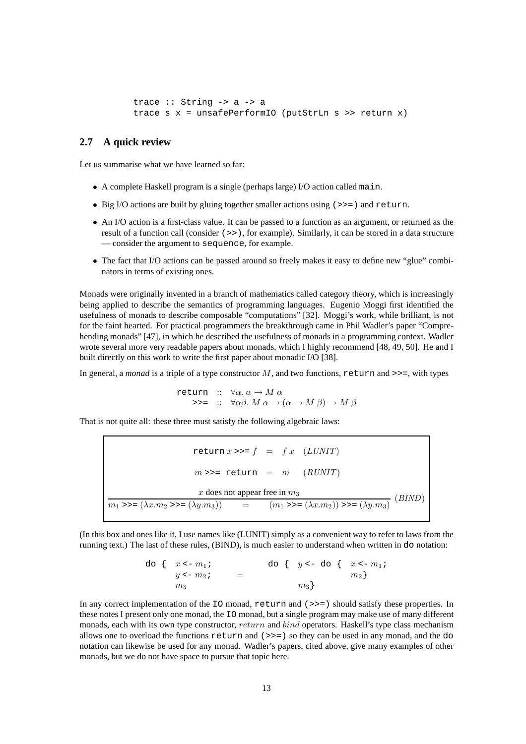```
trace :: String -> a -> a
trace s x = unsafePerformIO (putStrLn s >> return x)
```

### 2.7 A quick review

Let us summarise what we have learned so far:

- A complete Haskell program is a single (perhaps large) I/O action called `main`.
- Big I/O actions are built by gluing together smaller actions using `(>>=)` and `return`.
- An I/O action is a first-class value. It can be passed to a function as an argument, or returned as the result of a function call (consider `(>>)`, for example). Similarly, it can be stored in a data structure — consider the argument to `sequence`, for example.
- The fact that I/O actions can be passed around so freely makes it easy to define new "glue" combinators in terms of existing ones.

Monads were originally invented in a branch of mathematics called category theory, which is increasingly being applied to describe the semantics of programming languages. Eugenio Moggi first identified the usefulness of monads to describe composable "computations" [32]. Moggi's work, while brilliant, is not for the faint hearted. For practical programmers the breakthrough came in Phil Wadler's paper "Comprehending monads" [47], in which he described the usefulness of monads in a programming context. Wadler wrote several more very readable papers about monads, which I highly recommend [48, 49, 50]. He and I built directly on this work to write the first paper about monadic I/O [38].

In general, a *monad* is a triple of a type constructor $M$, and two functions, `return` and `>>=`, with types

$$
\begin{aligned}
\texttt{return} &:: \forall \alpha.\ \alpha \rightarrow M\ \alpha \\
\texttt{>>=} &:: \forall \alpha\beta.\ M\ \alpha \rightarrow (\alpha \rightarrow M\ \beta) \rightarrow M\ \beta
\end{aligned}
$$

That is not quite all: these three must satisfy the following algebraic laws:

$$\texttt{return}\ x \texttt{ >>= } f \quad = \quad f\ x \qquad (LUNIT)$$

$$m \texttt{ >>= return} \quad = \quad m \qquad (RUNIT)$$

$$\frac{x \text{ does not appear free in } m_3}{m_1 \texttt{ >>= } (\lambda x. m_2 \texttt{ >>= } (\lambda y. m_3)) \quad = \quad (m_1 \texttt{ >>= } (\lambda x. m_2)) \texttt{ >>= } (\lambda y. m_3)} \; (BIND)$$

(In this box and ones like it, I use names like (LUNIT) simply as a convenient way to refer to laws from the running text.) The last of these rules, (BIND), is much easier to understand when written in `do` notation:

```
do { x <- m1;              do { y <- do { x <- m1;
     y <- m2;        =                     m2}
     m3                         m3}
```

In any correct implementation of the `IO` monad, `return` and `(>>=)` should satisfy these properties. In these notes I present only one monad, the `IO` monad, but a single program may make use of many different monads, each with its own type constructor, *return* and *bind* operators. Haskell's type class mechanism allows one to overload the functions `return` and `(>>=)` so they can be used in any monad, and the `do` notation can likewise be used for any monad. Wadler's papers, cited above, give many examples of other monads, but we do not have space to pursue that topic here.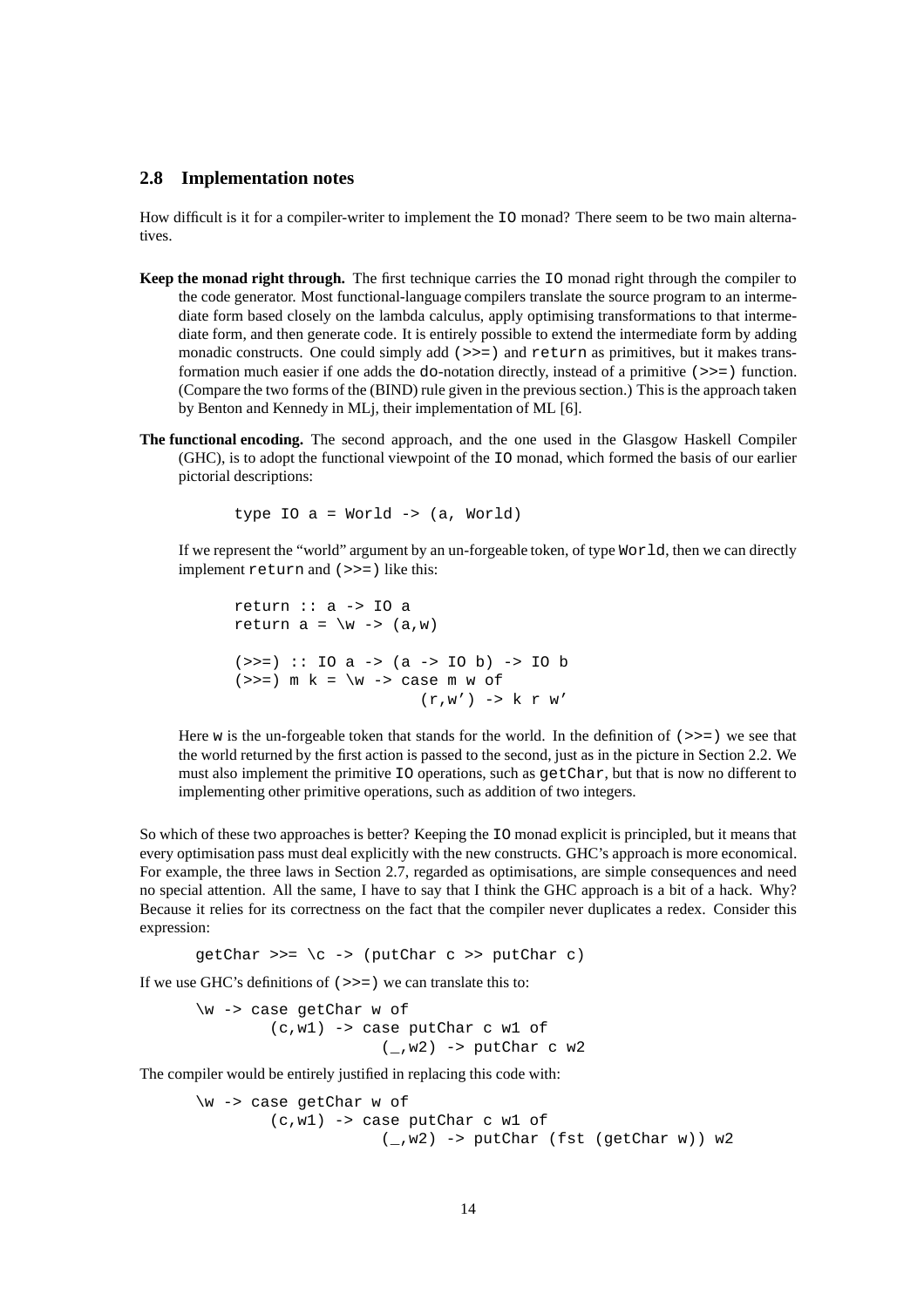### 2.8 Implementation notes

How difficult is it for a compiler-writer to implement the `IO` monad? There seem to be two main alternatives.

**Keep the monad right through.** The first technique carries the `IO` monad right through the compiler to the code generator. Most functional-language compilers translate the source program to an intermediate form based closely on the lambda calculus, apply optimising transformations to that intermediate form, and then generate code. It is entirely possible to extend the intermediate form by adding monadic constructs. One could simply add `(>>=)` and `return` as primitives, but it makes transformation much easier if one adds the `do`-notation directly, instead of a primitive `(>>=)` function. (Compare the two forms of the (BIND) rule given in the previous section.) This is the approach taken by Benton and Kennedy in MLj, their implementation of ML [6].

**The functional encoding.** The second approach, and the one used in the Glasgow Haskell Compiler (GHC), is to adopt the functional viewpoint of the `IO` monad, which formed the basis of our earlier pictorial descriptions:

```
type IO a = World -> (a, World)
```

If we represent the "world" argument by an un-forgeable token, of type `World`, then we can directly implement `return` and `(>>=)` like this:

```
return :: a -> IO a
return a = \w -> (a,w)

(>>=) :: IO a -> (a -> IO b) -> IO b
(>>=) m k = \w -> case m w of
                    (r,w') -> k r w'
```

Here `w` is the un-forgeable token that stands for the world. In the definition of `(>>=)` we see that the world returned by the first action is passed to the second, just as in the picture in Section 2.2. We must also implement the primitive `IO` operations, such as `getChar`, but that is now no different to implementing other primitive operations, such as addition of two integers.

So which of these two approaches is better? Keeping the `IO` monad explicit is principled, but it means that every optimisation pass must deal explicitly with the new constructs. GHC's approach is more economical. For example, the three laws in Section 2.7, regarded as optimisations, are simple consequences and need no special attention. All the same, I have to say that I think the GHC approach is a bit of a hack. Why? Because it relies for its correctness on the fact that the compiler never duplicates a redex. Consider this expression:

```
getChar >>= \c -> (putChar c >> putChar c)
```

If we use GHC's definitions of `(>>=)` we can translate this to:

```
\w -> case getChar w of
        (c,w1) -> case putChar c w1 of
                    (_,w2) -> putChar c w2
```

The compiler would be entirely justified in replacing this code with:

```
\w -> case getChar w of
        (c,w1) -> case putChar c w1 of
                    (_,w2) -> putChar (fst (getChar w)) w2
```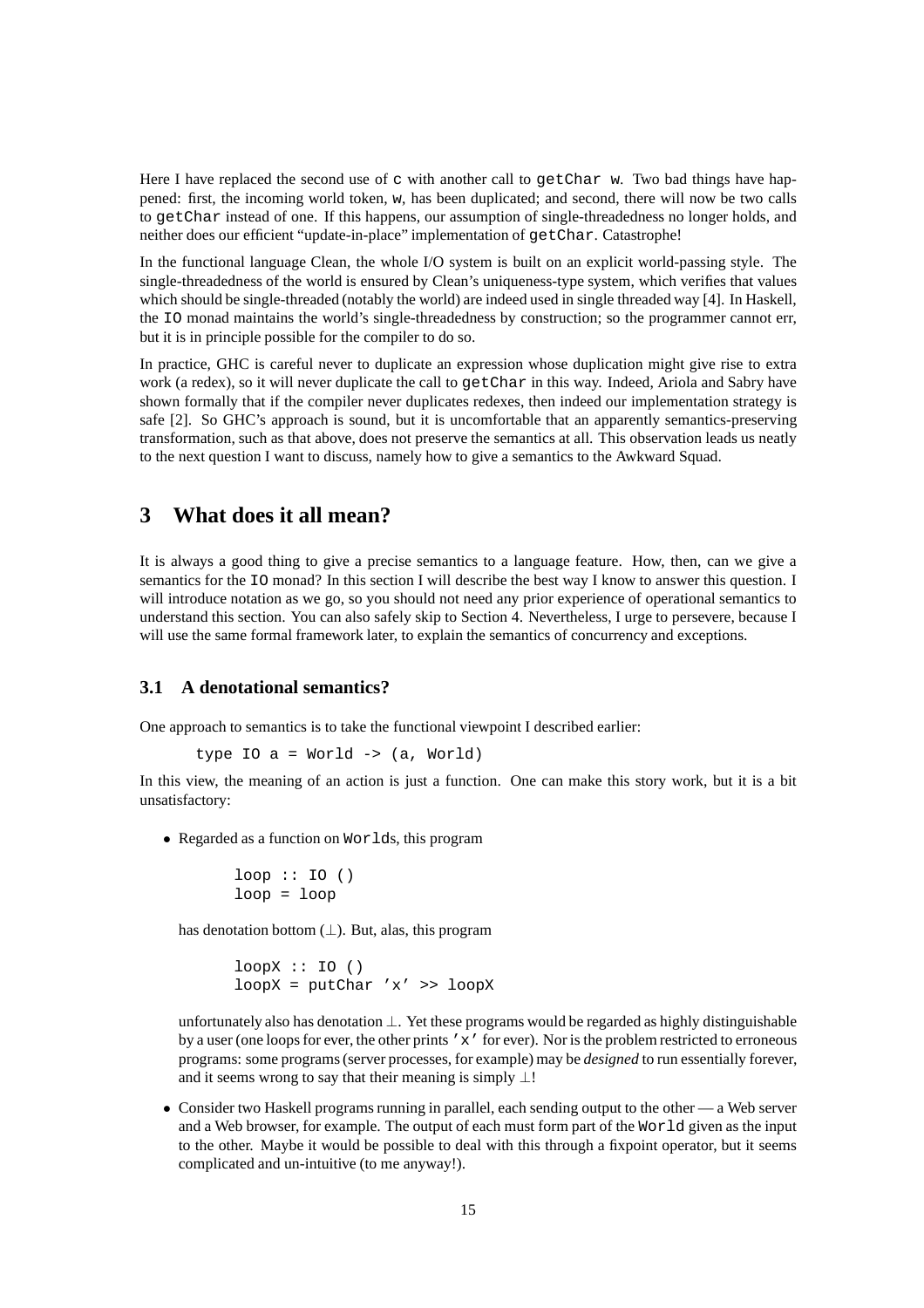Here I have replaced the second use of `c` with another call to `getChar w`. Two bad things have happened: first, the incoming world token, `w`, has been duplicated; and second, there will now be two calls to `getChar` instead of one. If this happens, our assumption of single-threadedness no longer holds, and neither does our efficient "update-in-place" implementation of `getChar`. Catastrophe!

In the functional language Clean, the whole I/O system is built on an explicit world-passing style. The single-threadedness of the world is ensured by Clean's uniqueness-type system, which verifies that values which should be single-threaded (notably the world) are indeed used in single threaded way [4]. In Haskell, the `IO` monad maintains the world's single-threadedness by construction; so the programmer cannot err, but it is in principle possible for the compiler to do so.

In practice, GHC is careful never to duplicate an expression whose duplication might give rise to extra work (a redex), so it will never duplicate the call to `getChar` in this way. Indeed, Ariola and Sabry have shown formally that if the compiler never duplicates redexes, then indeed our implementation strategy is safe [2]. So GHC's approach is sound, but it is uncomfortable that an apparently semantics-preserving transformation, such as that above, does not preserve the semantics at all. This observation leads us neatly to the next question I want to discuss, namely how to give a semantics to the Awkward Squad.

# 3 What does it all mean?

It is always a good thing to give a precise semantics to a language feature. How, then, can we give a semantics for the `IO` monad? In this section I will describe the best way I know to answer this question. I will introduce notation as we go, so you should not need any prior experience of operational semantics to understand this section. You can also safely skip to Section 4. Nevertheless, I urge to persevere, because I will use the same formal framework later, to explain the semantics of concurrency and exceptions.

## 3.1 A denotational semantics?

One approach to semantics is to take the functional viewpoint I described earlier:

```
type IO a = World -> (a, World)
```

In this view, the meaning of an action is just a function. One can make this story work, but it is a bit unsatisfactory:

- Regarded as a function on `World`s, this program

  ```
  loop :: IO ()
  loop = loop
  ```

  has denotation bottom ($\perp$). But, alas, this program

  ```
  loopX :: IO ()
  loopX = putChar 'x' >> loopX
  ```

  unfortunately also has denotation $\perp$. Yet these programs would be regarded as highly distinguishable by a user (one loops for ever, the other prints `'x'` for ever). Nor is the problem restricted to erroneous programs: some programs (server processes, for example) may be *designed* to run essentially forever, and it seems wrong to say that their meaning is simply $\perp$!

- Consider two Haskell programs running in parallel, each sending output to the other — a Web server and a Web browser, for example. The output of each must form part of the `World` given as the input to the other. Maybe it would be possible to deal with this through a fixpoint operator, but it seems complicated and un-intuitive (to me anyway!).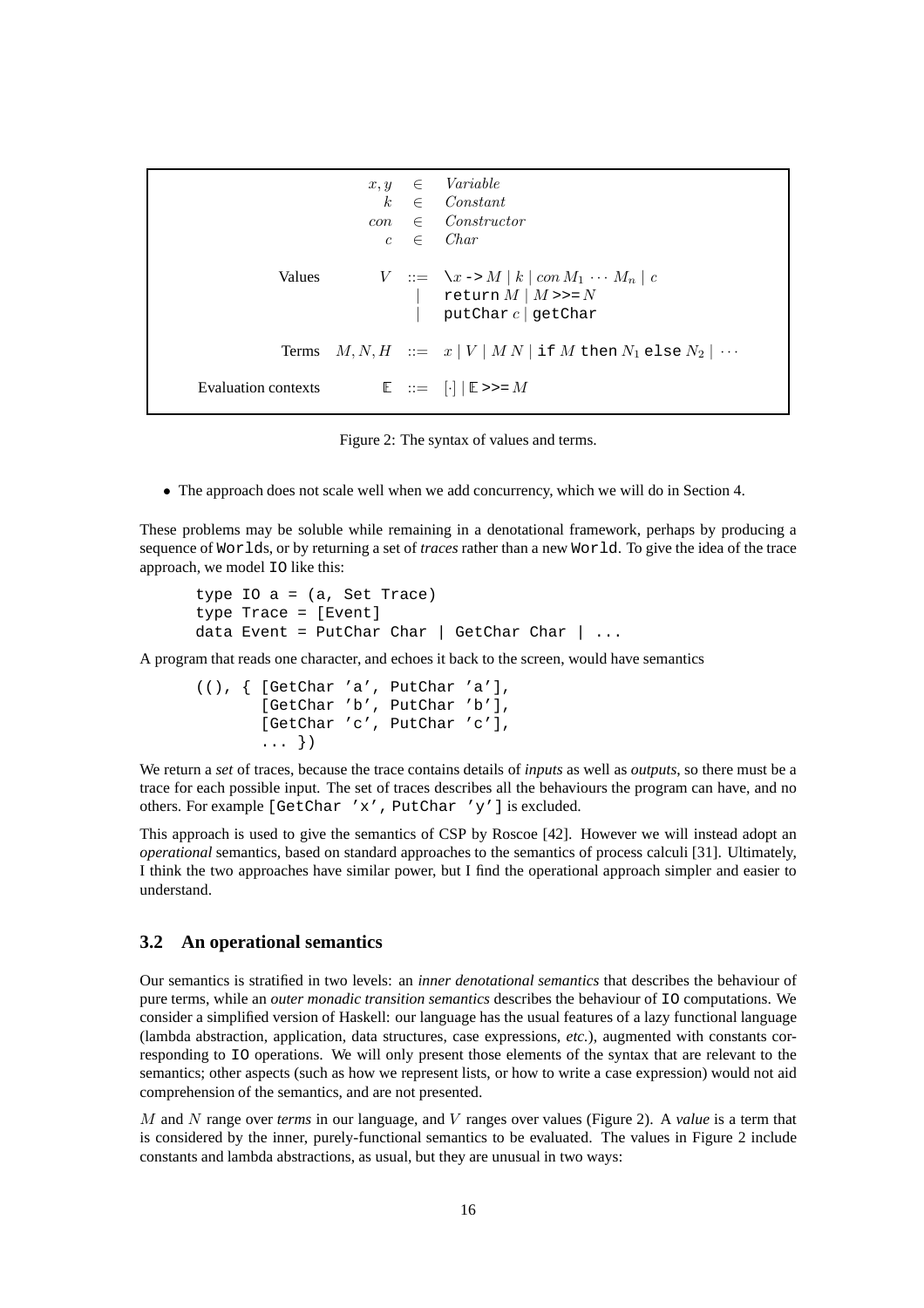$$
\begin{array}{rrcl}
 & x, y & \in & \textit{Variable} \\
 & k & \in & \textit{Constant} \\
 & \textit{con} & \in & \textit{Constructor} \\
 & c & \in & \textit{Char} \\
 & & & \\
\text{Values} & V & ::= & \backslash x \texttt{ -> } M \mid k \mid \textit{con}\ M_1 \cdots M_n \mid c \\
 & & \mid & \texttt{return}\ M \mid M \texttt{ >>= } N \\
 & & \mid & \texttt{putChar}\ c \mid \texttt{getChar} \\
 & & & \\
\text{Terms} & M, N, H & ::= & x \mid V \mid M\ N \mid \texttt{if}\ M\ \texttt{then}\ N_1\ \texttt{else}\ N_2 \mid \cdots \\
 & & & \\
\text{Evaluation contexts} & \mathbb{E} & ::= & [\cdot] \mid \mathbb{E} \texttt{ >>= } M
\end{array}
$$

Figure 2: The syntax of values and terms.

- The approach does not scale well when we add concurrency, which we will do in Section 4.

These problems may be soluble while remaining in a denotational framework, perhaps by producing a sequence of `World`s, or by returning a set of *traces* rather than a new `World`. To give the idea of the trace approach, we model `IO` like this:

```
type IO a = (a, Set Trace)
type Trace = [Event]
data Event = PutChar Char | GetChar Char | ...
```

A program that reads one character, and echoes it back to the screen, would have semantics

```
((), { [GetChar 'a', PutChar 'a'],
       [GetChar 'b', PutChar 'b'],
       [GetChar 'c', PutChar 'c'],
       ... })
```

We return a *set* of traces, because the trace contains details of *inputs* as well as *outputs*, so there must be a trace for each possible input. The set of traces describes all the behaviours the program can have, and no others. For example `[GetChar 'x', PutChar 'y']` is excluded.

This approach is used to give the semantics of CSP by Roscoe [42]. However we will instead adopt an *operational* semantics, based on standard approaches to the semantics of process calculi [31]. Ultimately, I think the two approaches have similar power, but I find the operational approach simpler and easier to understand.

### 3.2 An operational semantics

Our semantics is stratified in two levels: an *inner denotational semantics* that describes the behaviour of pure terms, while an *outer monadic transition semantics* describes the behaviour of `IO` computations. We consider a simplified version of Haskell: our language has the usual features of a lazy functional language (lambda abstraction, application, data structures, case expressions, *etc.*), augmented with constants corresponding to `IO` operations. We will only present those elements of the syntax that are relevant to the semantics; other aspects (such as how we represent lists, or how to write a case expression) would not aid comprehension of the semantics, and are not presented.

$M$ and $N$ range over *terms* in our language, and $V$ ranges over values (Figure 2). A *value* is a term that is considered by the inner, purely-functional semantics to be evaluated. The values in Figure 2 include constants and lambda abstractions, as usual, but they are unusual in two ways: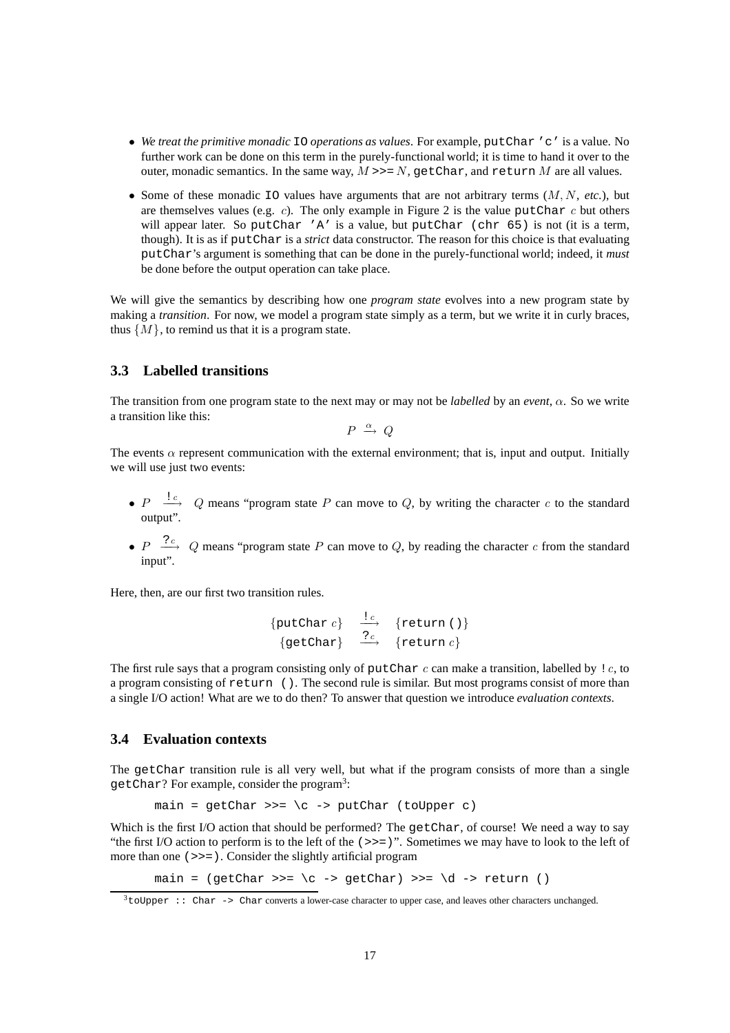- *We treat the primitive monadic* `IO` *operations as values*. For example, `putChar 'c'` is a value. No further work can be done on this term in the purely-functional world; it is time to hand it over to the outer, monadic semantics. In the same way, $M$ `>>=` $N$, `getChar`, and `return` $M$ are all values.
- Some of these monadic `IO` values have arguments that are not arbitrary terms ($M, N$, *etc.*), but are themselves values (e.g. $c$). The only example in Figure 2 is the value `putChar` $c$ but others will appear later. So `putChar 'A'` is a value, but `putChar (chr 65)` is not (it is a term, though). It is as if `putChar` is a *strict* data constructor. The reason for this choice is that evaluating `putChar`'s argument is something that can be done in the purely-functional world; indeed, it *must* be done before the output operation can take place.

We will give the semantics by describing how one *program state* evolves into a new program state by making a *transition*. For now, we model a program state simply as a term, but we write it in curly braces, thus $\{M\}$, to remind us that it is a program state.

### 3.3 Labelled transitions

The transition from one program state to the next may or may not be *labelled* by an *event*, $\alpha$. So we write a transition like this:

$$P \xrightarrow{\alpha} Q$$

The events $\alpha$ represent communication with the external environment; that is, input and output. Initially we will use just two events:

- $P \xrightarrow{!c} Q$ means "program state $P$ can move to $Q$, by writing the character $c$ to the standard output".
- $P \xrightarrow{?c} Q$ means "program state $P$ can move to $Q$, by reading the character $c$ from the standard input".

Here, then, are our first two transition rules.

$$\begin{array}{rcl} \{\texttt{putChar}\ c\} & \xrightarrow{!c} & \{\texttt{return}\ ()\} \\ \{\texttt{getChar}\} & \xrightarrow{?c} & \{\texttt{return}\ c\} \end{array}$$

The first rule says that a program consisting only of `putChar` $c$ can make a transition, labelled by $!\,c$, to a program consisting of `return ()`. The second rule is similar. But most programs consist of more than a single I/O action! What are we to do then? To answer that question we introduce *evaluation contexts*.

### 3.4 Evaluation contexts

The `getChar` transition rule is all very well, but what if the program consists of more than a single `getChar`? For example, consider the program[3]:

```
main = getChar >>= \c -> putChar (toUpper c)
```

Which is the first I/O action that should be performed? The `getChar`, of course! We need a way to say "the first I/O action to perform is to the left of the `(>>=)`". Sometimes we may have to look to the left of more than one `(>>=)`. Consider the slightly artificial program

```
main = (getChar >>= \c -> getChar) >>= \d -> return ()
```

[3] `toUpper :: Char -> Char` converts a lower-case character to upper case, and leaves other characters unchanged.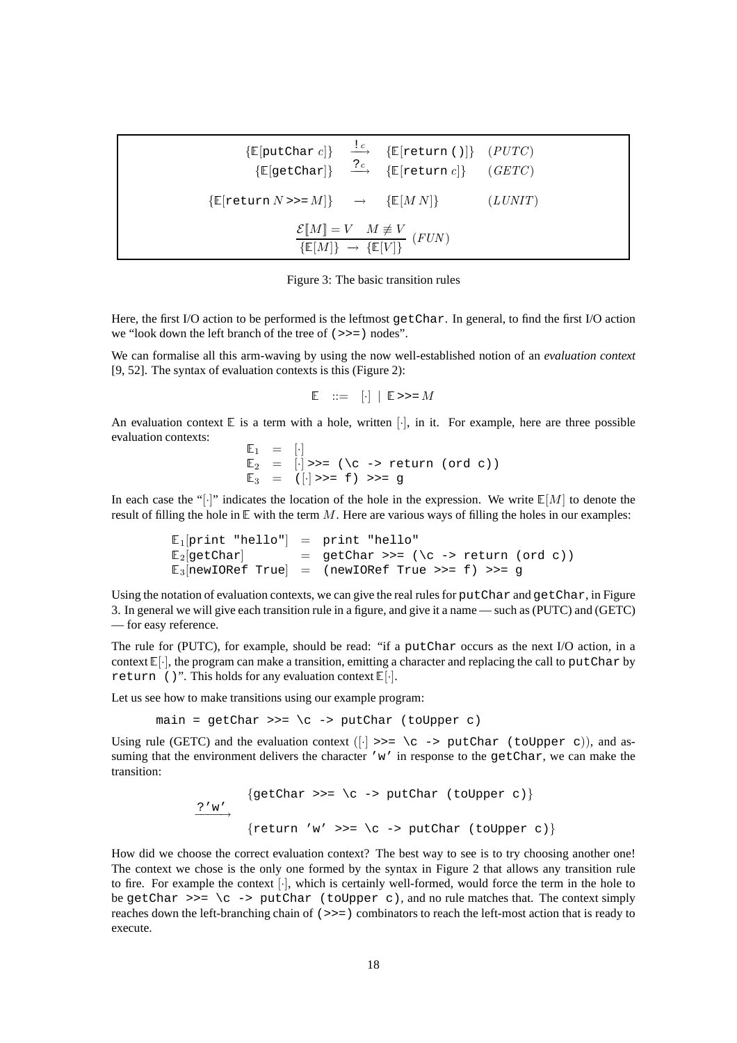$$\{\mathbb{E}[\texttt{putChar}\ c]\} \xrightarrow{!c} \{\mathbb{E}[\texttt{return ()}]\} \quad (PUTC)$$

$$\{\mathbb{E}[\texttt{getChar}]\} \xrightarrow{?c} \{\mathbb{E}[\texttt{return}\ c]\} \quad (GETC)$$

$$\{\mathbb{E}[\texttt{return}\ N \texttt{ >>= } M]\} \rightarrow \{\mathbb{E}[M\ N]\} \quad (LUNIT)$$

$$\frac{\mathcal{E}[\![M]\!] = V \quad M \not\equiv V}{\{\mathbb{E}[M]\} \rightarrow \{\mathbb{E}[V]\}}\ (FUN)$$

Figure 3: The basic transition rules

Here, the first I/O action to be performed is the leftmost `getChar`. In general, to find the first I/O action we "look down the left branch of the tree of `(>>=)` nodes".

We can formalise all this arm-waving by using the now well-established notion of an *evaluation context* [9, 52]. The syntax of evaluation contexts is this (Figure 2):

$$\mathbb{E} \ ::= \ [\cdot] \ | \ \mathbb{E} \texttt{ >>= } M$$

An evaluation context $\mathbb{E}$ is a term with a hole, written $[\cdot]$, in it. For example, here are three possible evaluation contexts:

$$\begin{aligned}
\mathbb{E}_1 &= [\cdot] \\
\mathbb{E}_2 &= [\cdot] \texttt{ >>= (\textbackslash c -> return (ord c))} \\
\mathbb{E}_3 &= ([\cdot] \texttt{ >>= f) >>= g}
\end{aligned}$$

In each case the "$[\cdot]$" indicates the location of the hole in the expression. We write $\mathbb{E}[M]$ to denote the result of filling the hole in $\mathbb{E}$ with the term $M$. Here are various ways of filling the holes in our examples:

$$\begin{aligned}
\mathbb{E}_1[\texttt{print "hello"}] &= \texttt{print "hello"} \\
\mathbb{E}_2[\texttt{getChar}] &= \texttt{getChar >>= (\textbackslash c -> return (ord c))} \\
\mathbb{E}_3[\texttt{newIORef True}] &= \texttt{(newIORef True >>= f) >>= g}
\end{aligned}$$

Using the notation of evaluation contexts, we can give the real rules for `putChar` and `getChar`, in Figure 3. In general we will give each transition rule in a figure, and give it a name — such as (PUTC) and (GETC) — for easy reference.

The rule for (PUTC), for example, should be read: "if a `putChar` occurs as the next I/O action, in a context $\mathbb{E}[\cdot]$, the program can make a transition, emitting a character and replacing the call to `putChar` by `return ()`". This holds for any evaluation context $\mathbb{E}[\cdot]$.

Let us see how to make transitions using our example program:

```
main = getChar >>= \c -> putChar (toUpper c)
```

Using rule (GETC) and the evaluation context ($[\cdot]$ `>>= \c -> putChar (toUpper c)`), and assuming that the environment delivers the character `'w'` in response to the `getChar`, we can make the transition:

$$\begin{aligned}
& \{\texttt{getChar >>= \textbackslash c -> putChar (toUpper c)}\} \\
\xrightarrow{?\text{'w'}} \ & \{\texttt{return 'w' >>= \textbackslash c -> putChar (toUpper c)}\}
\end{aligned}$$

How did we choose the correct evaluation context? The best way to see is to try choosing another one! The context we chose is the only one formed by the syntax in Figure 2 that allows any transition rule to fire. For example the context $[\cdot]$, which is certainly well-formed, would force the term in the hole to be `getChar >>= \c -> putChar (toUpper c)`, and no rule matches that. The context simply reaches down the left-branching chain of `(>>=)` combinators to reach the left-most action that is ready to execute.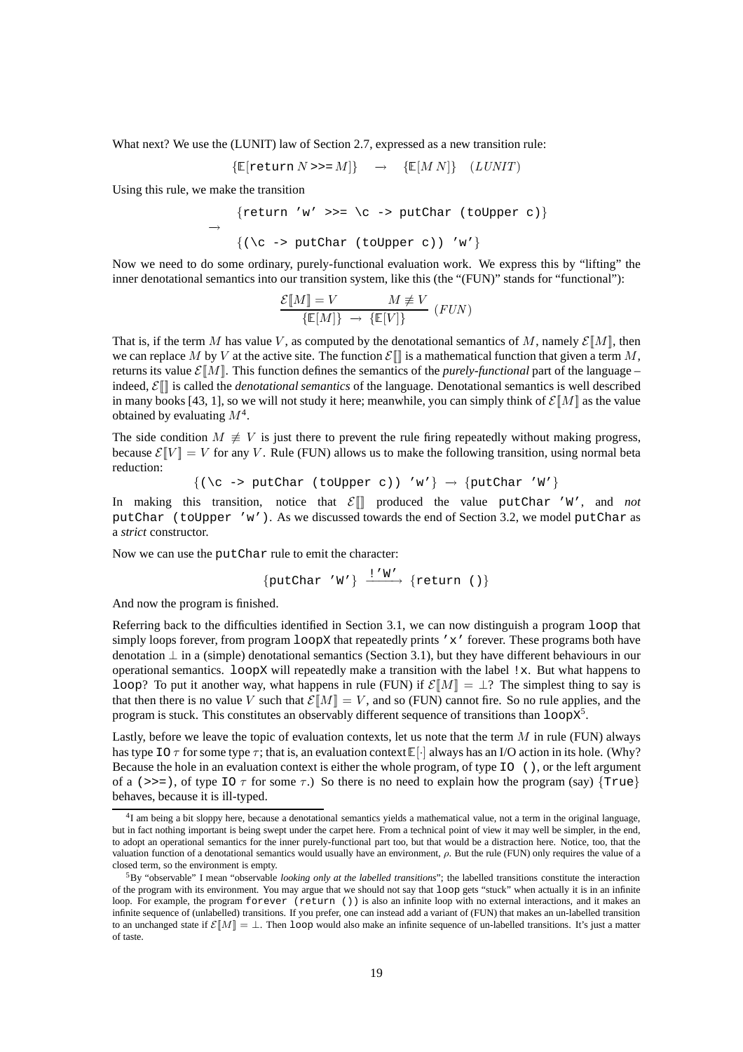What next? We use the (LUNIT) law of Section 2.7, expressed as a new transition rule:

$$\{\mathbb{E}[\texttt{return}\ N \texttt{ >>= } M]\} \quad \rightarrow \quad \{\mathbb{E}[M\ N]\} \quad (LUNIT)$$

Using this rule, we make the transition

```
     {return 'w' >>= \c -> putChar (toUpper c)}
→
     {(\c -> putChar (toUpper c)) 'w'}
```

Now we need to do some ordinary, purely-functional evaluation work. We express this by "lifting" the inner denotational semantics into our transition system, like this (the "(FUN)" stands for "functional"):

$$\frac{\mathcal{E}[\![M]\!] = V \qquad M \not\equiv V}{\{\mathbb{E}[M]\} \;\rightarrow\; \{\mathbb{E}[V]\}} \; (FUN)$$

That is, if the term $M$ has value $V$, as computed by the denotational semantics of $M$, namely $\mathcal{E}[\![M]\!]$, then we can replace $M$ by $V$ at the active site. The function $\mathcal{E}[\![]\!]$ is a mathematical function that given a term $M$, returns its value $\mathcal{E}[\![M]\!]$. This function defines the semantics of the *purely-functional* part of the language – indeed, $\mathcal{E}[\![]\!]$ is called the *denotational semantics* of the language. Denotational semantics is well described in many books [43, 1], so we will not study it here; meanwhile, you can simply think of $\mathcal{E}[\![M]\!]$ as the value obtained by evaluating $M$[4].

The side condition $M \not\equiv V$ is just there to prevent the rule firing repeatedly without making progress, because $\mathcal{E}[\![V]\!] = V$ for any $V$. Rule (FUN) allows us to make the following transition, using normal beta reduction:

```
{(\c -> putChar (toUpper c)) 'w'} → {putChar 'W'}
```

In making this transition, notice that $\mathcal{E}[\![]\!]$ produced the value `putChar 'W'`, and *not* `putChar (toUpper 'w')`. As we discussed towards the end of Section 3.2, we model `putChar` as a *strict* constructor.

Now we can use the `putChar` rule to emit the character:

```
{putChar 'W'} --!'W'--> {return ()}
```

And now the program is finished.

Referring back to the difficulties identified in Section 3.1, we can now distinguish a program `loop` that simply loops forever, from program `loopX` that repeatedly prints `'x'` forever. These programs both have denotation $\bot$ in a (simple) denotational semantics (Section 3.1), but they have different behaviours in our operational semantics. `loopX` will repeatedly make a transition with the label `!x`. But what happens to `loop`? To put it another way, what happens in rule (FUN) if $\mathcal{E}[\![M]\!] = \bot$? The simplest thing to say is that then there is no value $V$ such that $\mathcal{E}[\![M]\!] = V$, and so (FUN) cannot fire. So no rule applies, and the program is stuck. This constitutes an observably different sequence of transitions than `loopX`[5].

Lastly, before we leave the topic of evaluation contexts, let us note that the term $M$ in rule (FUN) always has type `IO` $\tau$ for some type $\tau$; that is, an evaluation context $\mathbb{E}[\cdot]$ always has an I/O action in its hole. (Why? Because the hole in an evaluation context is either the whole program, of type `IO ()`, or the left argument of a `(>>=)`, of type `IO` $\tau$ for some $\tau$.) So there is no need to explain how the program (say) $\{$`True`$\}$ behaves, because it is ill-typed.

---

[4] I am being a bit sloppy here, because a denotational semantics yields a mathematical value, not a term in the original language, but in fact nothing important is being swept under the carpet here. From a technical point of view it may well be simpler, in the end, to adopt an operational semantics for the inner purely-functional part too, but that would be a distraction here. Notice, too, that the valuation function of a denotational semantics would usually have an environment, $\rho$. But the rule (FUN) only requires the value of a closed term, so the environment is empty.

[5] By "observable" I mean "observable *looking only at the labelled transitions*"; the labelled transitions constitute the interaction of the program with its environment. You may argue that we should not say that `loop` gets "stuck" when actually it is in an infinite loop. For example, the program `forever (return ())` is also an infinite loop with no external interactions, and it makes an infinite sequence of (unlabelled) transitions. If you prefer, one can instead add a variant of (FUN) that makes an un-labelled transition to an unchanged state if $\mathcal{E}[\![M]\!] = \bot$. Then `loop` would also make an infinite sequence of un-labelled transitions. It's just a matter of taste.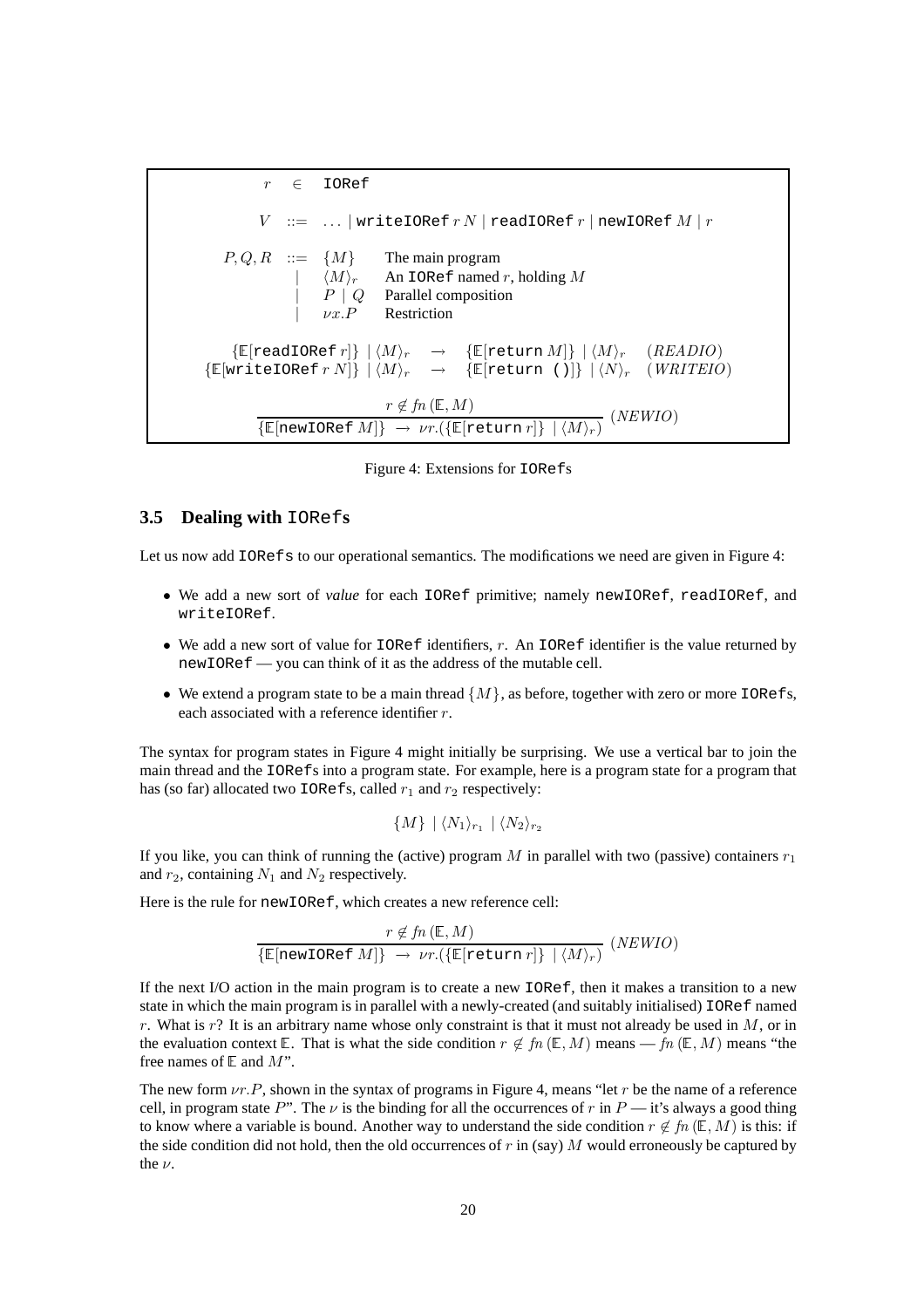$$
\begin{array}{rcll}
r & \in & \texttt{IORef} & \\
V & ::= & \ldots \mid \texttt{writeIORef}\ r\ N \mid \texttt{readIORef}\ r \mid \texttt{newIORef}\ M \mid r & \\
P, Q, R & ::= & \{M\} & \text{The main program} \\
& \mid & \langle M \rangle_r & \text{An IORef named } r \text{, holding } M \\
& \mid & P \mid Q & \text{Parallel composition} \\
& \mid & \nu x.P & \text{Restriction}
\end{array}
$$

$$
\begin{array}{rcll}
\{\mathbb{E}[\texttt{readIORef}\ r]\} \mid \langle M \rangle_r & \rightarrow & \{\mathbb{E}[\texttt{return}\ M]\} \mid \langle M \rangle_r & (READIO) \\
\{\mathbb{E}[\texttt{writeIORef}\ r\ N]\} \mid \langle M \rangle_r & \rightarrow & \{\mathbb{E}[\texttt{return ()}]\} \mid \langle N \rangle_r & (WRITEIO)
\end{array}
$$

$$
\frac{r \notin fn\,(\mathbb{E}, M)}{\{\mathbb{E}[\texttt{newIORef}\ M]\} \rightarrow \nu r.(\{\mathbb{E}[\texttt{return}\ r]\} \mid \langle M \rangle_r)}\ (NEWIO)
$$

Figure 4: Extensions for `IORef`s

### 3.5 Dealing with `IORef`s

Let us now add `IORef`s to our operational semantics. The modifications we need are given in Figure 4:

- We add a new sort of *value* for each `IORef` primitive; namely `newIORef`, `readIORef`, and `writeIORef`.
- We add a new sort of value for `IORef` identifiers, $r$. An `IORef` identifier is the value returned by `newIORef` — you can think of it as the address of the mutable cell.
- We extend a program state to be a main thread $\{M\}$, as before, together with zero or more `IORef`s, each associated with a reference identifier $r$.

The syntax for program states in Figure 4 might initially be surprising. We use a vertical bar to join the main thread and the `IORef`s into a program state. For example, here is a program state for a program that has (so far) allocated two `IORef`s, called $r_1$ and $r_2$ respectively:

$$
\{M\} \mid \langle N_1 \rangle_{r_1} \mid \langle N_2 \rangle_{r_2}
$$

If you like, you can think of running the (active) program $M$ in parallel with two (passive) containers $r_1$ and $r_2$, containing $N_1$ and $N_2$ respectively.

Here is the rule for `newIORef`, which creates a new reference cell:

$$
\frac{r \notin fn\,(\mathbb{E}, M)}{\{\mathbb{E}[\texttt{newIORef}\ M]\} \rightarrow \nu r.(\{\mathbb{E}[\texttt{return}\ r]\} \mid \langle M \rangle_r)}\ (NEWIO)
$$

If the next I/O action in the main program is to create a new `IORef`, then it makes a transition to a new state in which the main program is in parallel with a newly-created (and suitably initialised) `IORef` named $r$. What is $r$? It is an arbitrary name whose only constraint is that it must not already be used in $M$, or in the evaluation context $\mathbb{E}$. That is what the side condition $r \notin fn\,(\mathbb{E}, M)$ means — $fn\,(\mathbb{E}, M)$ means "the free names of $\mathbb{E}$ and $M$".

The new form $\nu r.P$, shown in the syntax of programs in Figure 4, means "let $r$ be the name of a reference cell, in program state $P$". The $\nu$ is the binding for all the occurrences of $r$ in $P$ — it's always a good thing to know where a variable is bound. Another way to understand the side condition $r \notin fn\,(\mathbb{E}, M)$ is this: if the side condition did not hold, then the old occurrences of $r$ in (say) $M$ would erroneously be captured by the $\nu$.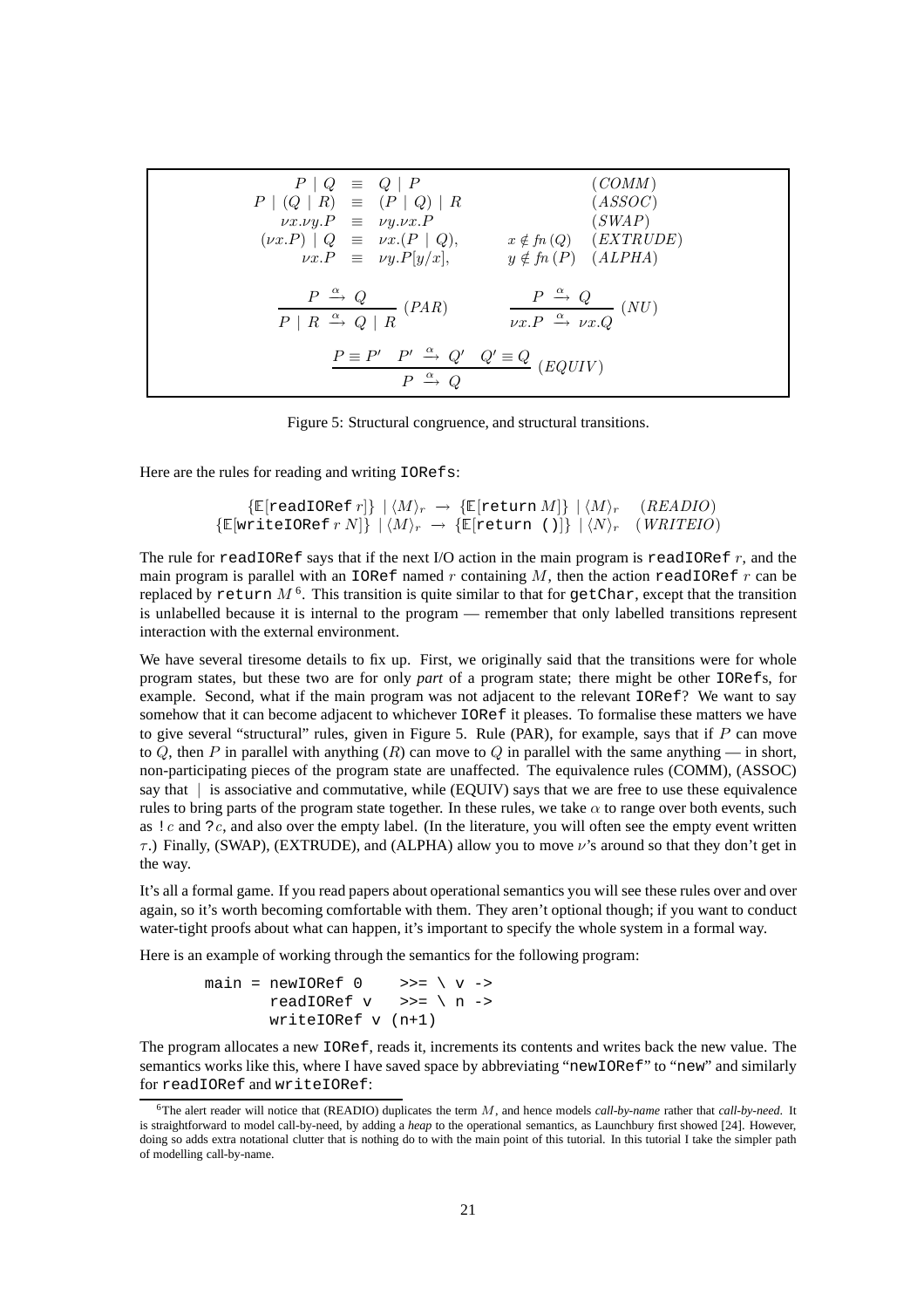$$
\begin{array}{rcll}
P \mid Q & \equiv & Q \mid P & (COMM) \\
P \mid (Q \mid R) & \equiv & (P \mid Q) \mid R & (ASSOC) \\
\nu x.\nu y.P & \equiv & \nu y.\nu x.P & (SWAP) \\
(\nu x.P) \mid Q & \equiv & \nu x.(P \mid Q), \quad x \notin fn\,(Q) & (EXTRUDE) \\
\nu x.P & \equiv & \nu y.P[y/x], \quad y \notin fn\,(P) & (ALPHA)
\end{array}
$$

$$
\frac{P \xrightarrow{\alpha} Q}{P \mid R \xrightarrow{\alpha} Q \mid R}\ (PAR) \qquad \frac{P \xrightarrow{\alpha} Q}{\nu x.P \xrightarrow{\alpha} \nu x.Q}\ (NU)
$$

$$
\frac{P \equiv P' \quad P' \xrightarrow{\alpha} Q' \quad Q' \equiv Q}{P \xrightarrow{\alpha} Q}\ (EQUIV)
$$

Figure 5: Structural congruence, and structural transitions.

Here are the rules for reading and writing `IORefs`:

$$
\begin{array}{rcll}
\{\mathbb{E}[\texttt{readIORef}\ r]\} \mid \langle M \rangle_r & \rightarrow & \{\mathbb{E}[\texttt{return}\ M]\} \mid \langle M \rangle_r & (READIO) \\
\{\mathbb{E}[\texttt{writeIORef}\ r\ N]\} \mid \langle M \rangle_r & \rightarrow & \{\mathbb{E}[\texttt{return ()}]\} \mid \langle N \rangle_r & (WRITEIO)
\end{array}
$$

The rule for `readIORef` says that if the next I/O action in the main program is `readIORef` $r$, and the main program is parallel with an `IORef` named $r$ containing $M$, then the action `readIORef` $r$ can be replaced by `return` $M$ [6]. This transition is quite similar to that for `getChar`, except that the transition is unlabelled because it is internal to the program — remember that only labelled transitions represent interaction with the external environment.

We have several tiresome details to fix up. First, we originally said that the transitions were for whole program states, but these two are for only *part* of a program state; there might be other `IORef`s, for example. Second, what if the main program was not adjacent to the relevant `IORef`? We want to say somehow that it can become adjacent to whichever `IORef` it pleases. To formalise these matters we have to give several "structural" rules, given in Figure 5. Rule (PAR), for example, says that if $P$ can move to $Q$, then $P$ in parallel with anything ($R$) can move to $Q$ in parallel with the same anything — in short, non-participating pieces of the program state are unaffected. The equivalence rules (COMM), (ASSOC) say that $\mid$ is associative and commutative, while (EQUIV) says that we are free to use these equivalence rules to bring parts of the program state together. In these rules, we take $\alpha$ to range over both events, such as $!\,c$ and $?\,c$, and also over the empty label. (In the literature, you will often see the empty event written $\tau$.) Finally, (SWAP), (EXTRUDE), and (ALPHA) allow you to move $\nu$'s around so that they don't get in the way.

It's all a formal game. If you read papers about operational semantics you will see these rules over and over again, so it's worth becoming comfortable with them. They aren't optional though; if you want to conduct water-tight proofs about what can happen, it's important to specify the whole system in a formal way.

Here is an example of working through the semantics for the following program:

```
main = newIORef 0     >>= \ v ->
       readIORef v    >>= \ n ->
       writeIORef v (n+1)
```

The program allocates a new `IORef`, reads it, increments its contents and writes back the new value. The semantics works like this, where I have saved space by abbreviating "`newIORef`" to "`new`" and similarly for `readIORef` and `writeIORef`:

[6] The alert reader will notice that (READIO) duplicates the term $M$, and hence models *call-by-name* rather that *call-by-need*. It is straightforward to model call-by-need, by adding a *heap* to the operational semantics, as Launchbury first showed [24]. However, doing so adds extra notational clutter that is nothing do to with the main point of this tutorial. In this tutorial I take the simpler path of modelling call-by-name.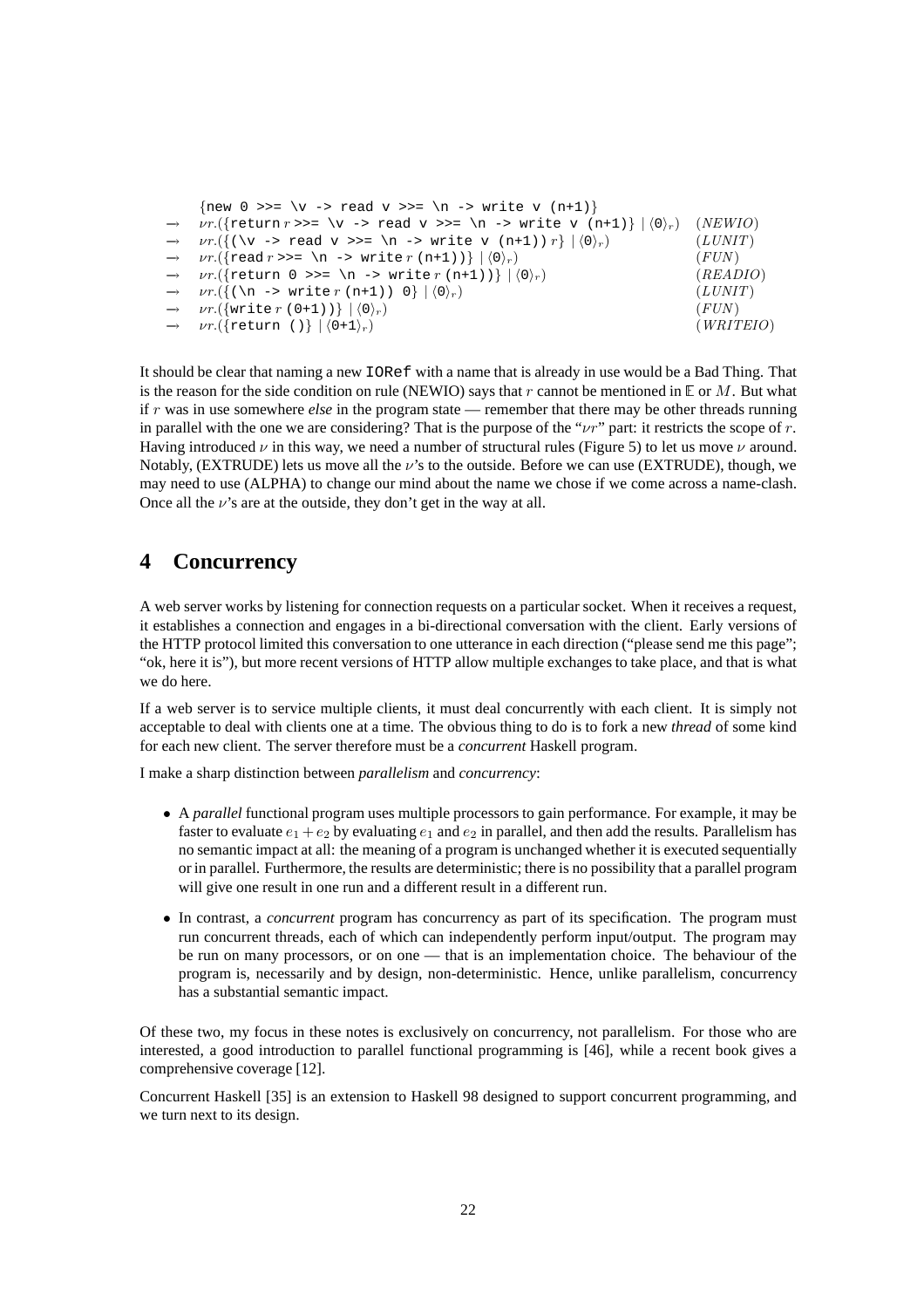$$
\begin{array}{lll}
 & \{\texttt{new 0 >>= \textbackslash v -> read v >>= \textbackslash n -> write v (n+1)}\} & \\
\rightarrow & \nu r.(\{\texttt{return}\ r\ \texttt{>>= \textbackslash v -> read v >>= \textbackslash n -> write v (n+1)}\} \mid \langle \texttt{0} \rangle_r) & (NEWIO) \\
\rightarrow & \nu r.(\{(\texttt{\textbackslash v -> read v >>= \textbackslash n -> write v (n+1)})\ r\} \mid \langle \texttt{0} \rangle_r) & (LUNIT) \\
\rightarrow & \nu r.(\{\texttt{read}\ r\ \texttt{>>= \textbackslash n -> write}\ r\ \texttt{(n+1))}\} \mid \langle \texttt{0} \rangle_r) & (FUN) \\
\rightarrow & \nu r.(\{\texttt{return 0 >>= \textbackslash n -> write}\ r\ \texttt{(n+1))}\} \mid \langle \texttt{0} \rangle_r) & (READIO) \\
\rightarrow & \nu r.(\{(\texttt{\textbackslash n -> write}\ r\ \texttt{(n+1)) 0}\} \mid \langle \texttt{0} \rangle_r) & (LUNIT) \\
\rightarrow & \nu r.(\{\texttt{write}\ r\ \texttt{(0+1))}\} \mid \langle \texttt{0} \rangle_r) & (FUN) \\
\rightarrow & \nu r.(\{\texttt{return ()}\} \mid \langle \texttt{0+1} \rangle_r) & (WRITEIO)
\end{array}
$$

It should be clear that naming a new `IORef` with a name that is already in use would be a Bad Thing. That is the reason for the side condition on rule (NEWIO) says that $r$ cannot be mentioned in $\mathbb{E}$ or $M$. But what if $r$ was in use somewhere *else* in the program state — remember that there may be other threads running in parallel with the one we are considering? That is the purpose of the "$\nu r$" part: it restricts the scope of $r$. Having introduced $\nu$ in this way, we need a number of structural rules (Figure 5) to let us move $\nu$ around. Notably, (EXTRUDE) lets us move all the $\nu$'s to the outside. Before we can use (EXTRUDE), though, we may need to use (ALPHA) to change our mind about the name we chose if we come across a name-clash. Once all the $\nu$'s are at the outside, they don't get in the way at all.

# 4 Concurrency

A web server works by listening for connection requests on a particular socket. When it receives a request, it establishes a connection and engages in a bi-directional conversation with the client. Early versions of the HTTP protocol limited this conversation to one utterance in each direction ("please send me this page"; "ok, here it is"), but more recent versions of HTTP allow multiple exchanges to take place, and that is what we do here.

If a web server is to service multiple clients, it must deal concurrently with each client. It is simply not acceptable to deal with clients one at a time. The obvious thing to do is to fork a new *thread* of some kind for each new client. The server therefore must be a *concurrent* Haskell program.

I make a sharp distinction between *parallelism* and *concurrency*:

- A *parallel* functional program uses multiple processors to gain performance. For example, it may be faster to evaluate $e_1 + e_2$ by evaluating $e_1$ and $e_2$ in parallel, and then add the results. Parallelism has no semantic impact at all: the meaning of a program is unchanged whether it is executed sequentially or in parallel. Furthermore, the results are deterministic; there is no possibility that a parallel program will give one result in one run and a different result in a different run.
- In contrast, a *concurrent* program has concurrency as part of its specification. The program must run concurrent threads, each of which can independently perform input/output. The program may be run on many processors, or on one — that is an implementation choice. The behaviour of the program is, necessarily and by design, non-deterministic. Hence, unlike parallelism, concurrency has a substantial semantic impact.

Of these two, my focus in these notes is exclusively on concurrency, not parallelism. For those who are interested, a good introduction to parallel functional programming is [46], while a recent book gives a comprehensive coverage [12].

Concurrent Haskell [35] is an extension to Haskell 98 designed to support concurrent programming, and we turn next to its design.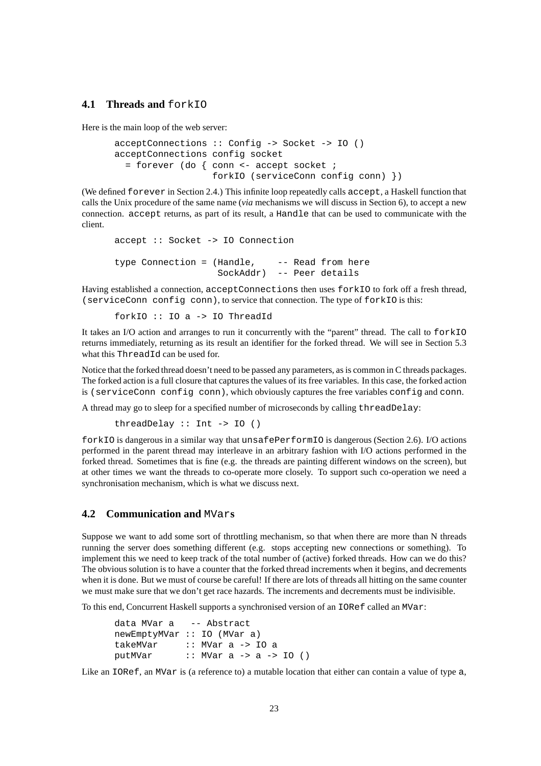### 4.1 Threads and `forkIO`

Here is the main loop of the web server:

```
acceptConnections :: Config -> Socket -> IO ()
acceptConnections config socket
  = forever (do { conn <- accept socket ;
                  forkIO (serviceConn config conn) })
```

(We defined `forever` in Section 2.4.) This infinite loop repeatedly calls `accept`, a Haskell function that calls the Unix procedure of the same name (*via* mechanisms we will discuss in Section 6), to accept a new connection. `accept` returns, as part of its result, a `Handle` that can be used to communicate with the client.

```
accept :: Socket -> IO Connection

type Connection = (Handle,    -- Read from here
                   SockAddr)  -- Peer details
```

Having established a connection, `acceptConnections` then uses `forkIO` to fork off a fresh thread, `(serviceConn config conn)`, to service that connection. The type of `forkIO` is this:

```
forkIO :: IO a -> IO ThreadId
```

It takes an I/O action and arranges to run it concurrently with the "parent" thread. The call to `forkIO` returns immediately, returning as its result an identifier for the forked thread. We will see in Section 5.3 what this `ThreadId` can be used for.

Notice that the forked thread doesn't need to be passed any parameters, as is common in C threads packages. The forked action is a full closure that captures the values of its free variables. In this case, the forked action is `(serviceConn config conn)`, which obviously captures the free variables `config` and `conn`.

A thread may go to sleep for a specified number of microseconds by calling `threadDelay`:

```
threadDelay :: Int -> IO ()
```

`forkIO` is dangerous in a similar way that `unsafePerformIO` is dangerous (Section 2.6). I/O actions performed in the parent thread may interleave in an arbitrary fashion with I/O actions performed in the forked thread. Sometimes that is fine (e.g. the threads are painting different windows on the screen), but at other times we want the threads to co-operate more closely. To support such co-operation we need a synchronisation mechanism, which is what we discuss next.

### 4.2 Communication and `MVar`s

Suppose we want to add some sort of throttling mechanism, so that when there are more than N threads running the server does something different (e.g. stops accepting new connections or something). To implement this we need to keep track of the total number of (active) forked threads. How can we do this? The obvious solution is to have a counter that the forked thread increments when it begins, and decrements when it is done. But we must of course be careful! If there are lots of threads all hitting on the same counter we must make sure that we don't get race hazards. The increments and decrements must be indivisible.

To this end, Concurrent Haskell supports a synchronised version of an `IORef` called an `MVar`:

```
data MVar a   -- Abstract
newEmptyMVar :: IO (MVar a)
takeMVar     :: MVar a -> IO a
putMVar      :: MVar a -> a -> IO ()
```

Like an `IORef`, an `MVar` is (a reference to) a mutable location that either can contain a value of type `a`,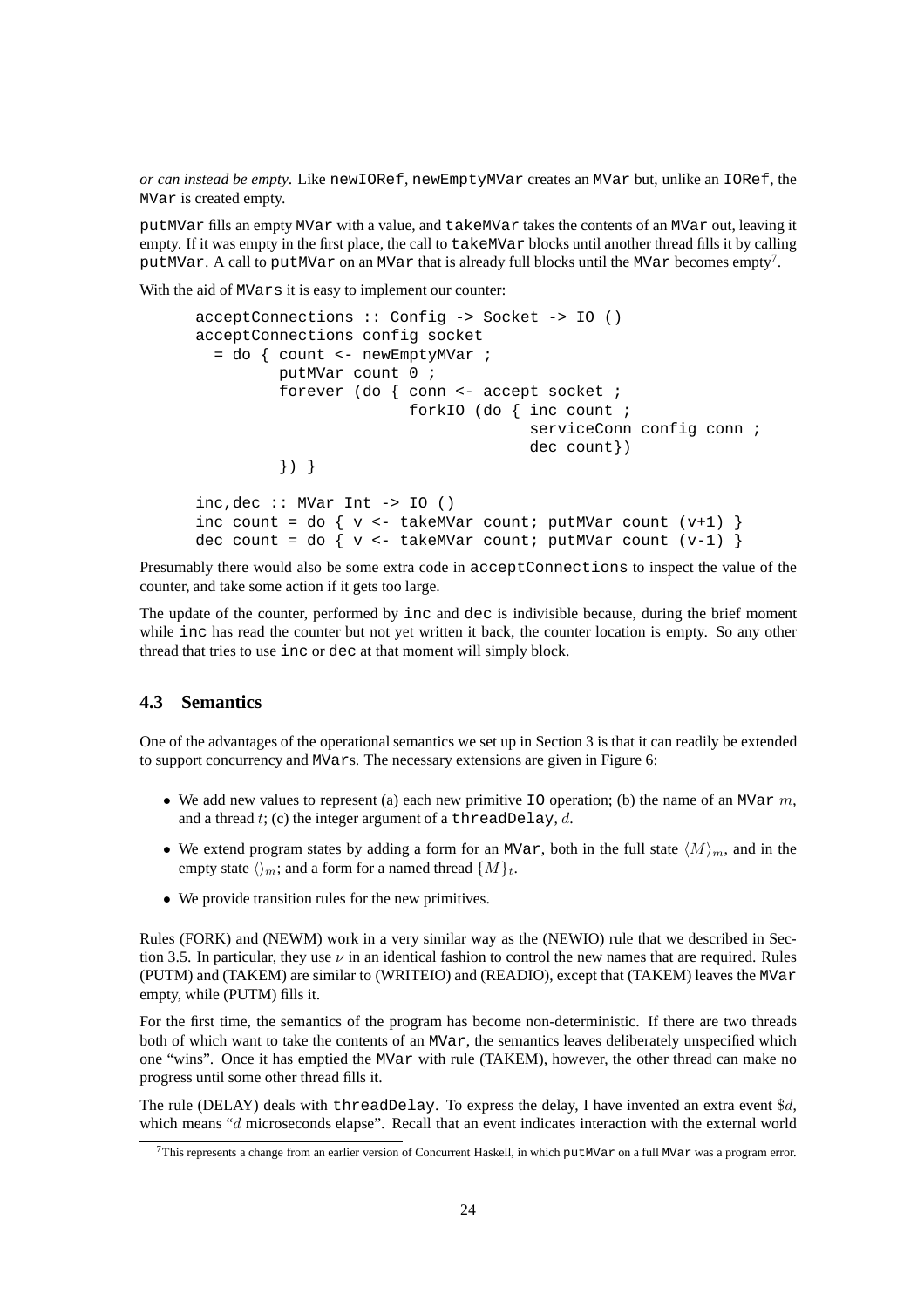*or can instead be empty*. Like `newIORef`, `newEmptyMVar` creates an `MVar` but, unlike an `IORef`, the `MVar` is created empty.

`putMVar` fills an empty `MVar` with a value, and `takeMVar` takes the contents of an `MVar` out, leaving it empty. If it was empty in the first place, the call to `takeMVar` blocks until another thread fills it by calling `putMVar`. A call to `putMVar` on an `MVar` that is already full blocks until the `MVar` becomes empty[7].

With the aid of `MVars` it is easy to implement our counter:

```
acceptConnections :: Config -> Socket -> IO ()
acceptConnections config socket
  = do { count <- newEmptyMVar ;
         putMVar count 0 ;
         forever (do { conn <- accept socket ;
                       forkIO (do { inc count ;
                                    serviceConn config conn ;
                                    dec count})
         }) }

inc,dec :: MVar Int -> IO ()
inc count = do { v <- takeMVar count; putMVar count (v+1) }
dec count = do { v <- takeMVar count; putMVar count (v-1) }
```

Presumably there would also be some extra code in `acceptConnections` to inspect the value of the counter, and take some action if it gets too large.

The update of the counter, performed by `inc` and `dec` is indivisible because, during the brief moment while `inc` has read the counter but not yet written it back, the counter location is empty. So any other thread that tries to use `inc` or `dec` at that moment will simply block.

### 4.3 Semantics

One of the advantages of the operational semantics we set up in Section 3 is that it can readily be extended to support concurrency and `MVar`s. The necessary extensions are given in Figure 6:

- We add new values to represent (a) each new primitive `IO` operation; (b) the name of an `MVar` $m$, and a thread $t$; (c) the integer argument of a `threadDelay`, $d$.
- We extend program states by adding a form for an `MVar`, both in the full state $\langle M \rangle_m$, and in the empty state $\langle\rangle_m$; and a form for a named thread $\{M\}_t$.
- We provide transition rules for the new primitives.

Rules (FORK) and (NEWM) work in a very similar way as the (NEWIO) rule that we described in Section 3.5. In particular, they use $\nu$ in an identical fashion to control the new names that are required. Rules (PUTM) and (TAKEM) are similar to (WRITEIO) and (READIO), except that (TAKEM) leaves the `MVar` empty, while (PUTM) fills it.

For the first time, the semantics of the program has become non-deterministic. If there are two threads both of which want to take the contents of an `MVar`, the semantics leaves deliberately unspecified which one "wins". Once it has emptied the `MVar` with rule (TAKEM), however, the other thread can make no progress until some other thread fills it.

The rule (DELAY) deals with `threadDelay`. To express the delay, I have invented an extra event $\$d$, which means "$d$ microseconds elapse". Recall that an event indicates interaction with the external world

[7] This represents a change from an earlier version of Concurrent Haskell, in which `putMVar` on a full `MVar` was a program error.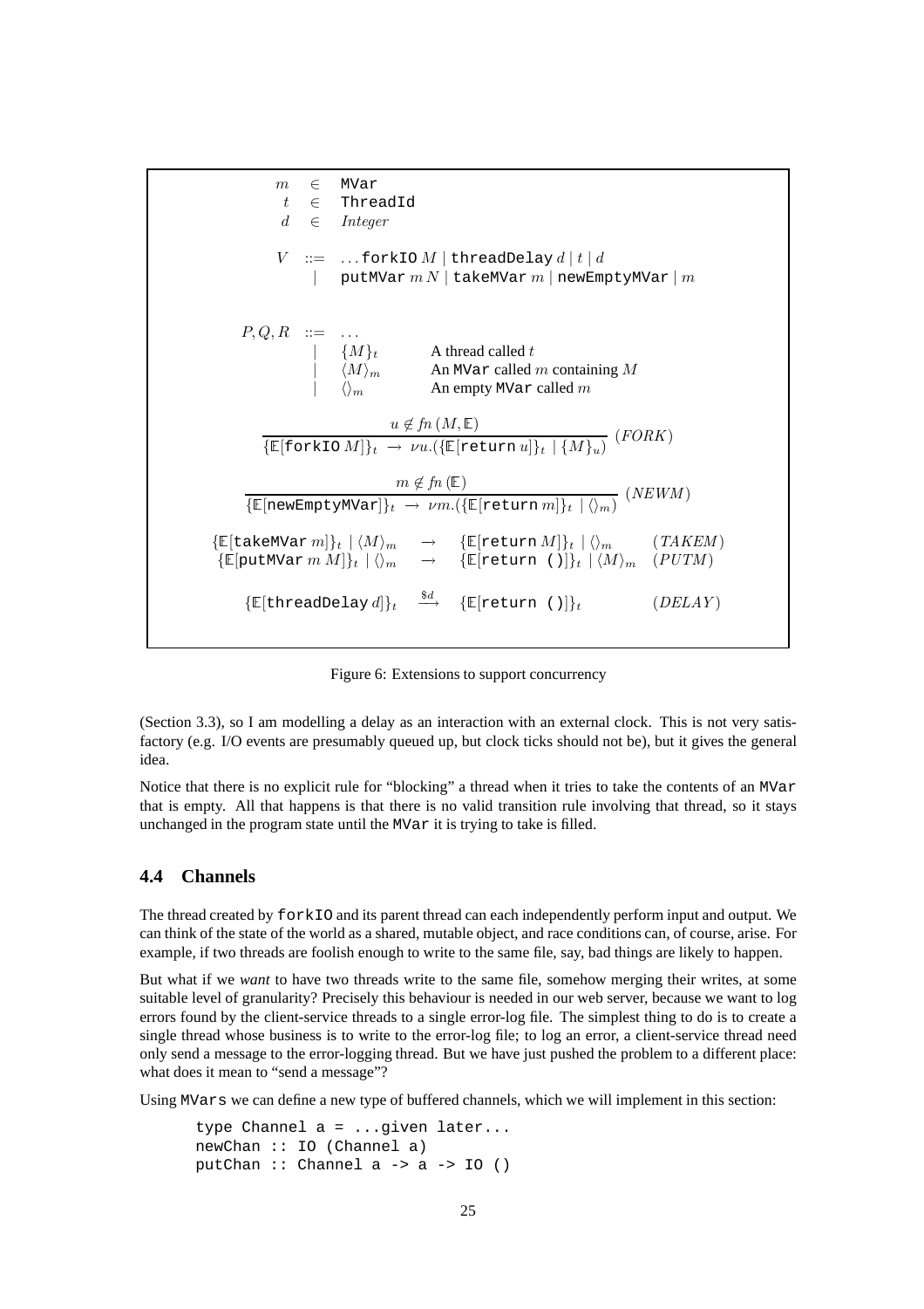$$
\begin{array}{rcl}
m & \in & \texttt{MVar} \\
t & \in & \texttt{ThreadId} \\
d & \in & \mathit{Integer} \\
\\
V & ::= & \ldots \texttt{forkIO}\ M \mid \texttt{threadDelay}\ d \mid t \mid d \\
  & \mid & \texttt{putMVar}\ m\ N \mid \texttt{takeMVar}\ m \mid \texttt{newEmptyMVar} \mid m
\end{array}
$$

$$
\begin{array}{rcll}
P, Q, R & ::= & \ldots & \\
 & \mid & \{M\}_t & \text{A thread called } t \\
 & \mid & \langle M \rangle_m & \text{An } \texttt{MVar} \text{ called } m \text{ containing } M \\
 & \mid & \langle \rangle_m & \text{An empty } \texttt{MVar} \text{ called } m
\end{array}
$$

$$
\frac{u \notin \mathit{fn}\,(M, \mathbb{E})}{\{\mathbb{E}[\texttt{forkIO}\ M]\}_t \ \rightarrow\ \nu u.(\{\mathbb{E}[\texttt{return}\ u]\}_t \mid \{M\}_u)}\ (\mathit{FORK})
$$

$$
\frac{m \notin \mathit{fn}\,(\mathbb{E})}{\{\mathbb{E}[\texttt{newEmptyMVar}]\}_t \ \rightarrow\ \nu m.(\{\mathbb{E}[\texttt{return}\ m]\}_t \mid \langle\rangle_m)}\ (\mathit{NEWM})
$$

$$
\begin{array}{rcll}
\{\mathbb{E}[\texttt{takeMVar}\ m]\}_t \mid \langle M \rangle_m & \rightarrow & \{\mathbb{E}[\texttt{return}\ M]\}_t \mid \langle\rangle_m & (\mathit{TAKEM}) \\
\{\mathbb{E}[\texttt{putMVar}\ m\ M]\}_t \mid \langle\rangle_m & \rightarrow & \{\mathbb{E}[\texttt{return ()}]\}_t \mid \langle M \rangle_m & (\mathit{PUTM}) \\
\\
\{\mathbb{E}[\texttt{threadDelay}\ d]\}_t & \xrightarrow{\$d} & \{\mathbb{E}[\texttt{return ()}]\}_t & (\mathit{DELAY})
\end{array}
$$

Figure 6: Extensions to support concurrency

(Section 3.3), so I am modelling a delay as an interaction with an external clock. This is not very satisfactory (e.g. I/O events are presumably queued up, but clock ticks should not be), but it gives the general idea.

Notice that there is no explicit rule for "blocking" a thread when it tries to take the contents of an MVar that is empty. All that happens is that there is no valid transition rule involving that thread, so it stays unchanged in the program state until the MVar it is trying to take is filled.

### 4.4 Channels

The thread created by forkIO and its parent thread can each independently perform input and output. We can think of the state of the world as a shared, mutable object, and race conditions can, of course, arise. For example, if two threads are foolish enough to write to the same file, say, bad things are likely to happen.

But what if we *want* to have two threads write to the same file, somehow merging their writes, at some suitable level of granularity? Precisely this behaviour is needed in our web server, because we want to log errors found by the client-service threads to a single error-log file. The simplest thing to do is to create a single thread whose business is to write to the error-log file; to log an error, a client-service thread need only send a message to the error-logging thread. But we have just pushed the problem to a different place: what does it mean to "send a message"?

Using MVars we can define a new type of buffered channels, which we will implement in this section:

```
type Channel a = ...given later...
newChan :: IO (Channel a)
putChan :: Channel a -> a -> IO ()
```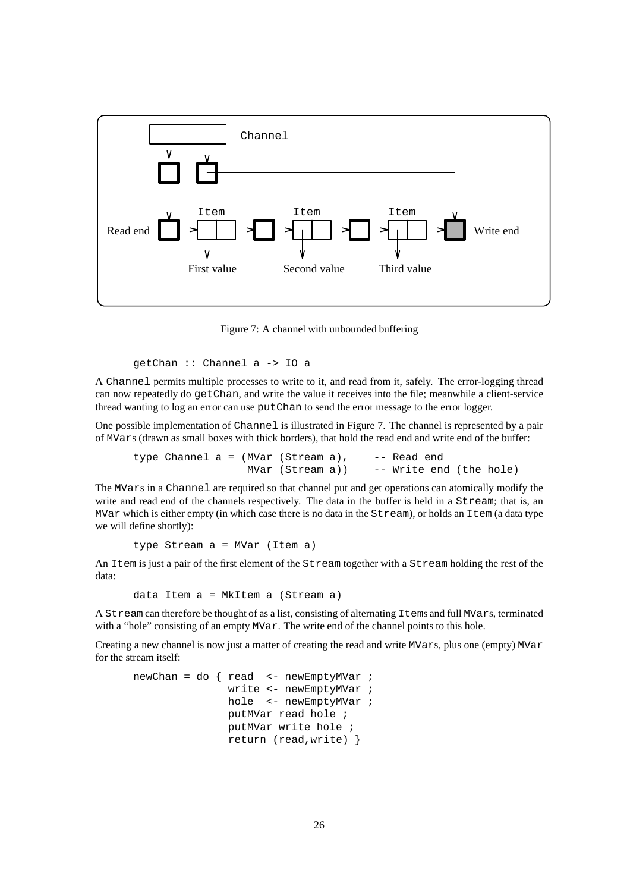Figure 7: A channel with unbounded buffering

```
getChan :: Channel a -> IO a
```

A `Channel` permits multiple processes to write to it, and read from it, safely. The error-logging thread can now repeatedly do `getChan`, and write the value it receives into the file; meanwhile a client-service thread wanting to log an error can use `putChan` to send the error message to the error logger.

One possible implementation of `Channel` is illustrated in Figure 7. The channel is represented by a pair of `MVar`s (drawn as small boxes with thick borders), that hold the read end and write end of the buffer:

```
type Channel a = (MVar (Stream a),    -- Read end
                  MVar (Stream a))    -- Write end (the hole)
```

The `MVar`s in a `Channel` are required so that channel put and get operations can atomically modify the write and read end of the channels respectively. The data in the buffer is held in a `Stream`; that is, an `MVar` which is either empty (in which case there is no data in the `Stream`), or holds an `Item` (a data type we will define shortly):

```
type Stream a = MVar (Item a)
```

An `Item` is just a pair of the first element of the `Stream` together with a `Stream` holding the rest of the data:

```
data Item a = MkItem a (Stream a)
```

A `Stream` can therefore be thought of as a list, consisting of alternating `Item`s and full `MVar`s, terminated with a "hole" consisting of an empty `MVar`. The write end of the channel points to this hole.

Creating a new channel is now just a matter of creating the read and write `MVar`s, plus one (empty) `MVar` for the stream itself:

```
newChan = do { read  <- newEmptyMVar ;
               write <- newEmptyMVar ;
               hole  <- newEmptyMVar ;
               putMVar read hole ;
               putMVar write hole ;
               return (read,write) }
```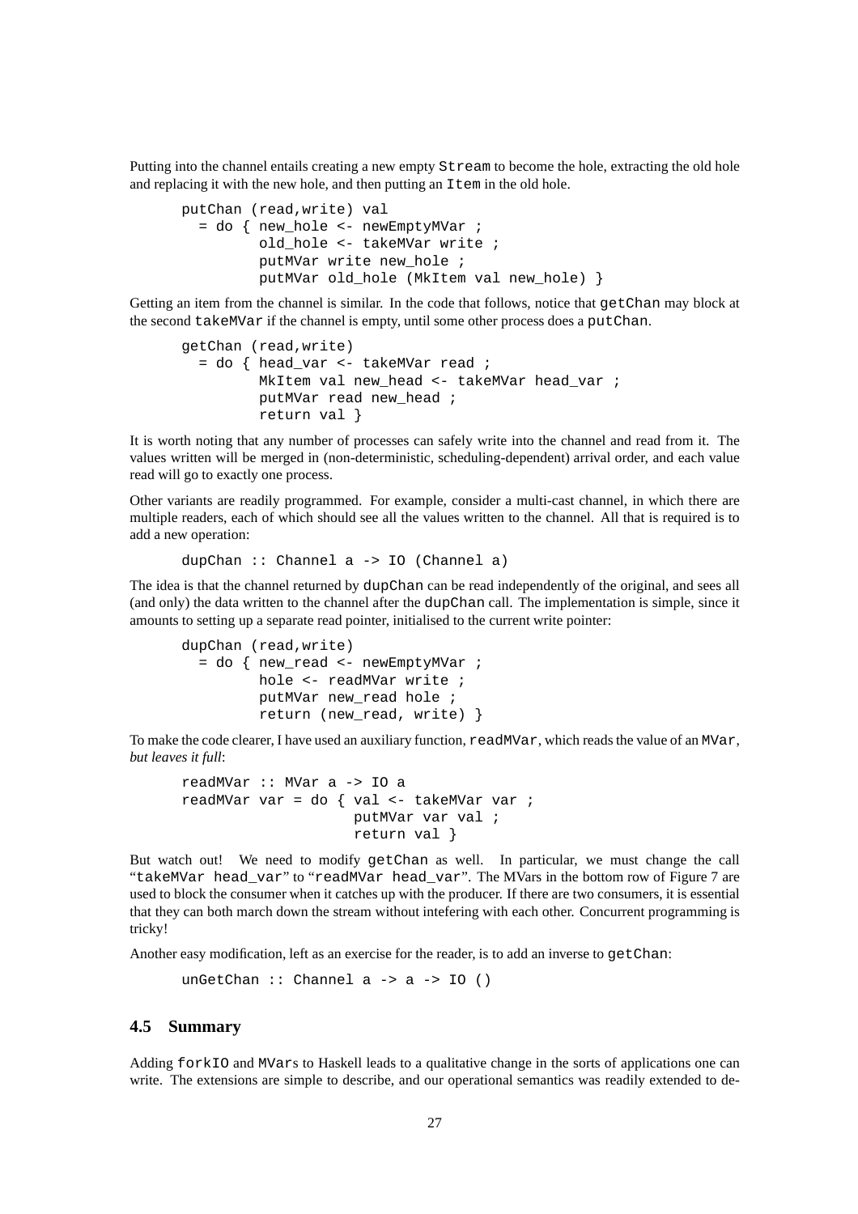Putting into the channel entails creating a new empty `Stream` to become the hole, extracting the old hole and replacing it with the new hole, and then putting an `Item` in the old hole.

```
putChan (read,write) val
  = do { new_hole <- newEmptyMVar ;
         old_hole <- takeMVar write ;
         putMVar write new_hole ;
         putMVar old_hole (MkItem val new_hole) }
```

Getting an item from the channel is similar. In the code that follows, notice that `getChan` may block at the second `takeMVar` if the channel is empty, until some other process does a `putChan`.

```
getChan (read,write)
  = do { head_var <- takeMVar read ;
         MkItem val new_head <- takeMVar head_var ;
         putMVar read new_head ;
         return val }
```

It is worth noting that any number of processes can safely write into the channel and read from it. The values written will be merged in (non-deterministic, scheduling-dependent) arrival order, and each value read will go to exactly one process.

Other variants are readily programmed. For example, consider a multi-cast channel, in which there are multiple readers, each of which should see all the values written to the channel. All that is required is to add a new operation:

```
dupChan :: Channel a -> IO (Channel a)
```

The idea is that the channel returned by `dupChan` can be read independently of the original, and sees all (and only) the data written to the channel after the `dupChan` call. The implementation is simple, since it amounts to setting up a separate read pointer, initialised to the current write pointer:

```
dupChan (read,write)
  = do { new_read <- newEmptyMVar ;
         hole <- readMVar write ;
         putMVar new_read hole ;
         return (new_read, write) }
```

To make the code clearer, I have used an auxiliary function, `readMVar`, which reads the value of an `MVar`, *but leaves it full*:

```
readMVar :: MVar a -> IO a
readMVar var = do { val <- takeMVar var ;
                    putMVar var val ;
                    return val }
```

But watch out! We need to modify `getChan` as well. In particular, we must change the call "`takeMVar head_var`" to "`readMVar head_var`". The MVars in the bottom row of Figure 7 are used to block the consumer when it catches up with the producer. If there are two consumers, it is essential that they can both march down the stream without intefering with each other. Concurrent programming is tricky!

Another easy modification, left as an exercise for the reader, is to add an inverse to `getChan`:

```
unGetChan :: Channel a -> a -> IO ()
```

### 4.5 Summary

Adding `forkIO` and `MVar`s to Haskell leads to a qualitative change in the sorts of applications one can write. The extensions are simple to describe, and our operational semantics was readily extended to de-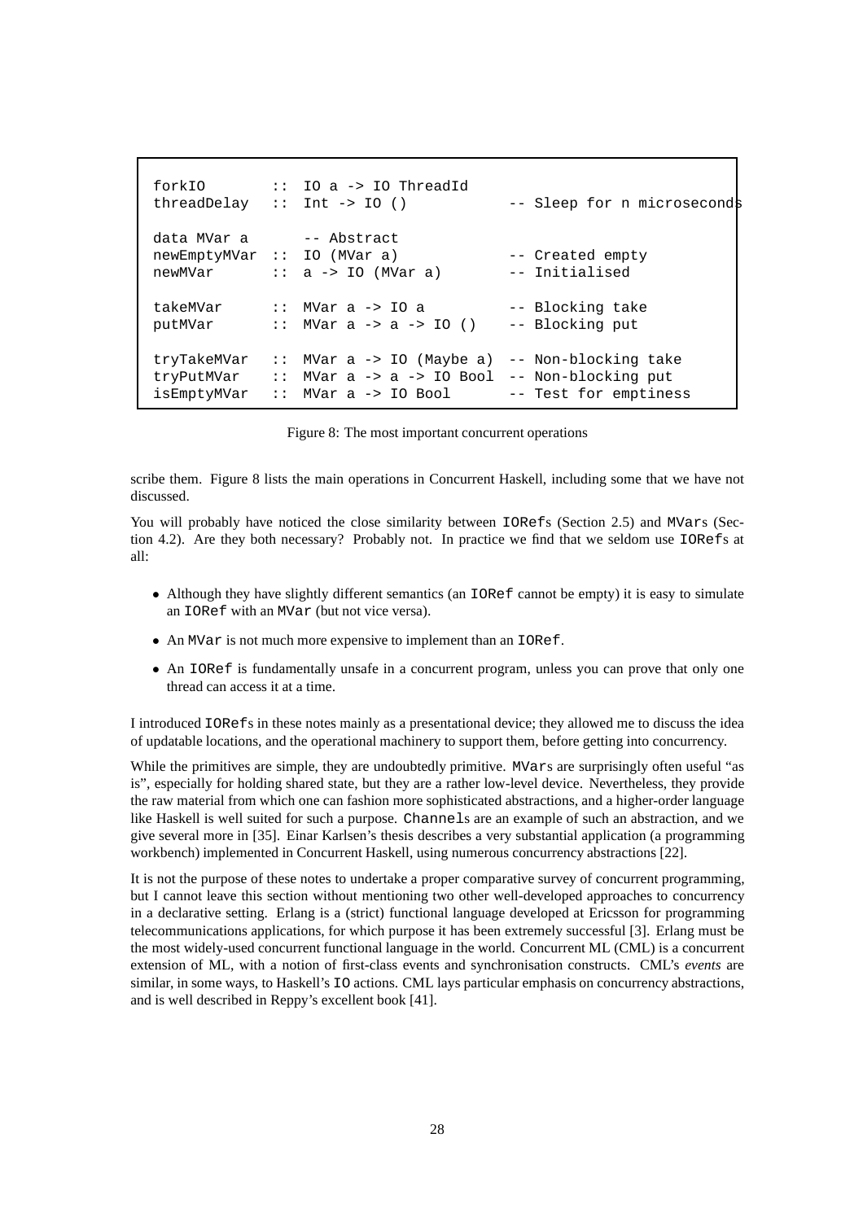```
forkIO       :: IO a -> IO ThreadId
threadDelay  :: Int -> IO ()           -- Sleep for n microseconds

data MVar a      -- Abstract
newEmptyMVar :: IO (MVar a)            -- Created empty
newMVar      :: a -> IO (MVar a)       -- Initialised

takeMVar     :: MVar a -> IO a         -- Blocking take
putMVar      :: MVar a -> a -> IO ()   -- Blocking put

tryTakeMVar  :: MVar a -> IO (Maybe a) -- Non-blocking take
tryPutMVar   :: MVar a -> a -> IO Bool -- Non-blocking put
isEmptyMVar  :: MVar a -> IO Bool      -- Test for emptiness
```

Figure 8: The most important concurrent operations

scribe them. Figure 8 lists the main operations in Concurrent Haskell, including some that we have not discussed.

You will probably have noticed the close similarity between `IORef`s (Section 2.5) and `MVar`s (Section 4.2). Are they both necessary? Probably not. In practice we find that we seldom use `IORef`s at all:

- Although they have slightly different semantics (an `IORef` cannot be empty) it is easy to simulate an `IORef` with an `MVar` (but not vice versa).
- An `MVar` is not much more expensive to implement than an `IORef`.
- An `IORef` is fundamentally unsafe in a concurrent program, unless you can prove that only one thread can access it at a time.

I introduced `IORef`s in these notes mainly as a presentational device; they allowed me to discuss the idea of updatable locations, and the operational machinery to support them, before getting into concurrency.

While the primitives are simple, they are undoubtedly primitive. `MVar`s are surprisingly often useful "as is", especially for holding shared state, but they are a rather low-level device. Nevertheless, they provide the raw material from which one can fashion more sophisticated abstractions, and a higher-order language like Haskell is well suited for such a purpose. `Channel`s are an example of such an abstraction, and we give several more in [35]. Einar Karlsen's thesis describes a very substantial application (a programming workbench) implemented in Concurrent Haskell, using numerous concurrency abstractions [22].

It is not the purpose of these notes to undertake a proper comparative survey of concurrent programming, but I cannot leave this section without mentioning two other well-developed approaches to concurrency in a declarative setting. Erlang is a (strict) functional language developed at Ericsson for programming telecommunications applications, for which purpose it has been extremely successful [3]. Erlang must be the most widely-used concurrent functional language in the world. Concurrent ML (CML) is a concurrent extension of ML, with a notion of first-class events and synchronisation constructs. CML's *events* are similar, in some ways, to Haskell's `IO` actions. CML lays particular emphasis on concurrency abstractions, and is well described in Reppy's excellent book [41].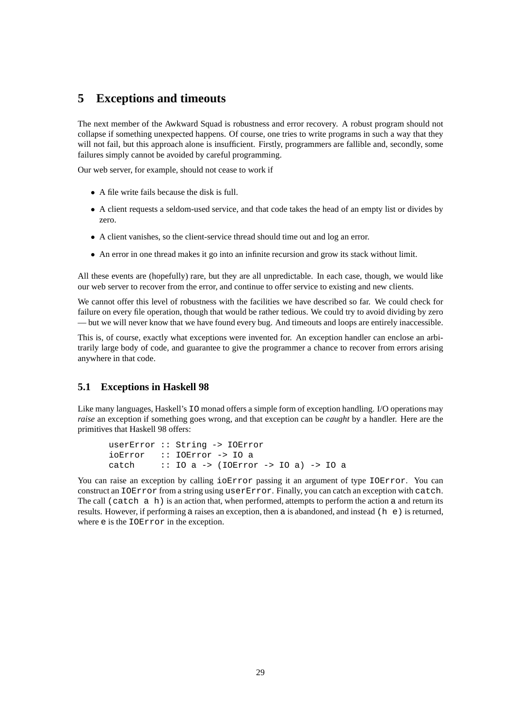# 5 Exceptions and timeouts

The next member of the Awkward Squad is robustness and error recovery. A robust program should not collapse if something unexpected happens. Of course, one tries to write programs in such a way that they will not fail, but this approach alone is insufficient. Firstly, programmers are fallible and, secondly, some failures simply cannot be avoided by careful programming.

Our web server, for example, should not cease to work if

- A file write fails because the disk is full.
- A client requests a seldom-used service, and that code takes the head of an empty list or divides by zero.
- A client vanishes, so the client-service thread should time out and log an error.
- An error in one thread makes it go into an infinite recursion and grow its stack without limit.

All these events are (hopefully) rare, but they are all unpredictable. In each case, though, we would like our web server to recover from the error, and continue to offer service to existing and new clients.

We cannot offer this level of robustness with the facilities we have described so far. We could check for failure on every file operation, though that would be rather tedious. We could try to avoid dividing by zero — but we will never know that we have found every bug. And timeouts and loops are entirely inaccessible.

This is, of course, exactly what exceptions were invented for. An exception handler can enclose an arbitrarily large body of code, and guarantee to give the programmer a chance to recover from errors arising anywhere in that code.

## 5.1 Exceptions in Haskell 98

Like many languages, Haskell's `IO` monad offers a simple form of exception handling. I/O operations may *raise* an exception if something goes wrong, and that exception can be *caught* by a handler. Here are the primitives that Haskell 98 offers:

```
userError :: String -> IOError
ioError   :: IOError -> IO a
catch     :: IO a -> (IOError -> IO a) -> IO a
```

You can raise an exception by calling `ioError` passing it an argument of type `IOError`. You can construct an `IOError` from a string using `userError`. Finally, you can catch an exception with `catch`. The call `(catch a h)` is an action that, when performed, attempts to perform the action `a` and return its results. However, if performing `a` raises an exception, then `a` is abandoned, and instead `(h e)` is returned, where `e` is the `IOError` in the exception.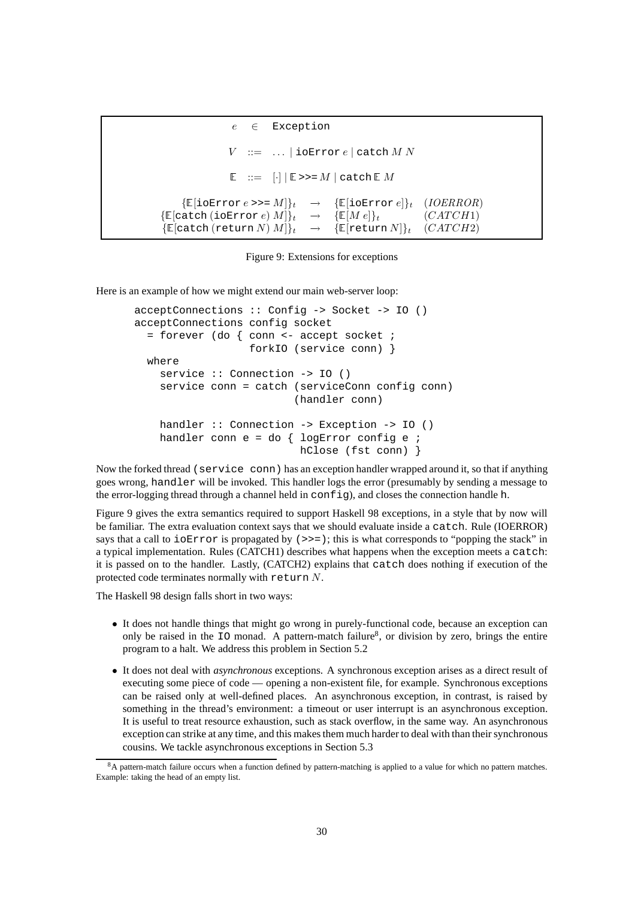$$
\begin{array}{rcl}
e & \in & \texttt{Exception} \\
V & ::= & \ldots \mid \texttt{ioError}\ e \mid \texttt{catch}\ M\ N \\
\mathbb{E} & ::= & [\cdot] \mid \mathbb{E} \texttt{>>=} M \mid \texttt{catch}\ \mathbb{E}\ M
\end{array}
$$

$$
\begin{array}{rcll}
\{\mathbb{E}[\texttt{ioError}\ e \texttt{>>=} M]\}_t & \rightarrow & \{\mathbb{E}[\texttt{ioError}\ e]\}_t & (IOERROR) \\
\{\mathbb{E}[\texttt{catch}\ (\texttt{ioError}\ e)\ M]\}_t & \rightarrow & \{\mathbb{E}[M\ e]\}_t & (CATCH1) \\
\{\mathbb{E}[\texttt{catch}\ (\texttt{return}\ N)\ M]\}_t & \rightarrow & \{\mathbb{E}[\texttt{return}\ N]\}_t & (CATCH2)
\end{array}
$$

Figure 9: Extensions for exceptions

Here is an example of how we might extend our main web-server loop:

```
acceptConnections :: Config -> Socket -> IO ()
acceptConnections config socket
  = forever (do { conn <- accept socket ;
                  forkIO (service conn) }
  where
    service :: Connection -> IO ()
    service conn = catch (serviceConn config conn)
                         (handler conn)

    handler :: Connection -> Exception -> IO ()
    handler conn e = do { logError config e ;
                          hClose (fst conn) }
```

Now the forked thread (`service conn`) has an exception handler wrapped around it, so that if anything goes wrong, `handler` will be invoked. This handler logs the error (presumably by sending a message to the error-logging thread through a channel held in `config`), and closes the connection handle `h`.

Figure 9 gives the extra semantics required to support Haskell 98 exceptions, in a style that by now will be familiar. The extra evaluation context says that we should evaluate inside a `catch`. Rule (IOERROR) says that a call to `ioError` is propagated by (`>>=`); this is what corresponds to "popping the stack" in a typical implementation. Rules (CATCH1) describes what happens when the exception meets a `catch`: it is passed on to the handler. Lastly, (CATCH2) explains that `catch` does nothing if execution of the protected code terminates normally with `return` $N$.

The Haskell 98 design falls short in two ways:

- It does not handle things that might go wrong in purely-functional code, because an exception can only be raised in the `IO` monad. A pattern-match failure[8], or division by zero, brings the entire program to a halt. We address this problem in Section 5.2
- It does not deal with *asynchronous* exceptions. A synchronous exception arises as a direct result of executing some piece of code — opening a non-existent file, for example. Synchronous exceptions can be raised only at well-defined places. An asynchronous exception, in contrast, is raised by something in the thread's environment: a timeout or user interrupt is an asynchronous exception. It is useful to treat resource exhaustion, such as stack overflow, in the same way. An asynchronous exception can strike at any time, and this makes them much harder to deal with than their synchronous cousins. We tackle asynchronous exceptions in Section 5.3

[8] A pattern-match failure occurs when a function defined by pattern-matching is applied to a value for which no pattern matches. Example: taking the head of an empty list.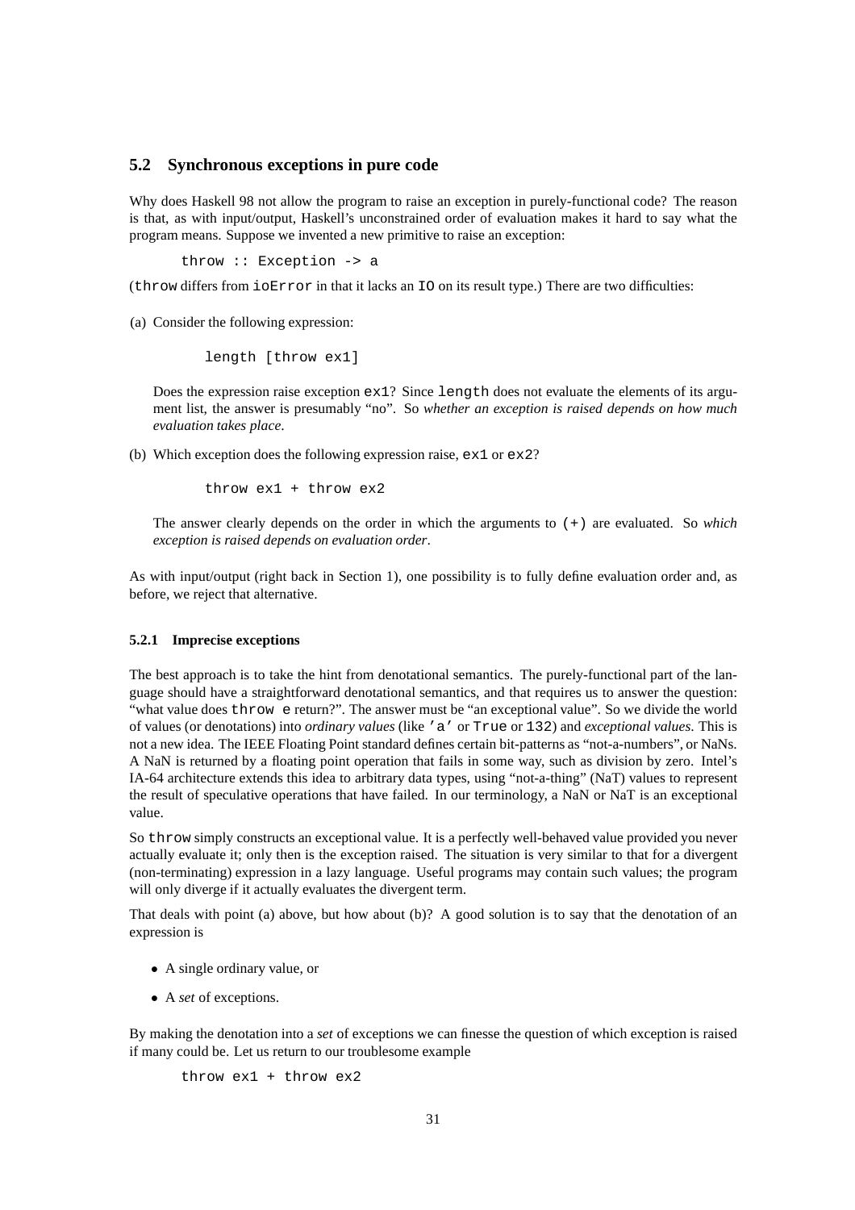## 5.2 Synchronous exceptions in pure code

Why does Haskell 98 not allow the program to raise an exception in purely-functional code? The reason is that, as with input/output, Haskell's unconstrained order of evaluation makes it hard to say what the program means. Suppose we invented a new primitive to raise an exception:

```
throw :: Exception -> a
```

(`throw` differs from `ioError` in that it lacks an `IO` on its result type.) There are two difficulties:

(a) Consider the following expression:

```
length [throw ex1]
```

Does the expression raise exception `ex1`? Since `length` does not evaluate the elements of its argument list, the answer is presumably "no". So *whether an exception is raised depends on how much evaluation takes place*.

(b) Which exception does the following expression raise, `ex1` or `ex2`?

```
throw ex1 + throw ex2
```

The answer clearly depends on the order in which the arguments to `(+)` are evaluated. So *which exception is raised depends on evaluation order*.

As with input/output (right back in Section 1), one possibility is to fully define evaluation order and, as before, we reject that alternative.

### 5.2.1 Imprecise exceptions

The best approach is to take the hint from denotational semantics. The purely-functional part of the language should have a straightforward denotational semantics, and that requires us to answer the question: "what value does `throw e` return?". The answer must be "an exceptional value". So we divide the world of values (or denotations) into *ordinary values* (like `'a'` or `True` or `132`) and *exceptional values*. This is not a new idea. The IEEE Floating Point standard defines certain bit-patterns as "not-a-numbers", or NaNs. A NaN is returned by a floating point operation that fails in some way, such as division by zero. Intel's IA-64 architecture extends this idea to arbitrary data types, using "not-a-thing" (NaT) values to represent the result of speculative operations that have failed. In our terminology, a NaN or NaT is an exceptional value.

So `throw` simply constructs an exceptional value. It is a perfectly well-behaved value provided you never actually evaluate it; only then is the exception raised. The situation is very similar to that for a divergent (non-terminating) expression in a lazy language. Useful programs may contain such values; the program will only diverge if it actually evaluates the divergent term.

That deals with point (a) above, but how about (b)? A good solution is to say that the denotation of an expression is

- A single ordinary value, or
- A *set* of exceptions.

By making the denotation into a *set* of exceptions we can finesse the question of which exception is raised if many could be. Let us return to our troublesome example

```
throw ex1 + throw ex2
```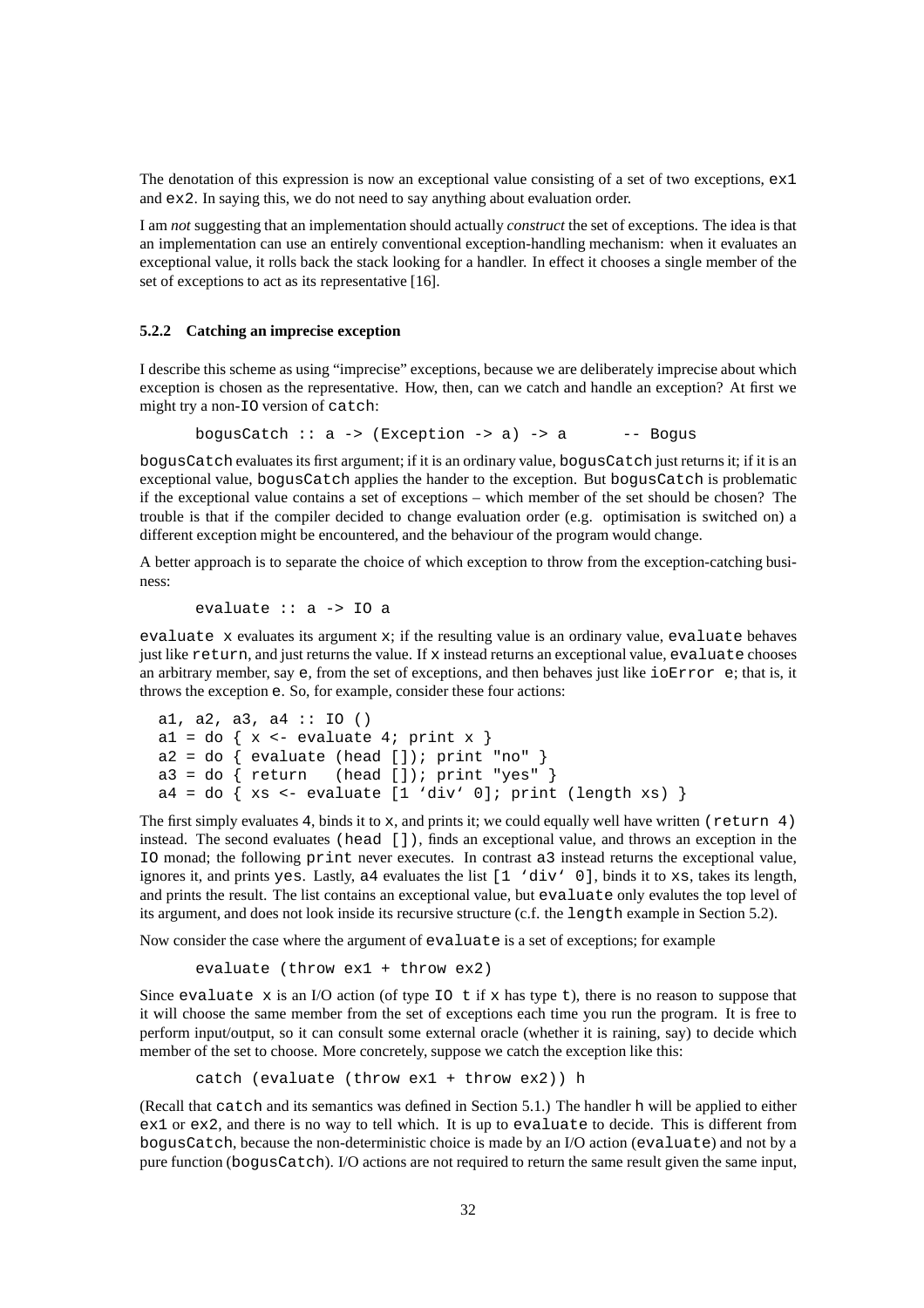The denotation of this expression is now an exceptional value consisting of a set of two exceptions, `ex1` and `ex2`. In saying this, we do not need to say anything about evaluation order.

I am *not* suggesting that an implementation should actually *construct* the set of exceptions. The idea is that an implementation can use an entirely conventional exception-handling mechanism: when it evaluates an exceptional value, it rolls back the stack looking for a handler. In effect it chooses a single member of the set of exceptions to act as its representative [16].

#### 5.2.2 Catching an imprecise exception

I describe this scheme as using "imprecise" exceptions, because we are deliberately imprecise about which exception is chosen as the representative. How, then, can we catch and handle an exception? At first we might try a non-`IO` version of `catch`:

```
bogusCatch :: a -> (Exception -> a) -> a       -- Bogus
```

`bogusCatch` evaluates its first argument; if it is an ordinary value, `bogusCatch` just returns it; if it is an exceptional value, `bogusCatch` applies the hander to the exception. But `bogusCatch` is problematic if the exceptional value contains a set of exceptions – which member of the set should be chosen? The trouble is that if the compiler decided to change evaluation order (e.g. optimisation is switched on) a different exception might be encountered, and the behaviour of the program would change.

A better approach is to separate the choice of which exception to throw from the exception-catching business:

```
evaluate :: a -> IO a
```

`evaluate x` evaluates its argument `x`; if the resulting value is an ordinary value, `evaluate` behaves just like `return`, and just returns the value. If `x` instead returns an exceptional value, `evaluate` chooses an arbitrary member, say `e`, from the set of exceptions, and then behaves just like `ioError e`; that is, it throws the exception `e`. So, for example, consider these four actions:

```
a1, a2, a3, a4 :: IO ()
a1 = do { x <- evaluate 4; print x }
a2 = do { evaluate (head []); print "no" }
a3 = do { return   (head []); print "yes" }
a4 = do { xs <- evaluate [1 'div' 0]; print (length xs) }
```

The first simply evaluates 4, binds it to `x`, and prints it; we could equally well have written `(return 4)` instead. The second evaluates `(head [])`, finds an exceptional value, and throws an exception in the `IO` monad; the following `print` never executes. In contrast `a3` instead returns the exceptional value, ignores it, and prints `yes`. Lastly, `a4` evaluates the list `[1 'div' 0]`, binds it to `xs`, takes its length, and prints the result. The list contains an exceptional value, but `evaluate` only evalutes the top level of its argument, and does not look inside its recursive structure (c.f. the `length` example in Section 5.2).

Now consider the case where the argument of `evaluate` is a set of exceptions; for example

```
evaluate (throw ex1 + throw ex2)
```

Since `evaluate x` is an I/O action (of type `IO t` if `x` has type `t`), there is no reason to suppose that it will choose the same member from the set of exceptions each time you run the program. It is free to perform input/output, so it can consult some external oracle (whether it is raining, say) to decide which member of the set to choose. More concretely, suppose we catch the exception like this:

```
catch (evaluate (throw ex1 + throw ex2)) h
```

(Recall that `catch` and its semantics was defined in Section 5.1.) The handler `h` will be applied to either `ex1` or `ex2`, and there is no way to tell which. It is up to `evaluate` to decide. This is different from `bogusCatch`, because the non-deterministic choice is made by an I/O action (`evaluate`) and not by a pure function (`bogusCatch`). I/O actions are not required to return the same result given the same input,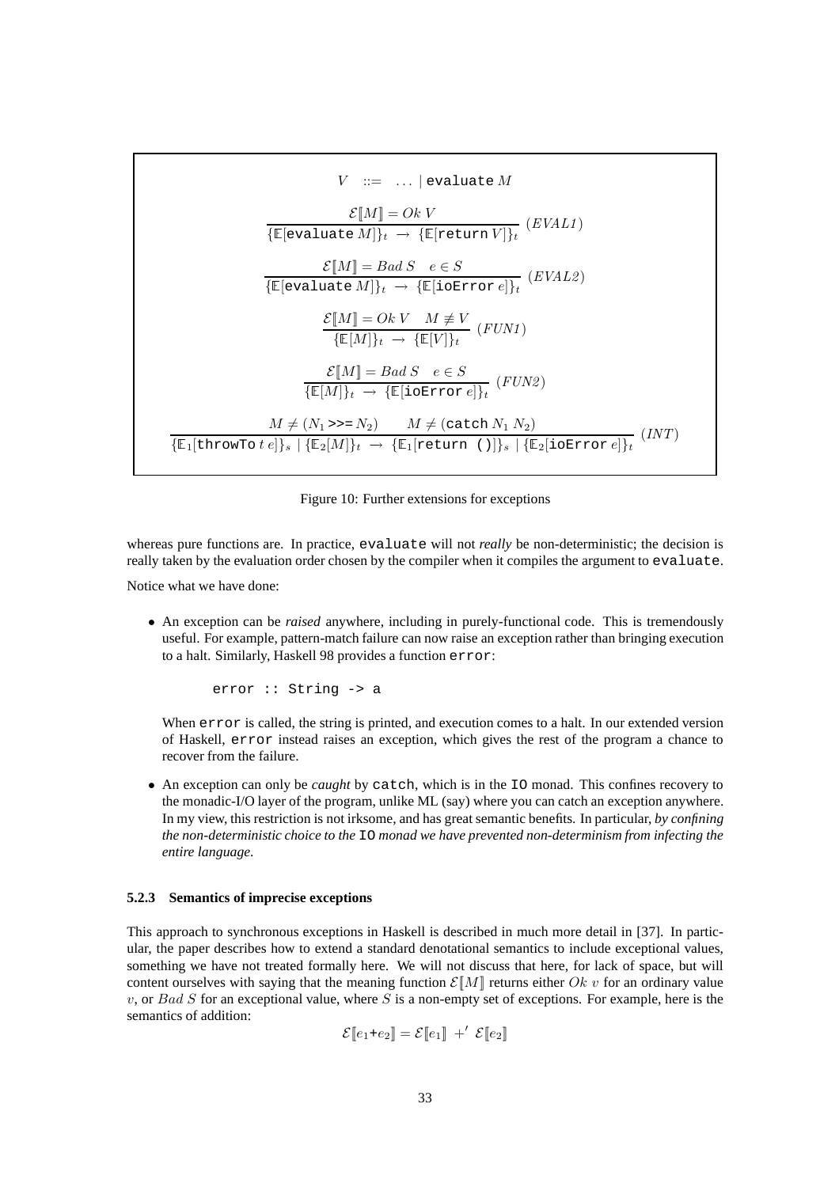$$V \quad ::= \quad \ldots \mid \texttt{evaluate}\ M$$

$$\frac{\mathcal{E}[\![M]\!] = Ok\ V}{\{\mathbb{E}[\texttt{evaluate}\ M]\}_t \ \rightarrow\ \{\mathbb{E}[\texttt{return}\ V]\}_t}\ (EVAL1)$$

$$\frac{\mathcal{E}[\![M]\!] = Bad\ S \quad e \in S}{\{\mathbb{E}[\texttt{evaluate}\ M]\}_t \ \rightarrow\ \{\mathbb{E}[\texttt{ioError}\ e]\}_t}\ (EVAL2)$$

$$\frac{\mathcal{E}[\![M]\!] = Ok\ V \quad M \not\equiv V}{\{\mathbb{E}[M]\}_t \ \rightarrow\ \{\mathbb{E}[V]\}_t}\ (FUN1)$$

$$\frac{\mathcal{E}[\![M]\!] = Bad\ S \quad e \in S}{\{\mathbb{E}[M]\}_t \ \rightarrow\ \{\mathbb{E}[\texttt{ioError}\ e]\}_t}\ (FUN2)$$

$$\frac{M \neq (N_1\ \texttt{>>=}\ N_2) \qquad M \neq (\texttt{catch}\ N_1\ N_2)}{\{\mathbb{E}_1[\texttt{throwTo}\ t\ e]\}_s \mid \{\mathbb{E}_2[M]\}_t \ \rightarrow\ \{\mathbb{E}_1[\texttt{return ()}]\}_s \mid \{\mathbb{E}_2[\texttt{ioError}\ e]\}_t}\ (INT)$$

Figure 10: Further extensions for exceptions

whereas pure functions are. In practice, `evaluate` will not *really* be non-deterministic; the decision is really taken by the evaluation order chosen by the compiler when it compiles the argument to `evaluate`.

Notice what we have done:

- An exception can be *raised* anywhere, including in purely-functional code. This is tremendously useful. For example, pattern-match failure can now raise an exception rather than bringing execution to a halt. Similarly, Haskell 98 provides a function `error`:

```
error :: String -> a
```

  When `error` is called, the string is printed, and execution comes to a halt. In our extended version of Haskell, `error` instead raises an exception, which gives the rest of the program a chance to recover from the failure.

- An exception can only be *caught* by `catch`, which is in the `IO` monad. This confines recovery to the monadic-I/O layer of the program, unlike ML (say) where you can catch an exception anywhere. In my view, this restriction is not irksome, and has great semantic benefits. In particular, *by confining the non-deterministic choice to the* `IO` *monad we have prevented non-determinism from infecting the entire language*.

### 5.2.3 Semantics of imprecise exceptions

This approach to synchronous exceptions in Haskell is described in much more detail in [37]. In particular, the paper describes how to extend a standard denotational semantics to include exceptional values, something we have not treated formally here. We will not discuss that here, for lack of space, but will content ourselves with saying that the meaning function $\mathcal{E}[\![M]\!]$ returns either $Ok\ v$ for an ordinary value $v$, or $Bad\ S$ for an exceptional value, where $S$ is a non-empty set of exceptions. For example, here is the semantics of addition:

$$\mathcal{E}[\![e_1\texttt{+}e_2]\!] = \mathcal{E}[\![e_1]\!]\ +'\ \mathcal{E}[\![e_2]\!]$$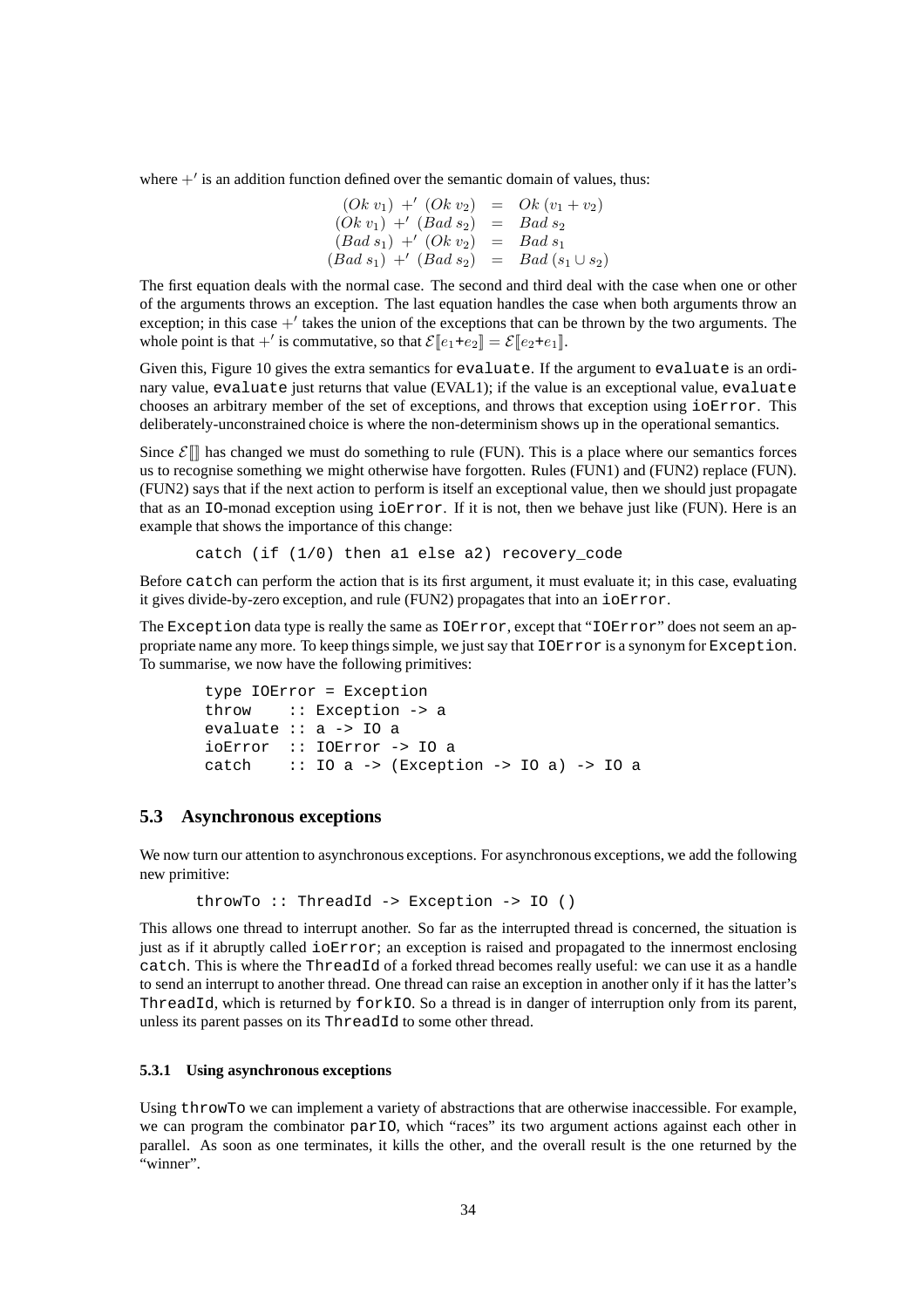where $+'$ is an addition function defined over the semantic domain of values, thus:

$$
\begin{array}{rcl}
(Ok\ v_1)\ +'\ (Ok\ v_2) & = & Ok\ (v_1 + v_2) \\
(Ok\ v_1)\ +'\ (Bad\ s_2) & = & Bad\ s_2 \\
(Bad\ s_1)\ +'\ (Ok\ v_2) & = & Bad\ s_1 \\
(Bad\ s_1)\ +'\ (Bad\ s_2) & = & Bad\ (s_1 \cup s_2)
\end{array}
$$

The first equation deals with the normal case. The second and third deal with the case when one or other of the arguments throws an exception. The last equation handles the case when both arguments throw an exception; in this case $+'$ takes the union of the exceptions that can be thrown by the two arguments. The whole point is that $+'$ is commutative, so that $\mathcal{E}[\![e_1\texttt{+}e_2]\!] = \mathcal{E}[\![e_2\texttt{+}e_1]\!]$.

Given this, Figure 10 gives the extra semantics for `evaluate`. If the argument to `evaluate` is an ordinary value, `evaluate` just returns that value (EVAL1); if the value is an exceptional value, `evaluate` chooses an arbitrary member of the set of exceptions, and throws that exception using `ioError`. This deliberately-unconstrained choice is where the non-determinism shows up in the operational semantics.

Since $\mathcal{E}[\![]\!]$ has changed we must do something to rule (FUN). This is a place where our semantics forces us to recognise something we might otherwise have forgotten. Rules (FUN1) and (FUN2) replace (FUN). (FUN2) says that if the next action to perform is itself an exceptional value, then we should just propagate that as an `IO`-monad exception using `ioError`. If it is not, then we behave just like (FUN). Here is an example that shows the importance of this change:

```
catch (if (1/0) then a1 else a2) recovery_code
```

Before `catch` can perform the action that is its first argument, it must evaluate it; in this case, evaluating it gives divide-by-zero exception, and rule (FUN2) propagates that into an `ioError`.

The `Exception` data type is really the same as `IOError`, except that "`IOError`" does not seem an appropriate name any more. To keep things simple, we just say that `IOError` is a synonym for `Exception`. To summarise, we now have the following primitives:

```
type IOError = Exception
throw    :: Exception -> a
evaluate :: a -> IO a
ioError  :: IOError -> IO a
catch    :: IO a -> (Exception -> IO a) -> IO a
```

## 5.3 Asynchronous exceptions

We now turn our attention to asynchronous exceptions. For asynchronous exceptions, we add the following new primitive:

```
throwTo :: ThreadId -> Exception -> IO ()
```

This allows one thread to interrupt another. So far as the interrupted thread is concerned, the situation is just as if it abruptly called `ioError`; an exception is raised and propagated to the innermost enclosing `catch`. This is where the `ThreadId` of a forked thread becomes really useful: we can use it as a handle to send an interrupt to another thread. One thread can raise an exception in another only if it has the latter's `ThreadId`, which is returned by `forkIO`. So a thread is in danger of interruption only from its parent, unless its parent passes on its `ThreadId` to some other thread.

### 5.3.1 Using asynchronous exceptions

Using `throwTo` we can implement a variety of abstractions that are otherwise inaccessible. For example, we can program the combinator `parIO`, which "races" its two argument actions against each other in parallel. As soon as one terminates, it kills the other, and the overall result is the one returned by the "winner".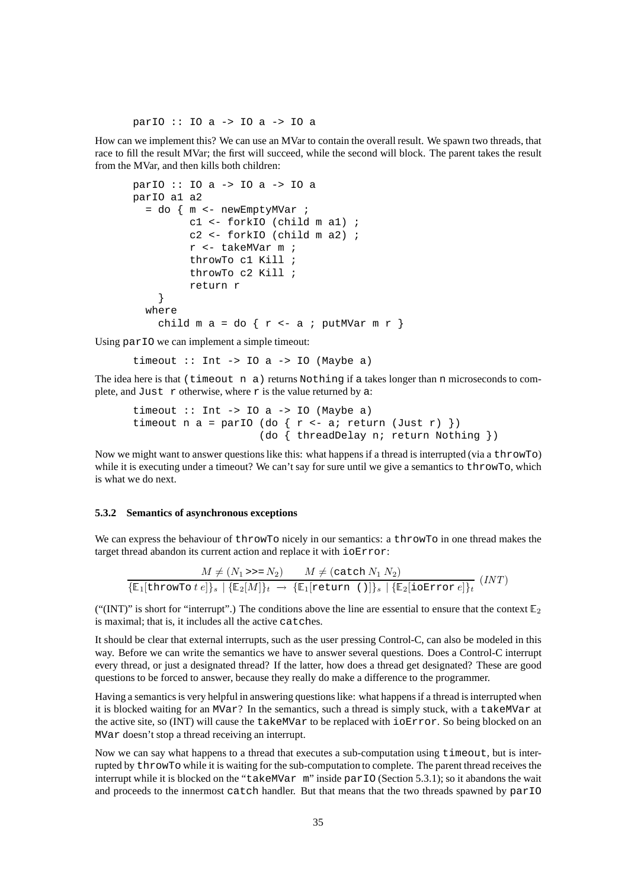```
parIO :: IO a -> IO a -> IO a
```

How can we implement this? We can use an MVar to contain the overall result. We spawn two threads, that race to fill the result MVar; the first will succeed, while the second will block. The parent takes the result from the MVar, and then kills both children:

```
parIO :: IO a -> IO a -> IO a
parIO a1 a2
  = do { m <- newEmptyMVar ;
         c1 <- forkIO (child m a1) ;
         c2 <- forkIO (child m a2) ;
         r <- takeMVar m ;
         throwTo c1 Kill ;
         throwTo c2 Kill ;
         return r
    }
  where
    child m a = do { r <- a ; putMVar m r }
```

Using `parIO` we can implement a simple timeout:

```
timeout :: Int -> IO a -> IO (Maybe a)
```

The idea here is that `(timeout n a)` returns `Nothing` if `a` takes longer than `n` microseconds to complete, and `Just r` otherwise, where `r` is the value returned by `a`:

```
timeout :: Int -> IO a -> IO (Maybe a)
timeout n a = parIO (do { r <- a; return (Just r) })
                    (do { threadDelay n; return Nothing })
```

Now we might want to answer questions like this: what happens if a thread is interrupted (via a `throwTo`) while it is executing under a timeout? We can't say for sure until we give a semantics to `throwTo`, which is what we do next.

#### 5.3.2 Semantics of asynchronous exceptions

We can express the behaviour of `throwTo` nicely in our semantics: a `throwTo` in one thread makes the target thread abandon its current action and replace it with `ioError`:

$$\frac{M \neq (N_1 \texttt{>>=} N_2) \qquad M \neq (\texttt{catch}\ N_1\ N_2)}{\{\mathbb{E}_1[\texttt{throwTo}\ t\ e]\}_s \mid \{\mathbb{E}_2[M]\}_t \ \rightarrow\ \{\mathbb{E}_1[\texttt{return ()}]\}_s \mid \{\mathbb{E}_2[\texttt{ioError}\ e]\}_t}\ (INT)$$

("(INT)" is short for "interrupt".) The conditions above the line are essential to ensure that the context $\mathbb{E}_2$ is maximal; that is, it includes all the active `catch`es.

It should be clear that external interrupts, such as the user pressing Control-C, can also be modeled in this way. Before we can write the semantics we have to answer several questions. Does a Control-C interrupt every thread, or just a designated thread? If the latter, how does a thread get designated? These are good questions to be forced to answer, because they really do make a difference to the programmer.

Having a semantics is very helpful in answering questions like: what happens if a thread is interrupted when it is blocked waiting for an `MVar`? In the semantics, such a thread is simply stuck, with a `takeMVar` at the active site, so (INT) will cause the `takeMVar` to be replaced with `ioError`. So being blocked on an `MVar` doesn't stop a thread receiving an interrupt.

Now we can say what happens to a thread that executes a sub-computation using `timeout`, but is interrupted by `throwTo` while it is waiting for the sub-computation to complete. The parent thread receives the interrupt while it is blocked on the "`takeMVar m`" inside `parIO` (Section 5.3.1); so it abandons the wait and proceeds to the innermost `catch` handler. But that means that the two threads spawned by `parIO`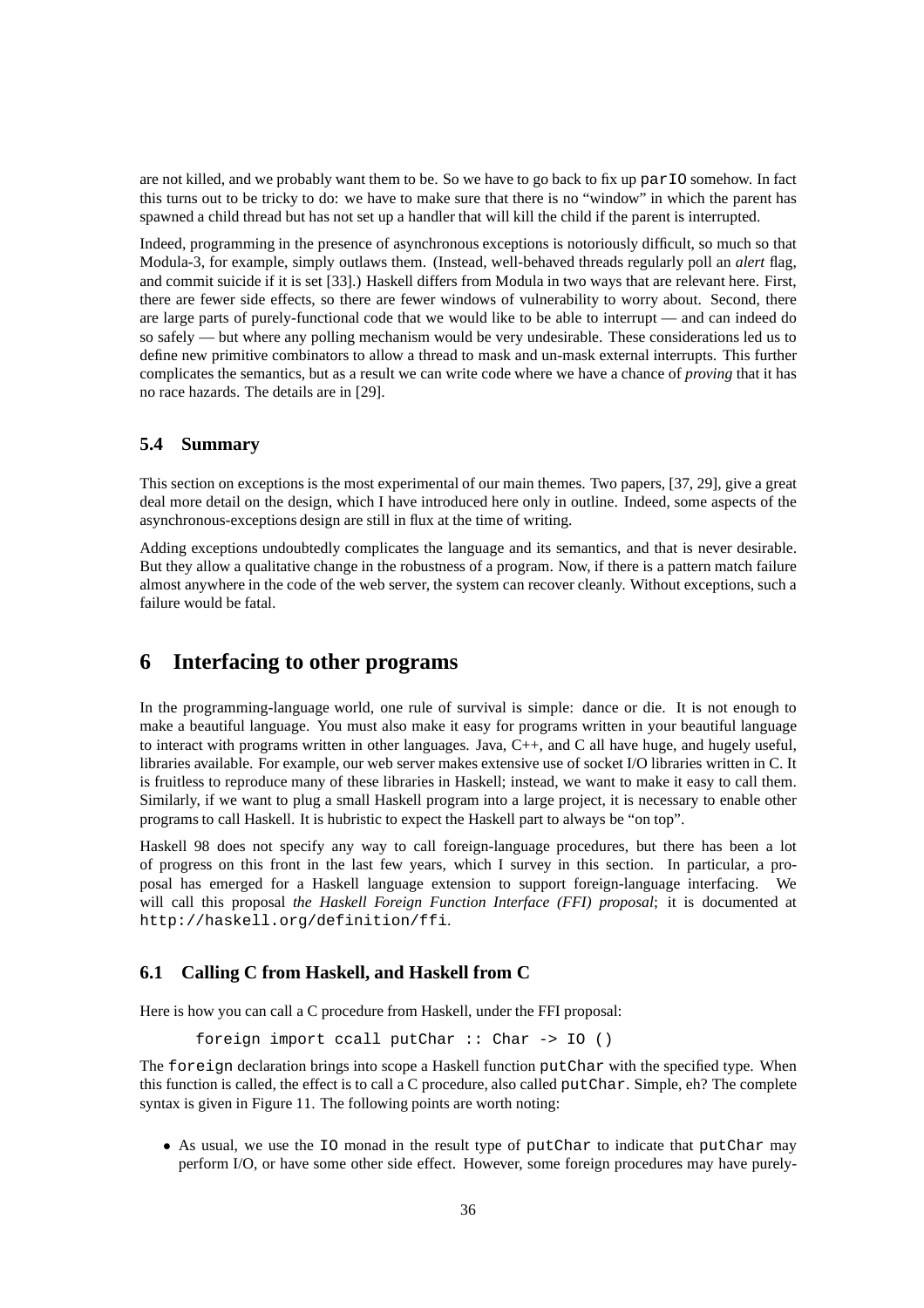are not killed, and we probably want them to be. So we have to go back to fix up `parIO` somehow. In fact this turns out to be tricky to do: we have to make sure that there is no "window" in which the parent has spawned a child thread but has not set up a handler that will kill the child if the parent is interrupted.

Indeed, programming in the presence of asynchronous exceptions is notoriously difficult, so much so that Modula-3, for example, simply outlaws them. (Instead, well-behaved threads regularly poll an *alert* flag, and commit suicide if it is set [33].) Haskell differs from Modula in two ways that are relevant here. First, there are fewer side effects, so there are fewer windows of vulnerability to worry about. Second, there are large parts of purely-functional code that we would like to be able to interrupt — and can indeed do so safely — but where any polling mechanism would be very undesirable. These considerations led us to define new primitive combinators to allow a thread to mask and un-mask external interrupts. This further complicates the semantics, but as a result we can write code where we have a chance of *proving* that it has no race hazards. The details are in [29].

### 5.4 Summary

This section on exceptions is the most experimental of our main themes. Two papers, [37, 29], give a great deal more detail on the design, which I have introduced here only in outline. Indeed, some aspects of the asynchronous-exceptions design are still in flux at the time of writing.

Adding exceptions undoubtedly complicates the language and its semantics, and that is never desirable. But they allow a qualitative change in the robustness of a program. Now, if there is a pattern match failure almost anywhere in the code of the web server, the system can recover cleanly. Without exceptions, such a failure would be fatal.

## 6 Interfacing to other programs

In the programming-language world, one rule of survival is simple: dance or die. It is not enough to make a beautiful language. You must also make it easy for programs written in your beautiful language to interact with programs written in other languages. Java, C++, and C all have huge, and hugely useful, libraries available. For example, our web server makes extensive use of socket I/O libraries written in C. It is fruitless to reproduce many of these libraries in Haskell; instead, we want to make it easy to call them. Similarly, if we want to plug a small Haskell program into a large project, it is necessary to enable other programs to call Haskell. It is hubristic to expect the Haskell part to always be "on top".

Haskell 98 does not specify any way to call foreign-language procedures, but there has been a lot of progress on this front in the last few years, which I survey in this section. In particular, a proposal has emerged for a Haskell language extension to support foreign-language interfacing. We will call this proposal *the Haskell Foreign Function Interface (FFI) proposal*; it is documented at `http://haskell.org/definition/ffi`.

### 6.1 Calling C from Haskell, and Haskell from C

Here is how you can call a C procedure from Haskell, under the FFI proposal:

```
foreign import ccall putChar :: Char -> IO ()
```

The `foreign` declaration brings into scope a Haskell function `putChar` with the specified type. When this function is called, the effect is to call a C procedure, also called `putChar`. Simple, eh? The complete syntax is given in Figure 11. The following points are worth noting:

- As usual, we use the `IO` monad in the result type of `putChar` to indicate that `putChar` may perform I/O, or have some other side effect. However, some foreign procedures may have purely-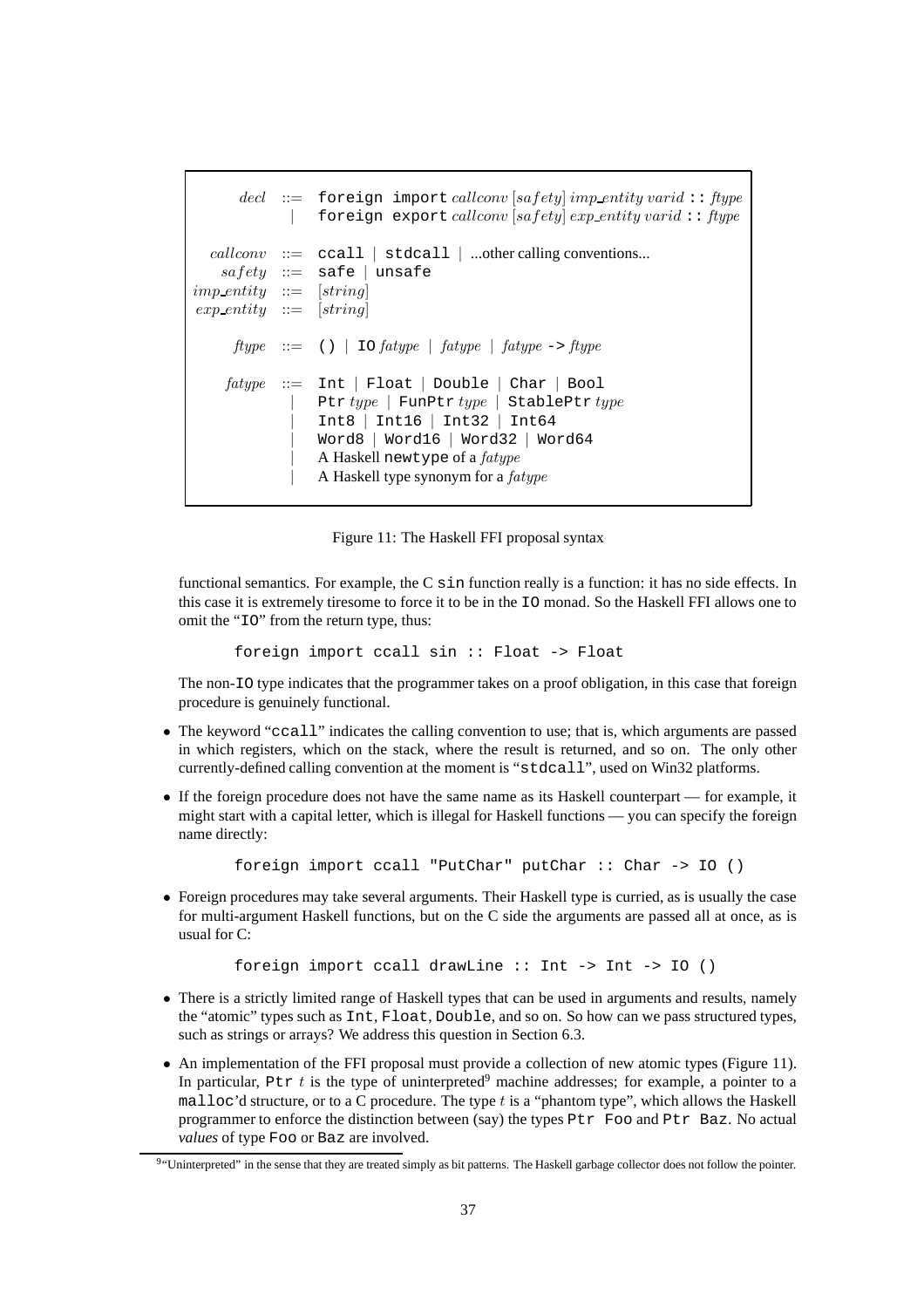```
decl       ::= foreign import callconv [safety] imp_entity varid :: ftype
            |  foreign export callconv [safety] exp_entity varid :: ftype

callconv   ::= ccall | stdcall | ...other calling conventions...
safety     ::= safe | unsafe
imp_entity ::= [string]
exp_entity ::= [string]

ftype      ::= () | IO fatype | fatype | fatype -> ftype

fatype     ::= Int | Float | Double | Char | Bool
            |  Ptr type | FunPtr type | StablePtr type
            |  Int8 | Int16 | Int32 | Int64
            |  Word8 | Word16 | Word32 | Word64
            |  A Haskell newtype of a fatype
            |  A Haskell type synonym for a fatype
```

Figure 11: The Haskell FFI proposal syntax

functional semantics. For example, the C `sin` function really is a function: it has no side effects. In this case it is extremely tiresome to force it to be in the `IO` monad. So the Haskell FFI allows one to omit the "`IO`" from the return type, thus:

```
foreign import ccall sin :: Float -> Float
```

The non-`IO` type indicates that the programmer takes on a proof obligation, in this case that foreign procedure is genuinely functional.

- The keyword "`ccall`" indicates the calling convention to use; that is, which arguments are passed in which registers, which on the stack, where the result is returned, and so on. The only other currently-defined calling convention at the moment is "`stdcall`", used on Win32 platforms.
- If the foreign procedure does not have the same name as its Haskell counterpart — for example, it might start with a capital letter, which is illegal for Haskell functions — you can specify the foreign name directly:

```
foreign import ccall "PutChar" putChar :: Char -> IO ()
```

- Foreign procedures may take several arguments. Their Haskell type is curried, as is usually the case for multi-argument Haskell functions, but on the C side the arguments are passed all at once, as is usual for C:

```
foreign import ccall drawLine :: Int -> Int -> IO ()
```

- There is a strictly limited range of Haskell types that can be used in arguments and results, namely the "atomic" types such as `Int`, `Float`, `Double`, and so on. So how can we pass structured types, such as strings or arrays? We address this question in Section 6.3.
- An implementation of the FFI proposal must provide a collection of new atomic types (Figure 11). In particular, `Ptr` $t$ is the type of uninterpreted[9] machine addresses; for example, a pointer to a `malloc`'d structure, or to a C procedure. The type $t$ is a "phantom type", which allows the Haskell programmer to enforce the distinction between (say) the types `Ptr Foo` and `Ptr Baz`. No actual *values* of type `Foo` or `Baz` are involved.

[9] "Uninterpreted" in the sense that they are treated simply as bit patterns. The Haskell garbage collector does not follow the pointer.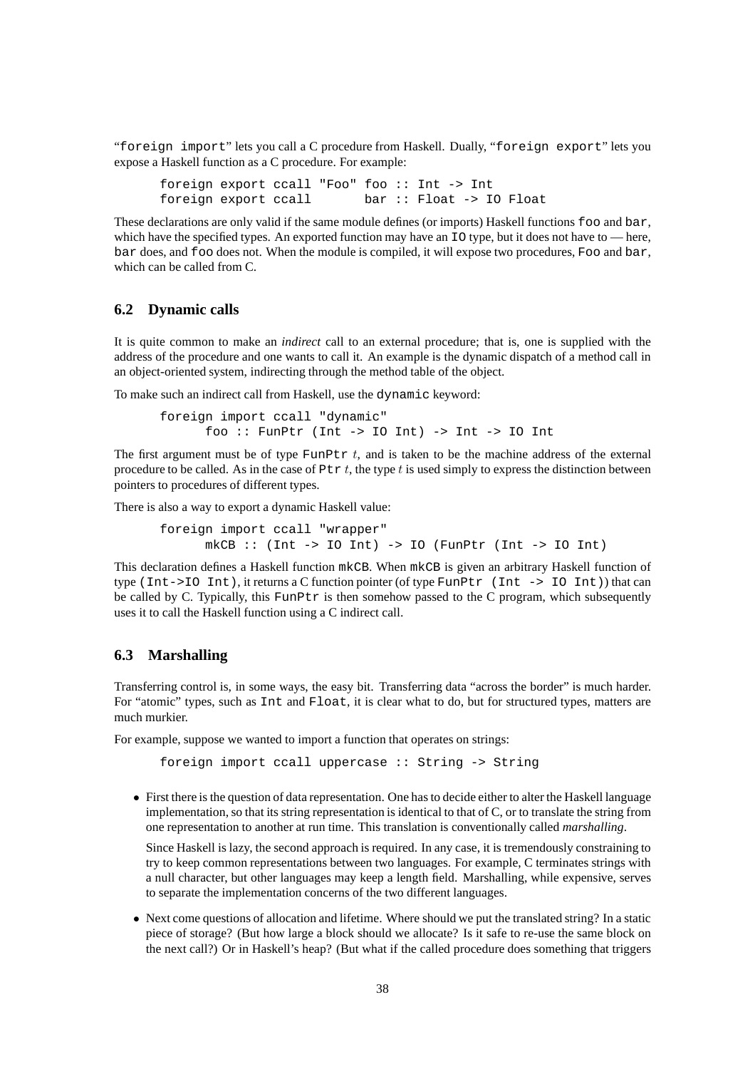"`foreign import`" lets you call a C procedure from Haskell. Dually, "`foreign export`" lets you expose a Haskell function as a C procedure. For example:

```
foreign export ccall "Foo" foo :: Int -> Int
foreign export ccall       bar :: Float -> IO Float
```

These declarations are only valid if the same module defines (or imports) Haskell functions `foo` and `bar`, which have the specified types. An exported function may have an `IO` type, but it does not have to — here, `bar` does, and `foo` does not. When the module is compiled, it will expose two procedures, `Foo` and `bar`, which can be called from C.

## 6.2 Dynamic calls

It is quite common to make an *indirect* call to an external procedure; that is, one is supplied with the address of the procedure and one wants to call it. An example is the dynamic dispatch of a method call in an object-oriented system, indirecting through the method table of the object.

To make such an indirect call from Haskell, use the `dynamic` keyword:

```
foreign import ccall "dynamic"
      foo :: FunPtr (Int -> IO Int) -> Int -> IO Int
```

The first argument must be of type `FunPtr` $t$, and is taken to be the machine address of the external procedure to be called. As in the case of `Ptr` $t$, the type $t$ is used simply to express the distinction between pointers to procedures of different types.

There is also a way to export a dynamic Haskell value:

```
foreign import ccall "wrapper"
      mkCB :: (Int -> IO Int) -> IO (FunPtr (Int -> IO Int)
```

This declaration defines a Haskell function `mkCB`. When `mkCB` is given an arbitrary Haskell function of type `(Int->IO Int)`, it returns a C function pointer (of type `FunPtr (Int -> IO Int)`) that can be called by C. Typically, this `FunPtr` is then somehow passed to the C program, which subsequently uses it to call the Haskell function using a C indirect call.

## 6.3 Marshalling

Transferring control is, in some ways, the easy bit. Transferring data "across the border" is much harder. For "atomic" types, such as `Int` and `Float`, it is clear what to do, but for structured types, matters are much murkier.

For example, suppose we wanted to import a function that operates on strings:

```
foreign import ccall uppercase :: String -> String
```

- First there is the question of data representation. One has to decide either to alter the Haskell language implementation, so that its string representation is identical to that of C, or to translate the string from one representation to another at run time. This translation is conventionally called *marshalling*.

  Since Haskell is lazy, the second approach is required. In any case, it is tremendously constraining to try to keep common representations between two languages. For example, C terminates strings with a null character, but other languages may keep a length field. Marshalling, while expensive, serves to separate the implementation concerns of the two different languages.

- Next come questions of allocation and lifetime. Where should we put the translated string? In a static piece of storage? (But how large a block should we allocate? Is it safe to re-use the same block on the next call?) Or in Haskell's heap? (But what if the called procedure does something that triggers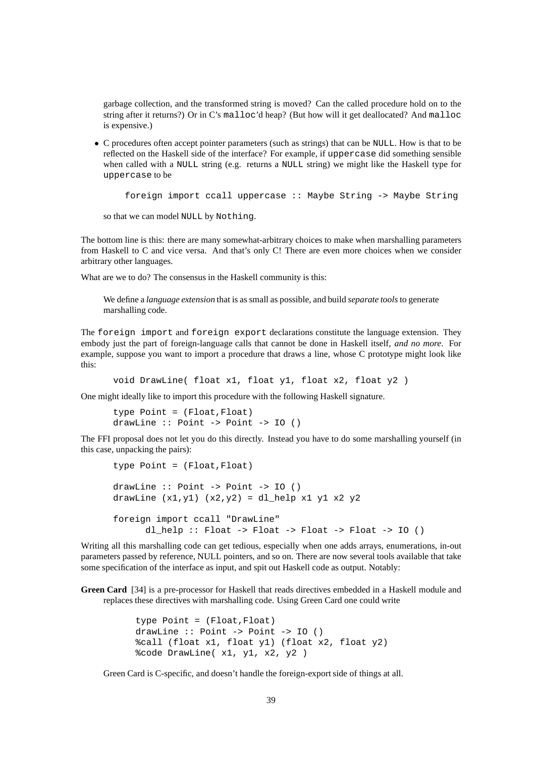garbage collection, and the transformed string is moved? Can the called procedure hold on to the string after it returns?) Or in C's `malloc`'d heap? (But how will it get deallocated? And `malloc` is expensive.)

- C procedures often accept pointer parameters (such as strings) that can be `NULL`. How is that to be reflected on the Haskell side of the interface? For example, if `uppercase` did something sensible when called with a `NULL` string (e.g. returns a `NULL` string) we might like the Haskell type for `uppercase` to be

  ```
  foreign import ccall uppercase :: Maybe String -> Maybe String
  ```

  so that we can model `NULL` by `Nothing`.

The bottom line is this: there are many somewhat-arbitrary choices to make when marshalling parameters from Haskell to C and vice versa. And that's only C! There are even more choices when we consider arbitrary other languages.

What are we to do? The consensus in the Haskell community is this:

> We define a *language extension* that is as small as possible, and build *separate tools* to generate marshalling code.

The `foreign import` and `foreign export` declarations constitute the language extension. They embody just the part of foreign-language calls that cannot be done in Haskell itself, *and no more*. For example, suppose you want to import a procedure that draws a line, whose C prototype might look like this:

```
void DrawLine( float x1, float y1, float x2, float y2 )
```

One might ideally like to import this procedure with the following Haskell signature.

```
type Point = (Float,Float)
drawLine :: Point -> Point -> IO ()
```

The FFI proposal does not let you do this directly. Instead you have to do some marshalling yourself (in this case, unpacking the pairs):

```
type Point = (Float,Float)

drawLine :: Point -> Point -> IO ()
drawLine (x1,y1) (x2,y2) = dl_help x1 y1 x2 y2

foreign import ccall "DrawLine"
      dl_help :: Float -> Float -> Float -> Float -> IO ()
```

Writing all this marshalling code can get tedious, especially when one adds arrays, enumerations, in-out parameters passed by reference, NULL pointers, and so on. There are now several tools available that take some specification of the interface as input, and spit out Haskell code as output. Notably:

**Green Card** [34] is a pre-processor for Haskell that reads directives embedded in a Haskell module and replaces these directives with marshalling code. Using Green Card one could write

```
type Point = (Float,Float)
drawLine :: Point -> Point -> IO ()
%call (float x1, float y1) (float x2, float y2)
%code DrawLine( x1, y1, x2, y2 )
```

Green Card is C-specific, and doesn't handle the foreign-export side of things at all.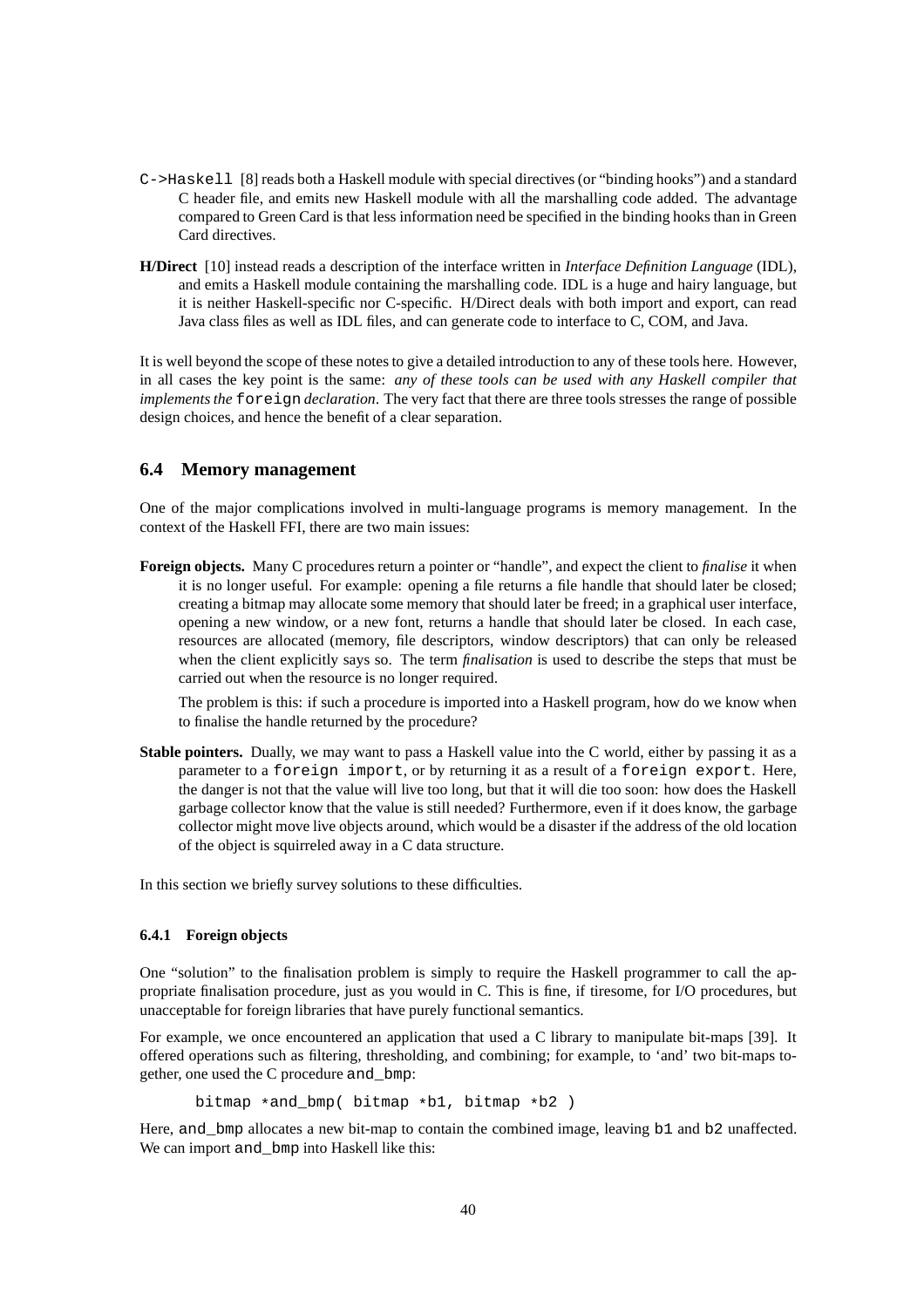C->Haskell [8] reads both a Haskell module with special directives (or "binding hooks") and a standard C header file, and emits new Haskell module with all the marshalling code added. The advantage compared to Green Card is that less information need be specified in the binding hooks than in Green Card directives.

**H/Direct** [10] instead reads a description of the interface written in *Interface Definition Language* (IDL), and emits a Haskell module containing the marshalling code. IDL is a huge and hairy language, but it is neither Haskell-specific nor C-specific. H/Direct deals with both import and export, can read Java class files as well as IDL files, and can generate code to interface to C, COM, and Java.

It is well beyond the scope of these notes to give a detailed introduction to any of these tools here. However, in all cases the key point is the same: *any of these tools can be used with any Haskell compiler that implements the* `foreign` *declaration*. The very fact that there are three tools stresses the range of possible design choices, and hence the benefit of a clear separation.

## 6.4 Memory management

One of the major complications involved in multi-language programs is memory management. In the context of the Haskell FFI, there are two main issues:

**Foreign objects.** Many C procedures return a pointer or "handle", and expect the client to *finalise* it when it is no longer useful. For example: opening a file returns a file handle that should later be closed; creating a bitmap may allocate some memory that should later be freed; in a graphical user interface, opening a new window, or a new font, returns a handle that should later be closed. In each case, resources are allocated (memory, file descriptors, window descriptors) that can only be released when the client explicitly says so. The term *finalisation* is used to describe the steps that must be carried out when the resource is no longer required.

The problem is this: if such a procedure is imported into a Haskell program, how do we know when to finalise the handle returned by the procedure?

**Stable pointers.** Dually, we may want to pass a Haskell value into the C world, either by passing it as a parameter to a `foreign import`, or by returning it as a result of a `foreign export`. Here, the danger is not that the value will live too long, but that it will die too soon: how does the Haskell garbage collector know that the value is still needed? Furthermore, even if it does know, the garbage collector might move live objects around, which would be a disaster if the address of the old location of the object is squirreled away in a C data structure.

In this section we briefly survey solutions to these difficulties.

### 6.4.1 Foreign objects

One "solution" to the finalisation problem is simply to require the Haskell programmer to call the appropriate finalisation procedure, just as you would in C. This is fine, if tiresome, for I/O procedures, but unacceptable for foreign libraries that have purely functional semantics.

For example, we once encountered an application that used a C library to manipulate bit-maps [39]. It offered operations such as filtering, thresholding, and combining; for example, to 'and' two bit-maps together, one used the C procedure `and_bmp`:

```
bitmap *and_bmp( bitmap *b1, bitmap *b2 )
```

Here, `and_bmp` allocates a new bit-map to contain the combined image, leaving `b1` and `b2` unaffected. We can import `and_bmp` into Haskell like this: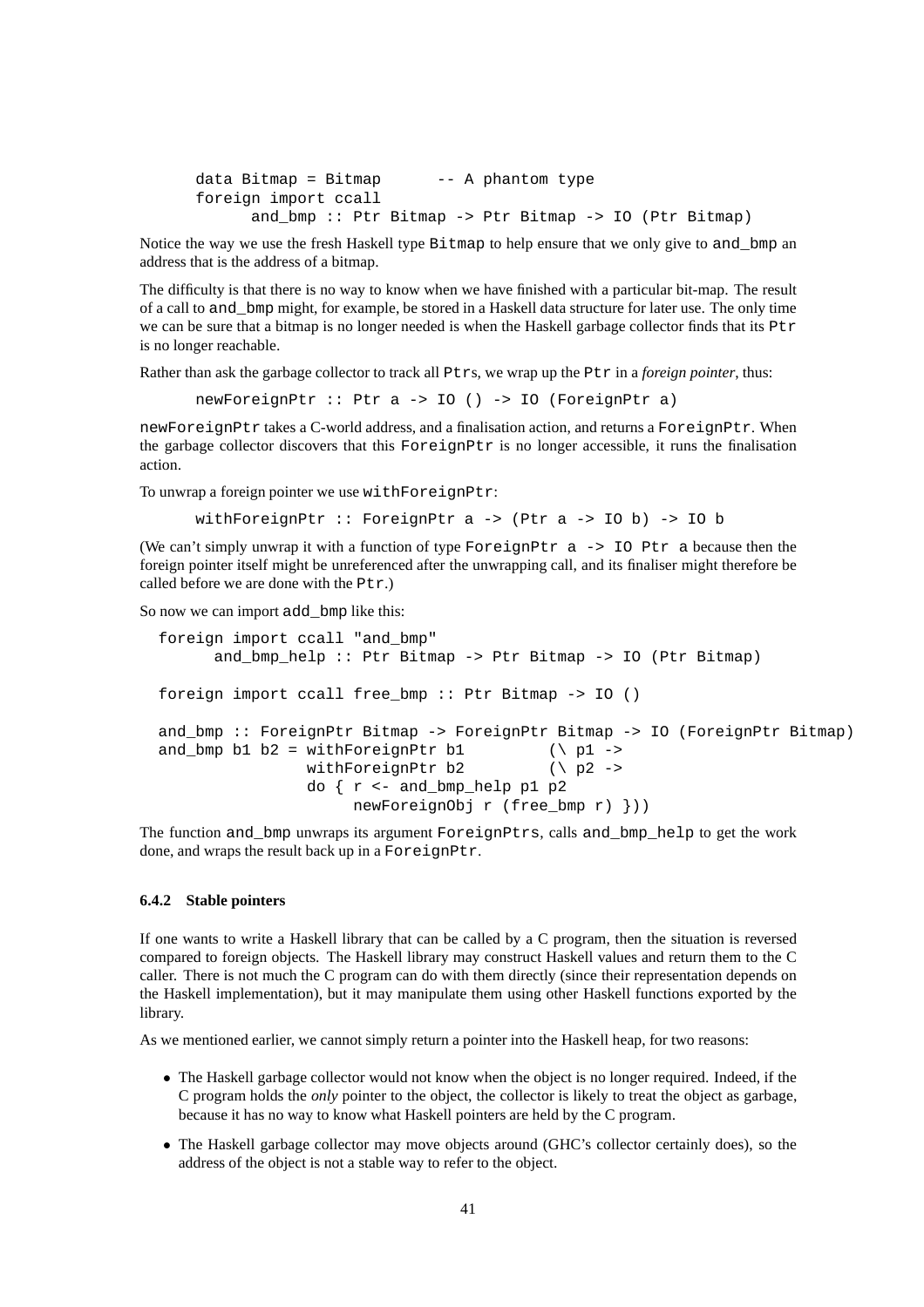```
data Bitmap = Bitmap      -- A phantom type
foreign import ccall
      and_bmp :: Ptr Bitmap -> Ptr Bitmap -> IO (Ptr Bitmap)
```

Notice the way we use the fresh Haskell type `Bitmap` to help ensure that we only give to `and_bmp` an address that is the address of a bitmap.

The difficulty is that there is no way to know when we have finished with a particular bit-map. The result of a call to `and_bmp` might, for example, be stored in a Haskell data structure for later use. The only time we can be sure that a bitmap is no longer needed is when the Haskell garbage collector finds that its `Ptr` is no longer reachable.

Rather than ask the garbage collector to track all `Ptr`s, we wrap up the `Ptr` in a *foreign pointer*, thus:

```
newForeignPtr :: Ptr a -> IO () -> IO (ForeignPtr a)
```

`newForeignPtr` takes a C-world address, and a finalisation action, and returns a `ForeignPtr`. When the garbage collector discovers that this `ForeignPtr` is no longer accessible, it runs the finalisation action.

To unwrap a foreign pointer we use `withForeignPtr`:

```
withForeignPtr :: ForeignPtr a -> (Ptr a -> IO b) -> IO b
```

(We can't simply unwrap it with a function of type `ForeignPtr a -> IO Ptr a` because then the foreign pointer itself might be unreferenced after the unwrapping call, and its finaliser might therefore be called before we are done with the `Ptr`.)

So now we can import `add_bmp` like this:

```
foreign import ccall "and_bmp"
      and_bmp_help :: Ptr Bitmap -> Ptr Bitmap -> IO (Ptr Bitmap)

foreign import ccall free_bmp :: Ptr Bitmap -> IO ()

and_bmp :: ForeignPtr Bitmap -> ForeignPtr Bitmap -> IO (ForeignPtr Bitmap)
and_bmp b1 b2 = withForeignPtr b1         (\ p1 ->
                withForeignPtr b2         (\ p2 ->
                do { r <- and_bmp_help p1 p2
                     newForeignObj r (free_bmp r) }))
```

The function `and_bmp` unwraps its argument `ForeignPtrs`, calls `and_bmp_help` to get the work done, and wraps the result back up in a `ForeignPtr`.

### 6.4.2 Stable pointers

If one wants to write a Haskell library that can be called by a C program, then the situation is reversed compared to foreign objects. The Haskell library may construct Haskell values and return them to the C caller. There is not much the C program can do with them directly (since their representation depends on the Haskell implementation), but it may manipulate them using other Haskell functions exported by the library.

As we mentioned earlier, we cannot simply return a pointer into the Haskell heap, for two reasons:

- The Haskell garbage collector would not know when the object is no longer required. Indeed, if the C program holds the *only* pointer to the object, the collector is likely to treat the object as garbage, because it has no way to know what Haskell pointers are held by the C program.
- The Haskell garbage collector may move objects around (GHC's collector certainly does), so the address of the object is not a stable way to refer to the object.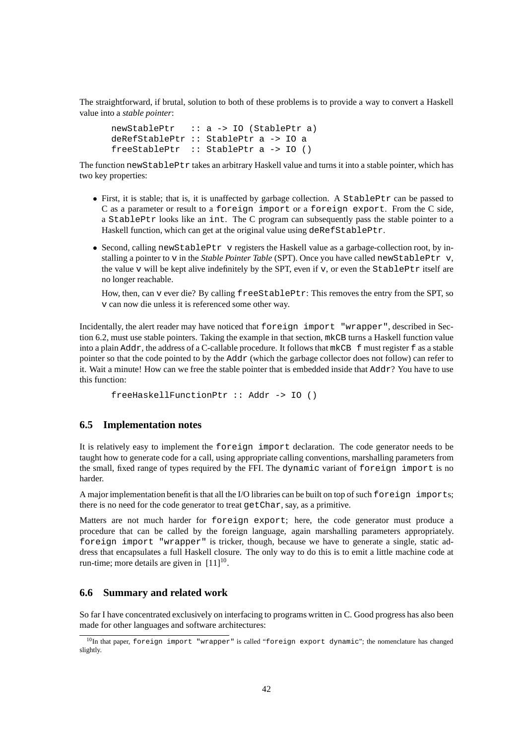The straightforward, if brutal, solution to both of these problems is to provide a way to convert a Haskell value into a *stable pointer*:

```
newStablePtr   :: a -> IO (StablePtr a)
deRefStablePtr :: StablePtr a -> IO a
freeStablePtr  :: StablePtr a -> IO ()
```

The function `newStablePtr` takes an arbitrary Haskell value and turns it into a stable pointer, which has two key properties:

- First, it is stable; that is, it is unaffected by garbage collection. A `StablePtr` can be passed to C as a parameter or result to a `foreign import` or a `foreign export`. From the C side, a `StablePtr` looks like an `int`. The C program can subsequently pass the stable pointer to a Haskell function, which can get at the original value using `deRefStablePtr`.
- Second, calling `newStablePtr v` registers the Haskell value as a garbage-collection root, by installing a pointer to `v` in the *Stable Pointer Table* (SPT). Once you have called `newStablePtr v`, the value `v` will be kept alive indefinitely by the SPT, even if `v`, or even the `StablePtr` itself are no longer reachable.

  How, then, can `v` ever die? By calling `freeStablePtr`: This removes the entry from the SPT, so `v` can now die unless it is referenced some other way.

Incidentally, the alert reader may have noticed that `foreign import "wrapper"`, described in Section 6.2, must use stable pointers. Taking the example in that section, `mkCB` turns a Haskell function value into a plain `Addr`, the address of a C-callable procedure. It follows that `mkCB f` must register `f` as a stable pointer so that the code pointed to by the `Addr` (which the garbage collector does not follow) can refer to it. Wait a minute! How can we free the stable pointer that is embedded inside that `Addr`? You have to use this function:

```
freeHaskellFunctionPtr :: Addr -> IO ()
```

## 6.5 Implementation notes

It is relatively easy to implement the `foreign import` declaration. The code generator needs to be taught how to generate code for a call, using appropriate calling conventions, marshalling parameters from the small, fixed range of types required by the FFI. The `dynamic` variant of `foreign import` is no harder.

A major implementation benefit is that all the I/O libraries can be built on top of such `foreign import`s; there is no need for the code generator to treat `getChar`, say, as a primitive.

Matters are not much harder for `foreign export`; here, the code generator must produce a procedure that can be called by the foreign language, again marshalling parameters appropriately. `foreign import "wrapper"` is tricker, though, because we have to generate a single, static address that encapsulates a full Haskell closure. The only way to do this is to emit a little machine code at run-time; more details are given in [11][10].

## 6.6 Summary and related work

So far I have concentrated exclusively on interfacing to programs written in C. Good progress has also been made for other languages and software architectures:

[10] In that paper, `foreign import "wrapper"` is called "`foreign export dynamic`"; the nomenclature has changed slightly.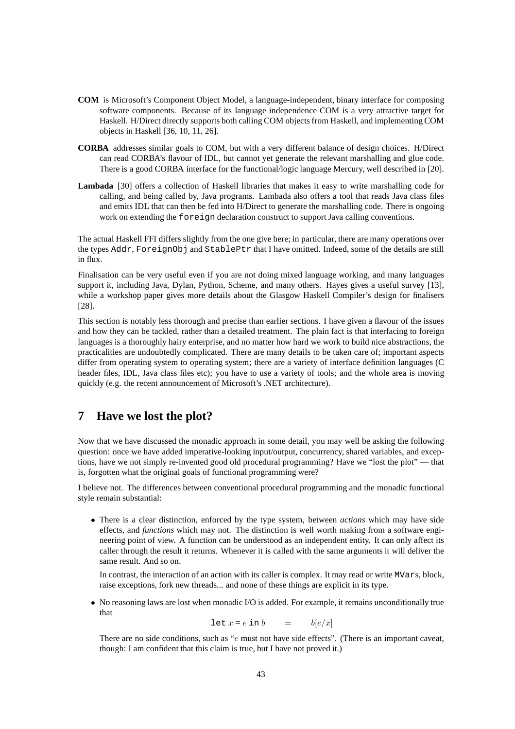**COM** is Microsoft's Component Object Model, a language-independent, binary interface for composing software components. Because of its language independence COM is a very attractive target for Haskell. H/Direct directly supports both calling COM objects from Haskell, and implementing COM objects in Haskell [36, 10, 11, 26].

**CORBA** addresses similar goals to COM, but with a very different balance of design choices. H/Direct can read CORBA's flavour of IDL, but cannot yet generate the relevant marshalling and glue code. There is a good CORBA interface for the functional/logic language Mercury, well described in [20].

**Lambada** [30] offers a collection of Haskell libraries that makes it easy to write marshalling code for calling, and being called by, Java programs. Lambada also offers a tool that reads Java class files and emits IDL that can then be fed into H/Direct to generate the marshalling code. There is ongoing work on extending the `foreign` declaration construct to support Java calling conventions.

The actual Haskell FFI differs slightly from the one give here; in particular, there are many operations over the types `Addr`, `ForeignObj` and `StablePtr` that I have omitted. Indeed, some of the details are still in flux.

Finalisation can be very useful even if you are not doing mixed language working, and many languages support it, including Java, Dylan, Python, Scheme, and many others. Hayes gives a useful survey [13], while a workshop paper gives more details about the Glasgow Haskell Compiler's design for finalisers [28].

This section is notably less thorough and precise than earlier sections. I have given a flavour of the issues and how they can be tackled, rather than a detailed treatment. The plain fact is that interfacing to foreign languages is a thoroughly hairy enterprise, and no matter how hard we work to build nice abstractions, the practicalities are undoubtedly complicated. There are many details to be taken care of; important aspects differ from operating system to operating system; there are a variety of interface definition languages (C header files, IDL, Java class files etc); you have to use a variety of tools; and the whole area is moving quickly (e.g. the recent announcement of Microsoft's .NET architecture).

# 7 Have we lost the plot?

Now that we have discussed the monadic approach in some detail, you may well be asking the following question: once we have added imperative-looking input/output, concurrency, shared variables, and exceptions, have we not simply re-invented good old procedural programming? Have we "lost the plot" — that is, forgotten what the original goals of functional programming were?

I believe not. The differences between conventional procedural programming and the monadic functional style remain substantial:

- There is a clear distinction, enforced by the type system, between *actions* which may have side effects, and *functions* which may not. The distinction is well worth making from a software engineering point of view. A function can be understood as an independent entity. It can only affect its caller through the result it returns. Whenever it is called with the same arguments it will deliver the same result. And so on.

  In contrast, the interaction of an action with its caller is complex. It may read or write `MVar`s, block, raise exceptions, fork new threads... and none of these things are explicit in its type.

- No reasoning laws are lost when monadic I/O is added. For example, it remains unconditionally true that

  $$\texttt{let}\ x = e\ \texttt{in}\ b \quad = \quad b[e/x]$$

  There are no side conditions, such as "$e$ must not have side effects". (There is an important caveat, though: I am confident that this claim is true, but I have not proved it.)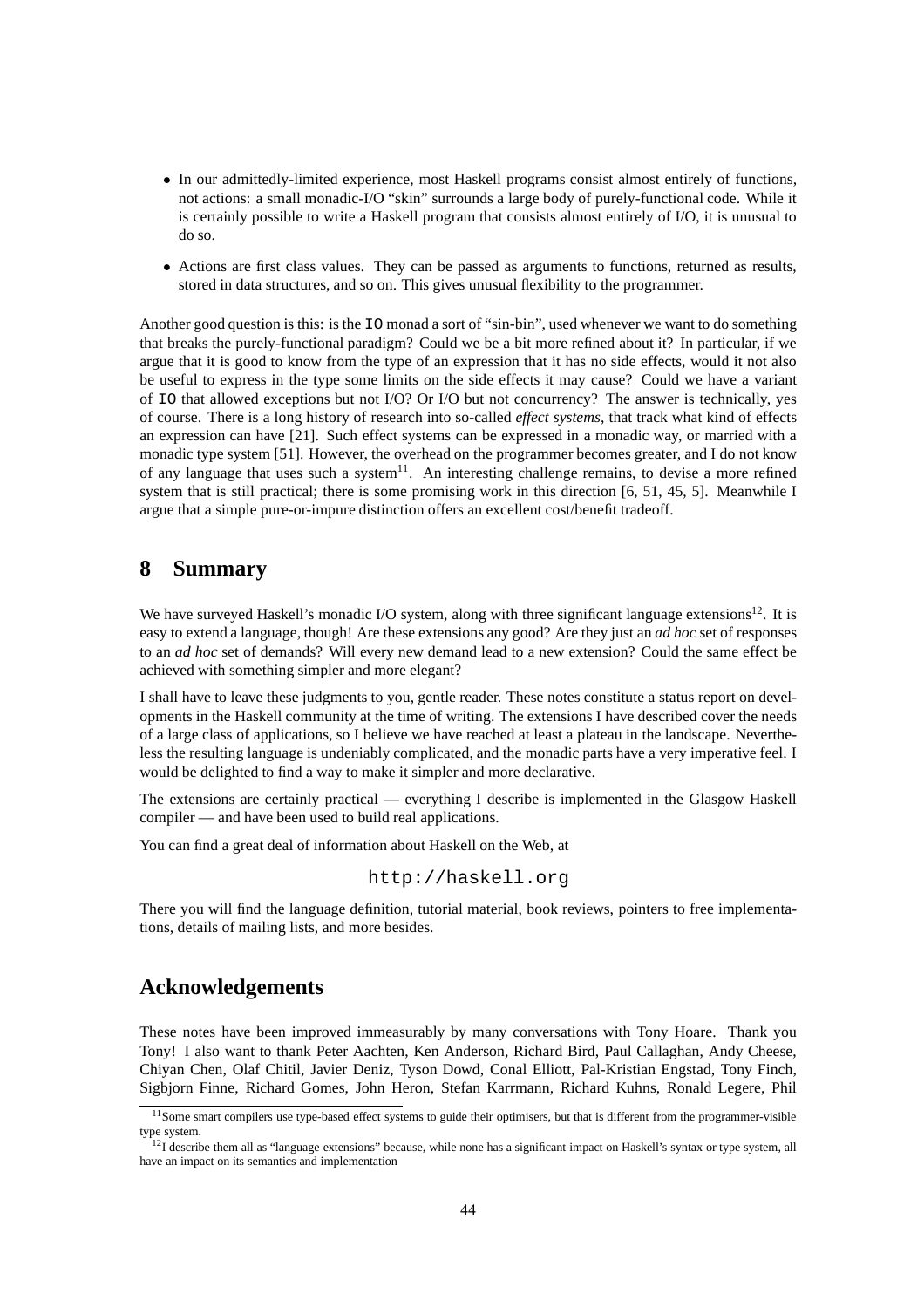- In our admittedly-limited experience, most Haskell programs consist almost entirely of functions, not actions: a small monadic-I/O "skin" surrounds a large body of purely-functional code. While it is certainly possible to write a Haskell program that consists almost entirely of I/O, it is unusual to do so.
- Actions are first class values. They can be passed as arguments to functions, returned as results, stored in data structures, and so on. This gives unusual flexibility to the programmer.

Another good question is this: is the `IO` monad a sort of "sin-bin", used whenever we want to do something that breaks the purely-functional paradigm? Could we be a bit more refined about it? In particular, if we argue that it is good to know from the type of an expression that it has no side effects, would it not also be useful to express in the type some limits on the side effects it may cause? Could we have a variant of `IO` that allowed exceptions but not I/O? Or I/O but not concurrency? The answer is technically, yes of course. There is a long history of research into so-called *effect systems*, that track what kind of effects an expression can have [21]. Such effect systems can be expressed in a monadic way, or married with a monadic type system [51]. However, the overhead on the programmer becomes greater, and I do not know of any language that uses such a system[11]. An interesting challenge remains, to devise a more refined system that is still practical; there is some promising work in this direction [6, 51, 45, 5]. Meanwhile I argue that a simple pure-or-impure distinction offers an excellent cost/benefit tradeoff.

## 8 Summary

We have surveyed Haskell's monadic I/O system, along with three significant language extensions[12]. It is easy to extend a language, though! Are these extensions any good? Are they just an *ad hoc* set of responses to an *ad hoc* set of demands? Will every new demand lead to a new extension? Could the same effect be achieved with something simpler and more elegant?

I shall have to leave these judgments to you, gentle reader. These notes constitute a status report on developments in the Haskell community at the time of writing. The extensions I have described cover the needs of a large class of applications, so I believe we have reached at least a plateau in the landscape. Nevertheless the resulting language is undeniably complicated, and the monadic parts have a very imperative feel. I would be delighted to find a way to make it simpler and more declarative.

The extensions are certainly practical — everything I describe is implemented in the Glasgow Haskell compiler — and have been used to build real applications.

You can find a great deal of information about Haskell on the Web, at

```
http://haskell.org
```

There you will find the language definition, tutorial material, book reviews, pointers to free implementations, details of mailing lists, and more besides.

## Acknowledgements

These notes have been improved immeasurably by many conversations with Tony Hoare. Thank you Tony! I also want to thank Peter Aachten, Ken Anderson, Richard Bird, Paul Callaghan, Andy Cheese, Chiyan Chen, Olaf Chitil, Javier Deniz, Tyson Dowd, Conal Elliott, Pal-Kristian Engstad, Tony Finch, Sigbjorn Finne, Richard Gomes, John Heron, Stefan Karrmann, Richard Kuhns, Ronald Legere, Phil

[11] Some smart compilers use type-based effect systems to guide their optimisers, but that is different from the programmer-visible type system.

[12] I describe them all as "language extensions" because, while none has a significant impact on Haskell's syntax or type system, all have an impact on its semantics and implementation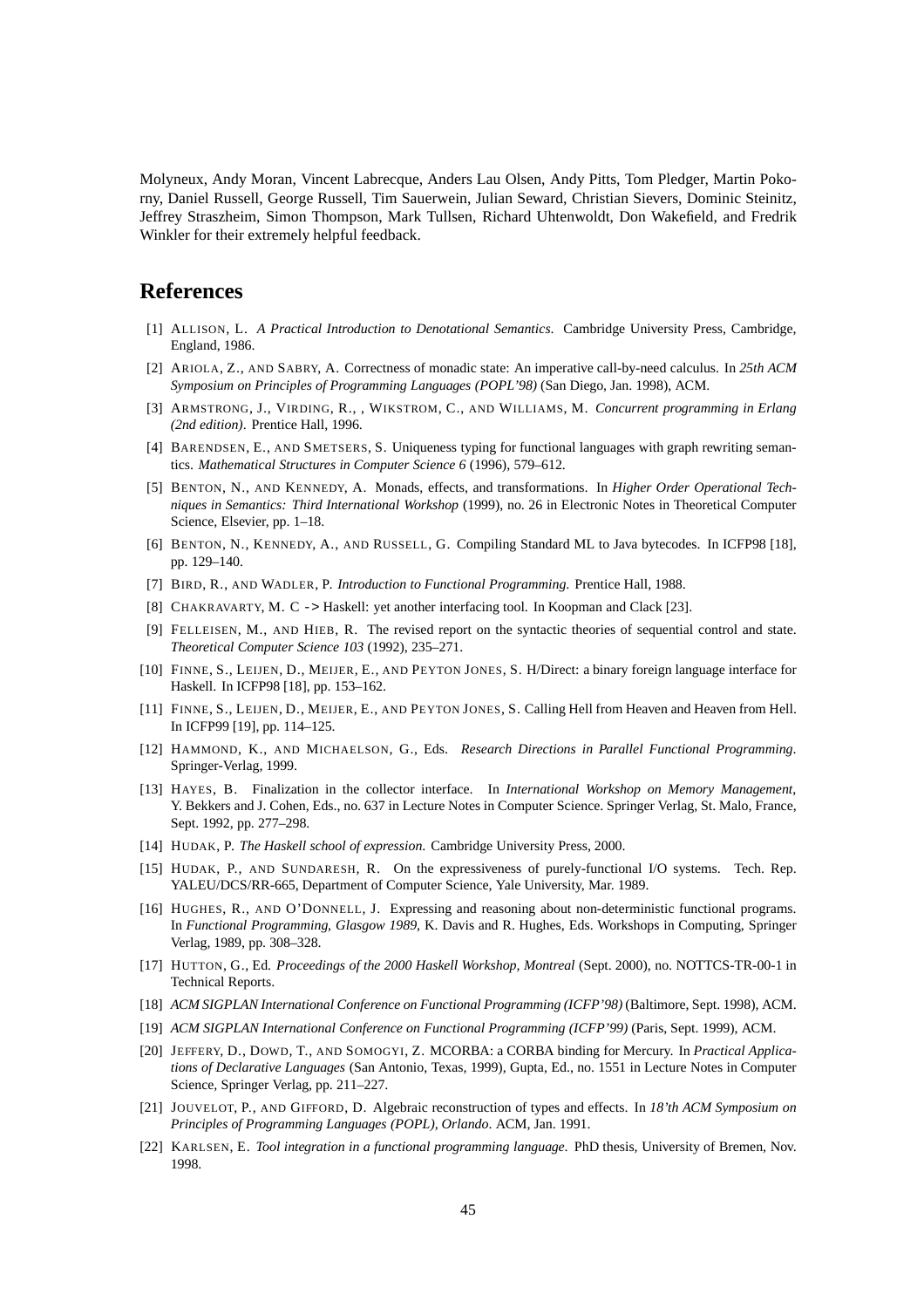Molyneux, Andy Moran, Vincent Labrecque, Anders Lau Olsen, Andy Pitts, Tom Pledger, Martin Pokorny, Daniel Russell, George Russell, Tim Sauerwein, Julian Seward, Christian Sievers, Dominic Steinitz, Jeffrey Straszheim, Simon Thompson, Mark Tullsen, Richard Uhtenwoldt, Don Wakefield, and Fredrik Winkler for their extremely helpful feedback.

## References

[1] ALLISON, L. *A Practical Introduction to Denotational Semantics*. Cambridge University Press, Cambridge, England, 1986.

[2] ARIOLA, Z., AND SABRY, A. Correctness of monadic state: An imperative call-by-need calculus. In *25th ACM Symposium on Principles of Programming Languages (POPL'98)* (San Diego, Jan. 1998), ACM.

[3] ARMSTRONG, J., VIRDING, R., , WIKSTROM, C., AND WILLIAMS, M. *Concurrent programming in Erlang (2nd edition)*. Prentice Hall, 1996.

[4] BARENDSEN, E., AND SMETSERS, S. Uniqueness typing for functional languages with graph rewriting semantics. *Mathematical Structures in Computer Science 6* (1996), 579–612.

[5] BENTON, N., AND KENNEDY, A. Monads, effects, and transformations. In *Higher Order Operational Techniques in Semantics: Third International Workshop* (1999), no. 26 in Electronic Notes in Theoretical Computer Science, Elsevier, pp. 1–18.

[6] BENTON, N., KENNEDY, A., AND RUSSELL, G. Compiling Standard ML to Java bytecodes. In ICFP98 [18], pp. 129–140.

[7] BIRD, R., AND WADLER, P. *Introduction to Functional Programming*. Prentice Hall, 1988.

[8] CHAKRAVARTY, M. C -> Haskell: yet another interfacing tool. In Koopman and Clack [23].

[9] FELLEISEN, M., AND HIEB, R. The revised report on the syntactic theories of sequential control and state. *Theoretical Computer Science 103* (1992), 235–271.

[10] FINNE, S., LEIJEN, D., MEIJER, E., AND PEYTON JONES, S. H/Direct: a binary foreign language interface for Haskell. In ICFP98 [18], pp. 153–162.

[11] FINNE, S., LEIJEN, D., MEIJER, E., AND PEYTON JONES, S. Calling Hell from Heaven and Heaven from Hell. In ICFP99 [19], pp. 114–125.

[12] HAMMOND, K., AND MICHAELSON, G., Eds. *Research Directions in Parallel Functional Programming*. Springer-Verlag, 1999.

[13] HAYES, B. Finalization in the collector interface. In *International Workshop on Memory Management*, Y. Bekkers and J. Cohen, Eds., no. 637 in Lecture Notes in Computer Science. Springer Verlag, St. Malo, France, Sept. 1992, pp. 277–298.

[14] HUDAK, P. *The Haskell school of expression*. Cambridge University Press, 2000.

[15] HUDAK, P., AND SUNDARESH, R. On the expressiveness of purely-functional I/O systems. Tech. Rep. YALEU/DCS/RR-665, Department of Computer Science, Yale University, Mar. 1989.

[16] HUGHES, R., AND O'DONNELL, J. Expressing and reasoning about non-deterministic functional programs. In *Functional Programming, Glasgow 1989*, K. Davis and R. Hughes, Eds. Workshops in Computing, Springer Verlag, 1989, pp. 308–328.

[17] HUTTON, G., Ed. *Proceedings of the 2000 Haskell Workshop, Montreal* (Sept. 2000), no. NOTTCS-TR-00-1 in Technical Reports.

[18] *ACM SIGPLAN International Conference on Functional Programming (ICFP'98)* (Baltimore, Sept. 1998), ACM.

[19] *ACM SIGPLAN International Conference on Functional Programming (ICFP'99)* (Paris, Sept. 1999), ACM.

[20] JEFFERY, D., DOWD, T., AND SOMOGYI, Z. MCORBA: a CORBA binding for Mercury. In *Practical Applications of Declarative Languages* (San Antonio, Texas, 1999), Gupta, Ed., no. 1551 in Lecture Notes in Computer Science, Springer Verlag, pp. 211–227.

[21] JOUVELOT, P., AND GIFFORD, D. Algebraic reconstruction of types and effects. In *18'th ACM Symposium on Principles of Programming Languages (POPL), Orlando*. ACM, Jan. 1991.

[22] KARLSEN, E. *Tool integration in a functional programming language*. PhD thesis, University of Bremen, Nov. 1998.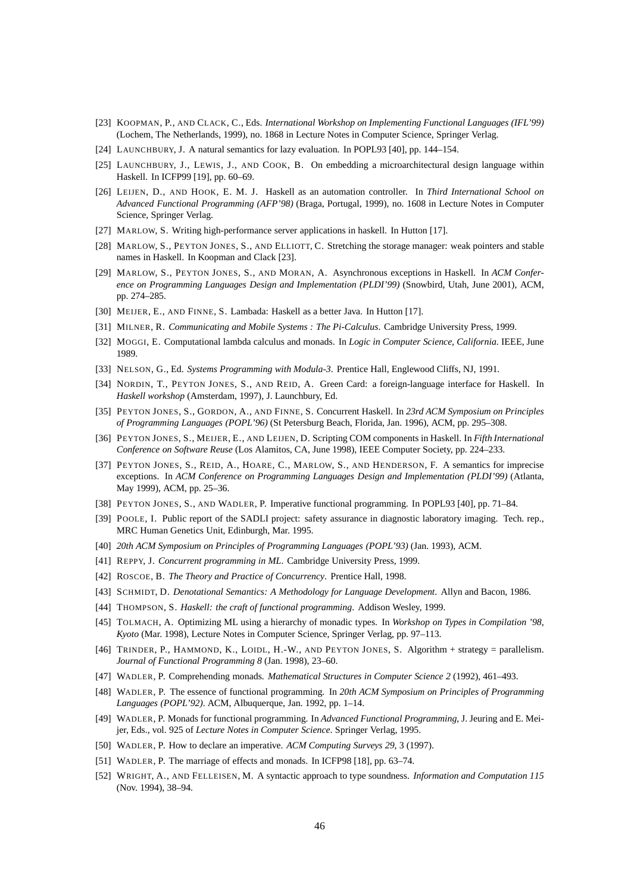[23] KOOPMAN, P., AND CLACK, C., Eds. *International Workshop on Implementing Functional Languages (IFL'99)* (Lochem, The Netherlands, 1999), no. 1868 in Lecture Notes in Computer Science, Springer Verlag.

[24] LAUNCHBURY, J. A natural semantics for lazy evaluation. In POPL93 [40], pp. 144–154.

[25] LAUNCHBURY, J., LEWIS, J., AND COOK, B. On embedding a microarchitectural design language within Haskell. In ICFP99 [19], pp. 60–69.

[26] LEIJEN, D., AND HOOK, E. M. J. Haskell as an automation controller. In *Third International School on Advanced Functional Programming (AFP'98)* (Braga, Portugal, 1999), no. 1608 in Lecture Notes in Computer Science, Springer Verlag.

[27] MARLOW, S. Writing high-performance server applications in haskell. In Hutton [17].

[28] MARLOW, S., PEYTON JONES, S., AND ELLIOTT, C. Stretching the storage manager: weak pointers and stable names in Haskell. In Koopman and Clack [23].

[29] MARLOW, S., PEYTON JONES, S., AND MORAN, A. Asynchronous exceptions in Haskell. In *ACM Conference on Programming Languages Design and Implementation (PLDI'99)* (Snowbird, Utah, June 2001), ACM, pp. 274–285.

[30] MEIJER, E., AND FINNE, S. Lambada: Haskell as a better Java. In Hutton [17].

[31] MILNER, R. *Communicating and Mobile Systems : The Pi-Calculus*. Cambridge University Press, 1999.

[32] MOGGI, E. Computational lambda calculus and monads. In *Logic in Computer Science, California*. IEEE, June 1989.

[33] NELSON, G., Ed. *Systems Programming with Modula-3*. Prentice Hall, Englewood Cliffs, NJ, 1991.

[34] NORDIN, T., PEYTON JONES, S., AND REID, A. Green Card: a foreign-language interface for Haskell. In *Haskell workshop* (Amsterdam, 1997), J. Launchbury, Ed.

[35] PEYTON JONES, S., GORDON, A., AND FINNE, S. Concurrent Haskell. In *23rd ACM Symposium on Principles of Programming Languages (POPL'96)* (St Petersburg Beach, Florida, Jan. 1996), ACM, pp. 295–308.

[36] PEYTON JONES, S., MEIJER, E., AND LEIJEN, D. Scripting COM components in Haskell. In *Fifth International Conference on Software Reuse* (Los Alamitos, CA, June 1998), IEEE Computer Society, pp. 224–233.

[37] PEYTON JONES, S., REID, A., HOARE, C., MARLOW, S., AND HENDERSON, F. A semantics for imprecise exceptions. In *ACM Conference on Programming Languages Design and Implementation (PLDI'99)* (Atlanta, May 1999), ACM, pp. 25–36.

[38] PEYTON JONES, S., AND WADLER, P. Imperative functional programming. In POPL93 [40], pp. 71–84.

[39] POOLE, I. Public report of the SADLI project: safety assurance in diagnostic laboratory imaging. Tech. rep., MRC Human Genetics Unit, Edinburgh, Mar. 1995.

[40] *20th ACM Symposium on Principles of Programming Languages (POPL'93)* (Jan. 1993), ACM.

[41] REPPY, J. *Concurrent programming in ML*. Cambridge University Press, 1999.

[42] ROSCOE, B. *The Theory and Practice of Concurrency*. Prentice Hall, 1998.

[43] SCHMIDT, D. *Denotational Semantics: A Methodology for Language Development*. Allyn and Bacon, 1986.

[44] THOMPSON, S. *Haskell: the craft of functional programming*. Addison Wesley, 1999.

[45] TOLMACH, A. Optimizing ML using a hierarchy of monadic types. In *Workshop on Types in Compilation '98, Kyoto* (Mar. 1998), Lecture Notes in Computer Science, Springer Verlag, pp. 97–113.

[46] TRINDER, P., HAMMOND, K., LOIDL, H.-W., AND PEYTON JONES, S. Algorithm + strategy = parallelism. *Journal of Functional Programming 8* (Jan. 1998), 23–60.

[47] WADLER, P. Comprehending monads. *Mathematical Structures in Computer Science 2* (1992), 461–493.

[48] WADLER, P. The essence of functional programming. In *20th ACM Symposium on Principles of Programming Languages (POPL'92)*. ACM, Albuquerque, Jan. 1992, pp. 1–14.

[49] WADLER, P. Monads for functional programming. In *Advanced Functional Programming*, J. Jeuring and E. Meijer, Eds., vol. 925 of *Lecture Notes in Computer Science*. Springer Verlag, 1995.

[50] WADLER, P. How to declare an imperative. *ACM Computing Surveys 29*, 3 (1997).

[51] WADLER, P. The marriage of effects and monads. In ICFP98 [18], pp. 63–74.

[52] WRIGHT, A., AND FELLEISEN, M. A syntactic approach to type soundness. *Information and Computation 115* (Nov. 1994), 38–94.